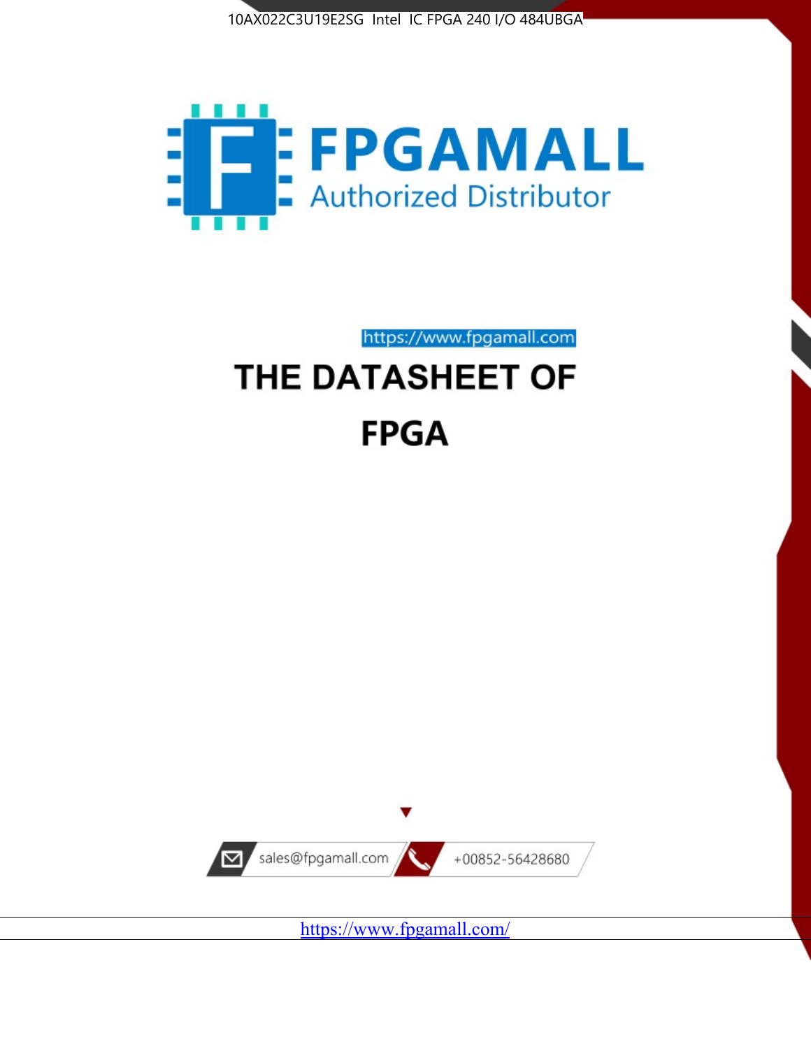10AX022C3U19E2SG Intel IC FPGA 240 I/O 484UBGA

FPGAMALL

Authorized Distributor

https://www.fpgamall.com

# THE DATASHEET OF

# FPGA

sales@fpgamall.com

+00852-56428680

https://www.fpgamall.com/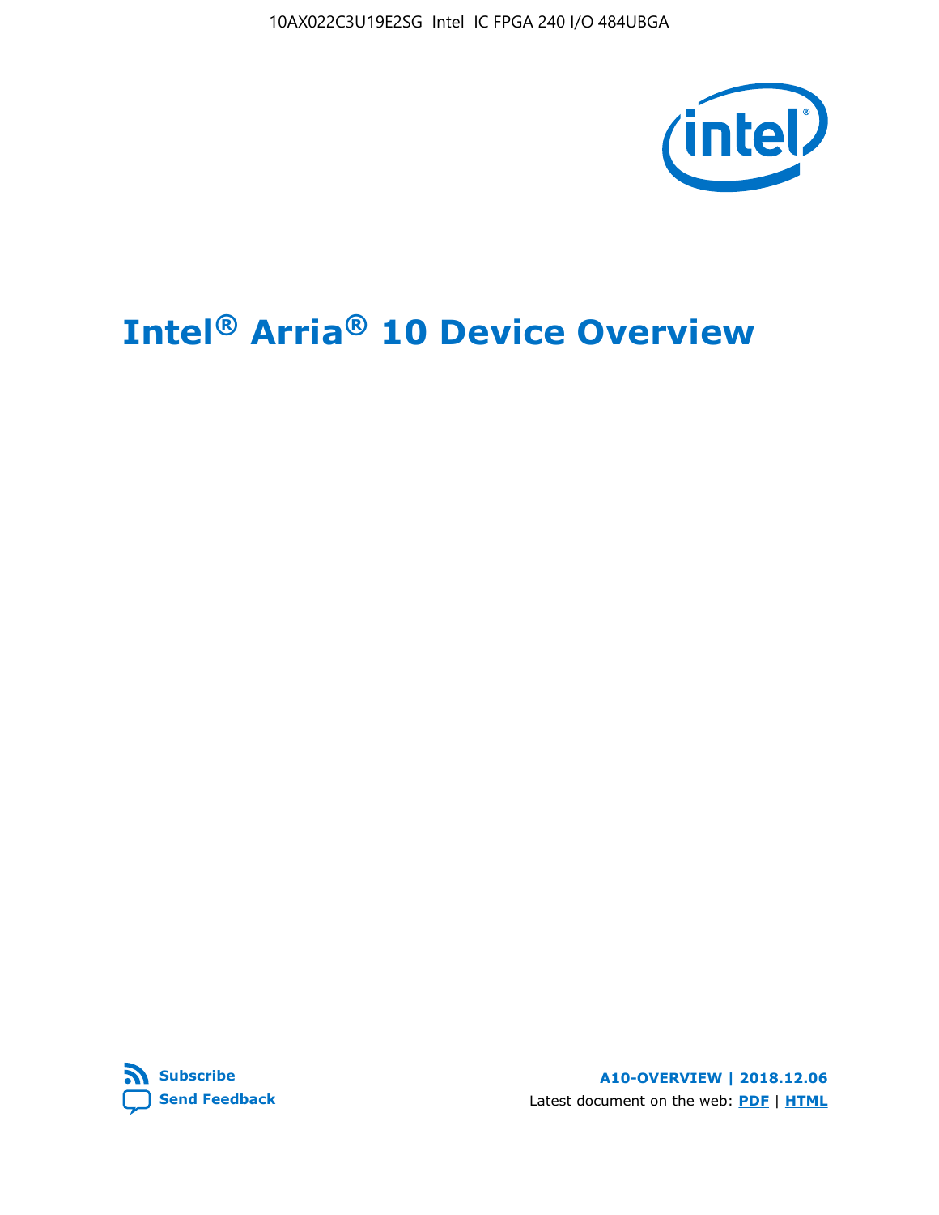10AX022C3U19E2SG Intel IC FPGA 240 I/O 484UBGA

# Intel® Arria® 10 Device Overview

Subscribe

Send Feedback

**A10-OVERVIEW | 2018.12.06**

Latest document on the web: **PDF** | **HTML**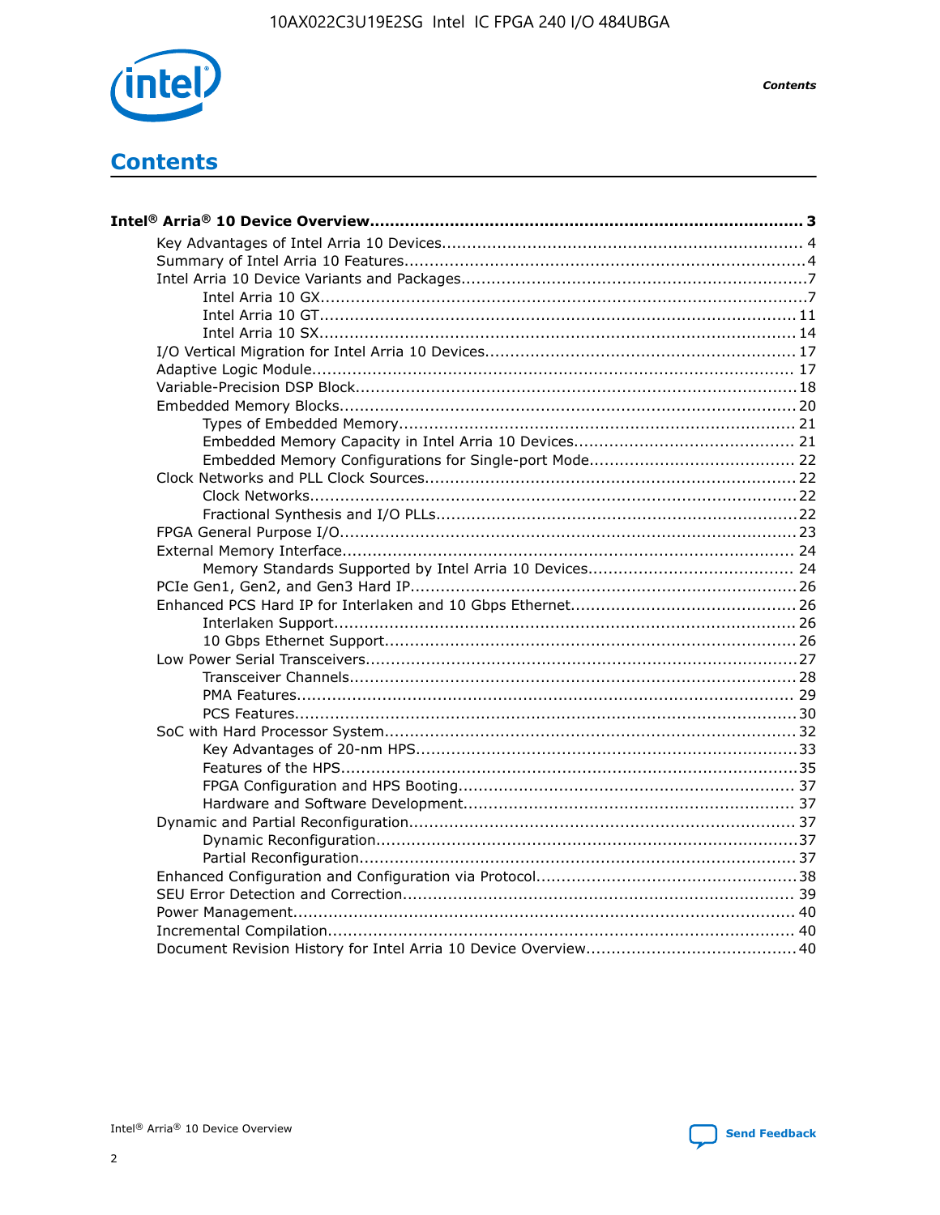# Contents

**Intel® Arria® 10 Device Overview....................................................................................... 3**

- Key Advantages of Intel Arria 10 Devices........................................................................ 4
- Summary of Intel Arria 10 Features................................................................................4
- Intel Arria 10 Device Variants and Packages.....................................................................7
    - Intel Arria 10 GX.................................................................................................7
    - Intel Arria 10 GT............................................................................................... 11
    - Intel Arria 10 SX............................................................................................... 14
- I/O Vertical Migration for Intel Arria 10 Devices.............................................................. 17
- Adaptive Logic Module................................................................................................ 17
- Variable-Precision DSP Block.......................................................................................18
- Embedded Memory Blocks...........................................................................................20
    - Types of Embedded Memory............................................................................... 21
    - Embedded Memory Capacity in Intel Arria 10 Devices............................................ 21
    - Embedded Memory Configurations for Single-port Mode......................................... 22
- Clock Networks and PLL Clock Sources.........................................................................22
    - Clock Networks.................................................................................................22
    - Fractional Synthesis and I/O PLLs........................................................................22
- FPGA General Purpose I/O..........................................................................................23
- External Memory Interface......................................................................................... 24
    - Memory Standards Supported by Intel Arria 10 Devices......................................... 24
- PCIe Gen1, Gen2, and Gen3 Hard IP.............................................................................26
- Enhanced PCS Hard IP for Interlaken and 10 Gbps Ethernet.............................................26
    - Interlaken Support............................................................................................ 26
    - 10 Gbps Ethernet Support.................................................................................. 26
- Low Power Serial Transceivers.....................................................................................27
    - Transceiver Channels.........................................................................................28
    - PMA Features................................................................................................... 29
    - PCS Features....................................................................................................30
- SoC with Hard Processor System..................................................................................32
    - Key Advantages of 20-nm HPS............................................................................33
    - Features of the HPS...........................................................................................35
    - FPGA Configuration and HPS Booting................................................................... 37
    - Hardware and Software Development.................................................................. 37
- Dynamic and Partial Reconfiguration............................................................................37
    - Dynamic Reconfiguration...................................................................................37
    - Partial Reconfiguration.......................................................................................37
- Enhanced Configuration and Configuration via Protocol....................................................38
- SEU Error Detection and Correction.............................................................................. 39
- Power Management................................................................................................... 40
- Incremental Compilation............................................................................................ 40
- Document Revision History for Intel Arria 10 Device Overview..........................................40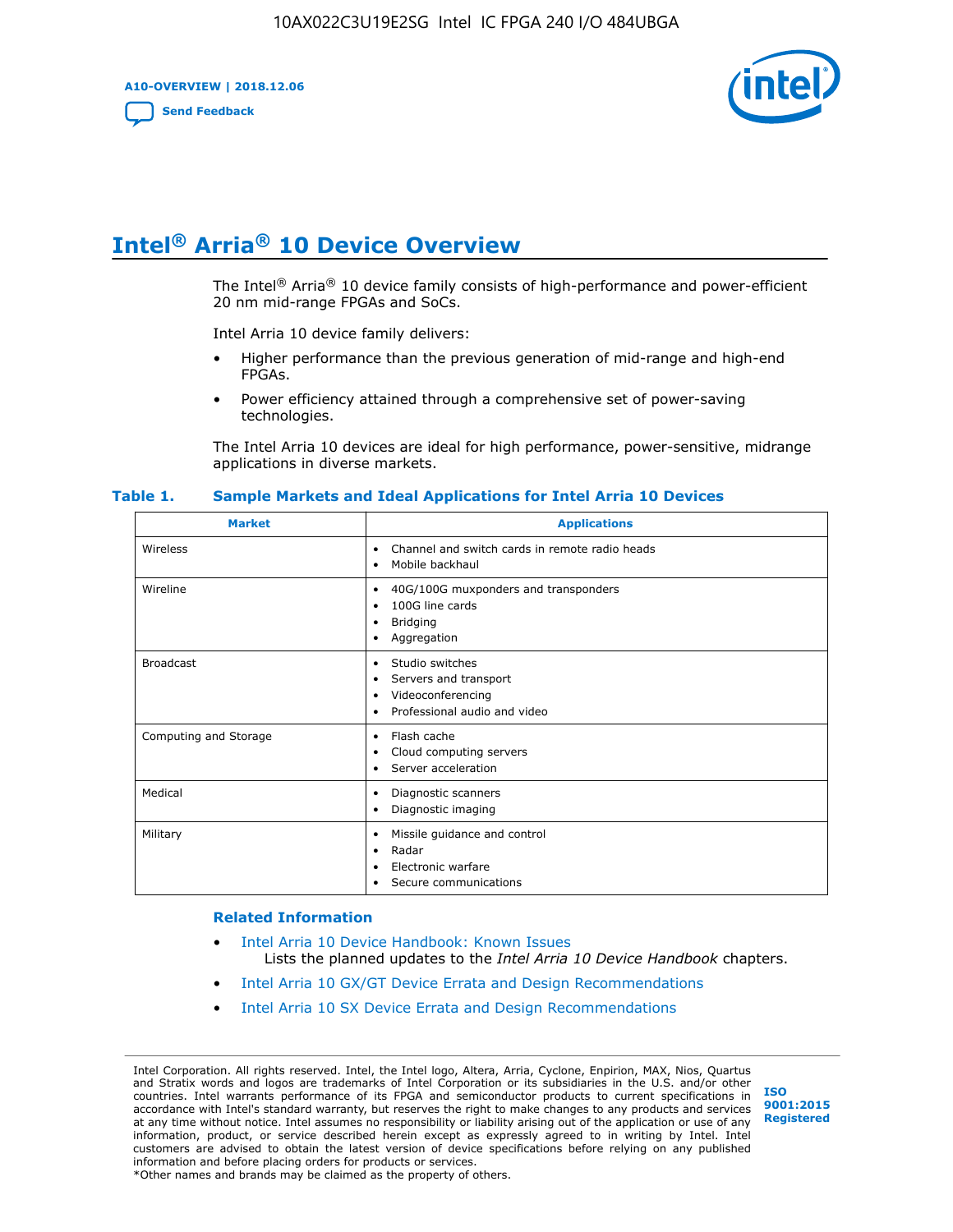# Intel® Arria® 10 Device Overview

The Intel® Arria® 10 device family consists of high-performance and power-efficient 20 nm mid-range FPGAs and SoCs.

Intel Arria 10 device family delivers:

- Higher performance than the previous generation of mid-range and high-end FPGAs.
- Power efficiency attained through a comprehensive set of power-saving technologies.

The Intel Arria 10 devices are ideal for high performance, power-sensitive, midrange applications in diverse markets.

**Table 1. Sample Markets and Ideal Applications for Intel Arria 10 Devices**

| Market | Applications |
|---|---|
| Wireless | • Channel and switch cards in remote radio heads<br>• Mobile backhaul |
| Wireline | • 40G/100G muxponders and transponders<br>• 100G line cards<br>• Bridging<br>• Aggregation |
| Broadcast | • Studio switches<br>• Servers and transport<br>• Videoconferencing<br>• Professional audio and video |
| Computing and Storage | • Flash cache<br>• Cloud computing servers<br>• Server acceleration |
| Medical | • Diagnostic scanners<br>• Diagnostic imaging |
| Military | • Missile guidance and control<br>• Radar<br>• Electronic warfare<br>• Secure communications |

### Related Information

- Intel Arria 10 Device Handbook: Known Issues
  Lists the planned updates to the *Intel Arria 10 Device Handbook* chapters.
- Intel Arria 10 GX/GT Device Errata and Design Recommendations
- Intel Arria 10 SX Device Errata and Design Recommendations

Intel Corporation. All rights reserved. Intel, the Intel logo, Altera, Arria, Cyclone, Enpirion, MAX, Nios, Quartus and Stratix words and logos are trademarks of Intel Corporation or its subsidiaries in the U.S. and/or other countries. Intel warrants performance of its FPGA and semiconductor products to current specifications in accordance with Intel's standard warranty, but reserves the right to make changes to any products and services at any time without notice. Intel assumes no responsibility or liability arising out of the application or use of any information, product, or service described herein except as expressly agreed to in writing by Intel. Intel customers are advised to obtain the latest version of device specifications before relying on any published information and before placing orders for products or services.
*Other names and brands may be claimed as the property of others.

ISO 9001:2015 Registered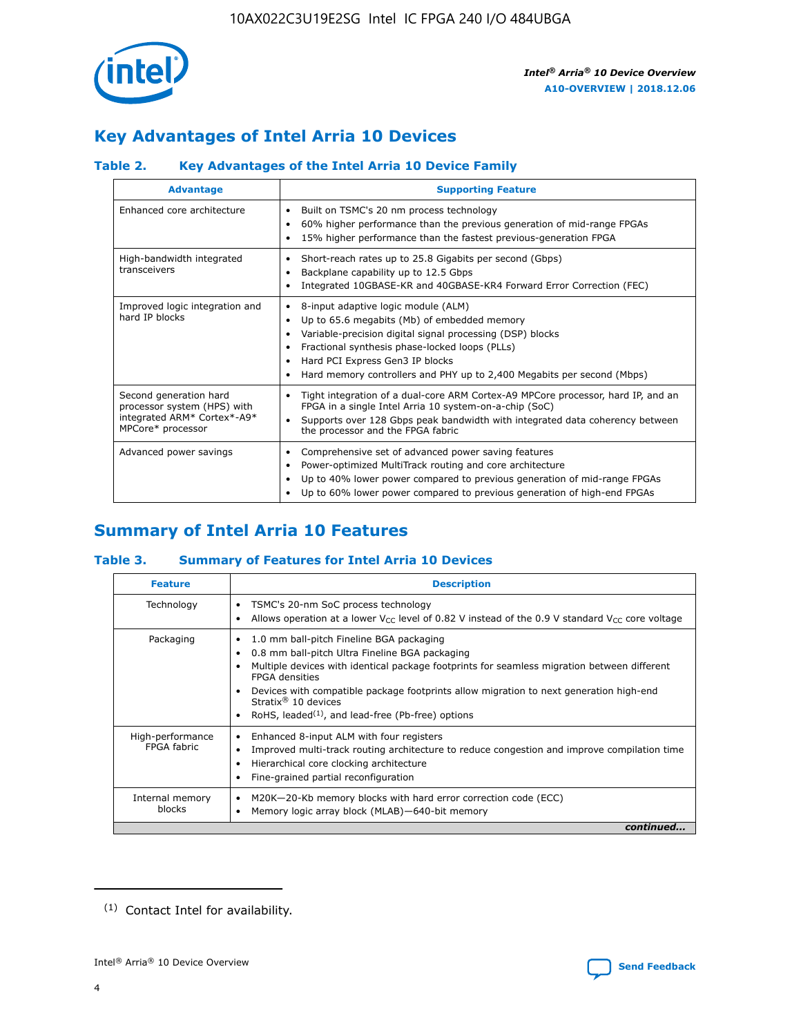## Key Advantages of Intel Arria 10 Devices

### Table 2. Key Advantages of the Intel Arria 10 Device Family

| Advantage | Supporting Feature |
|---|---|
| Enhanced core architecture | • Built on TSMC's 20 nm process technology<br>• 60% higher performance than the previous generation of mid-range FPGAs<br>• 15% higher performance than the fastest previous-generation FPGA |
| High-bandwidth integrated transceivers | • Short-reach rates up to 25.8 Gigabits per second (Gbps)<br>• Backplane capability up to 12.5 Gbps<br>• Integrated 10GBASE-KR and 40GBASE-KR4 Forward Error Correction (FEC) |
| Improved logic integration and hard IP blocks | • 8-input adaptive logic module (ALM)<br>• Up to 65.6 megabits (Mb) of embedded memory<br>• Variable-precision digital signal processing (DSP) blocks<br>• Fractional synthesis phase-locked loops (PLLs)<br>• Hard PCI Express Gen3 IP blocks<br>• Hard memory controllers and PHY up to 2,400 Megabits per second (Mbps) |
| Second generation hard processor system (HPS) with integrated ARM* Cortex*-A9* MPCore* processor | • Tight integration of a dual-core ARM Cortex-A9 MPCore processor, hard IP, and an FPGA in a single Intel Arria 10 system-on-a-chip (SoC)<br>• Supports over 128 Gbps peak bandwidth with integrated data coherency between the processor and the FPGA fabric |
| Advanced power savings | • Comprehensive set of advanced power saving features<br>• Power-optimized MultiTrack routing and core architecture<br>• Up to 40% lower power compared to previous generation of mid-range FPGAs<br>• Up to 60% lower power compared to previous generation of high-end FPGAs |

## Summary of Intel Arria 10 Features

### Table 3. Summary of Features for Intel Arria 10 Devices

| Feature | Description |
|---|---|
| Technology | • TSMC's 20-nm SoC process technology<br>• Allows operation at a lower $V_{CC}$ level of 0.82 V instead of the 0.9 V standard $V_{CC}$ core voltage |
| Packaging | • 1.0 mm ball-pitch Fineline BGA packaging<br>• 0.8 mm ball-pitch Ultra Fineline BGA packaging<br>• Multiple devices with identical package footprints for seamless migration between different FPGA densities<br>• Devices with compatible package footprints allow migration to next generation high-end Stratix® 10 devices<br>• RoHS, leaded[(1)], and lead-free (Pb-free) options |
| High-performance FPGA fabric | • Enhanced 8-input ALM with four registers<br>• Improved multi-track routing architecture to reduce congestion and improve compilation time<br>• Hierarchical core clocking architecture<br>• Fine-grained partial reconfiguration |
| Internal memory blocks | • M20K—20-Kb memory blocks with hard error correction code (ECC)<br>• Memory logic array block (MLAB)—640-bit memory |

*continued...*

(1) Contact Intel for availability.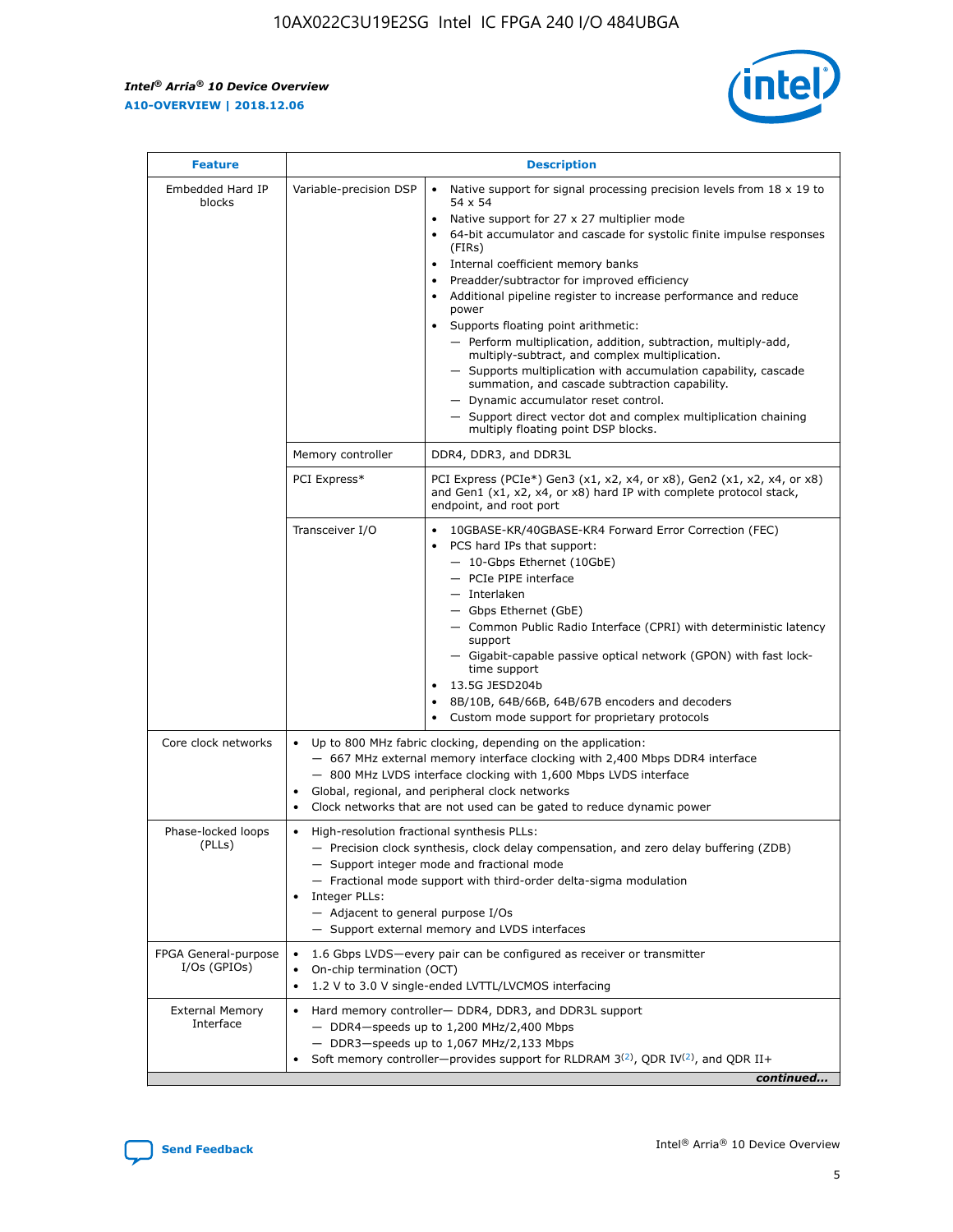| Feature | Description | |
|---|---|---|
| Embedded Hard IP blocks | Variable-precision DSP | • Native support for signal processing precision levels from 18 x 19 to 54 x 54<br>• Native support for 27 x 27 multiplier mode<br>• 64-bit accumulator and cascade for systolic finite impulse responses (FIRs)<br>• Internal coefficient memory banks<br>• Preadder/subtractor for improved efficiency<br>• Additional pipeline register to increase performance and reduce power<br>• Supports floating point arithmetic:<br>— Perform multiplication, addition, subtraction, multiply-add, multiply-subtract, and complex multiplication.<br>— Supports multiplication with accumulation capability, cascade summation, and cascade subtraction capability.<br>— Dynamic accumulator reset control.<br>— Support direct vector dot and complex multiplication chaining multiply floating point DSP blocks. |
| | Memory controller | DDR4, DDR3, and DDR3L |
| | PCI Express* | PCI Express (PCIe*) Gen3 (x1, x2, x4, or x8), Gen2 (x1, x2, x4, or x8) and Gen1 (x1, x2, x4, or x8) hard IP with complete protocol stack, endpoint, and root port |
| | Transceiver I/O | • 10GBASE-KR/40GBASE-KR4 Forward Error Correction (FEC)<br>• PCS hard IPs that support:<br>— 10-Gbps Ethernet (10GbE)<br>— PCIe PIPE interface<br>— Interlaken<br>— Gbps Ethernet (GbE)<br>— Common Public Radio Interface (CPRI) with deterministic latency support<br>— Gigabit-capable passive optical network (GPON) with fast lock-time support<br>• 13.5G JESD204b<br>• 8B/10B, 64B/66B, 64B/67B encoders and decoders<br>• Custom mode support for proprietary protocols |
| Core clock networks | • Up to 800 MHz fabric clocking, depending on the application:<br>— 667 MHz external memory interface clocking with 2,400 Mbps DDR4 interface<br>— 800 MHz LVDS interface clocking with 1,600 Mbps LVDS interface<br>• Global, regional, and peripheral clock networks<br>• Clock networks that are not used can be gated to reduce dynamic power | |
| Phase-locked loops (PLLs) | • High-resolution fractional synthesis PLLs:<br>— Precision clock synthesis, clock delay compensation, and zero delay buffering (ZDB)<br>— Support integer mode and fractional mode<br>— Fractional mode support with third-order delta-sigma modulation<br>• Integer PLLs:<br>— Adjacent to general purpose I/Os<br>— Support external memory and LVDS interfaces | |
| FPGA General-purpose I/Os (GPIOs) | • 1.6 Gbps LVDS—every pair can be configured as receiver or transmitter<br>• On-chip termination (OCT)<br>• 1.2 V to 3.0 V single-ended LVTTL/LVCMOS interfacing | |
| External Memory Interface | • Hard memory controller— DDR4, DDR3, and DDR3L support<br>— DDR4—speeds up to 1,200 MHz/2,400 Mbps<br>— DDR3—speeds up to 1,067 MHz/2,133 Mbps<br>• Soft memory controller—provides support for RLDRAM 3[(2)], QDR IV[(2)], and QDR II+ | |

*continued...*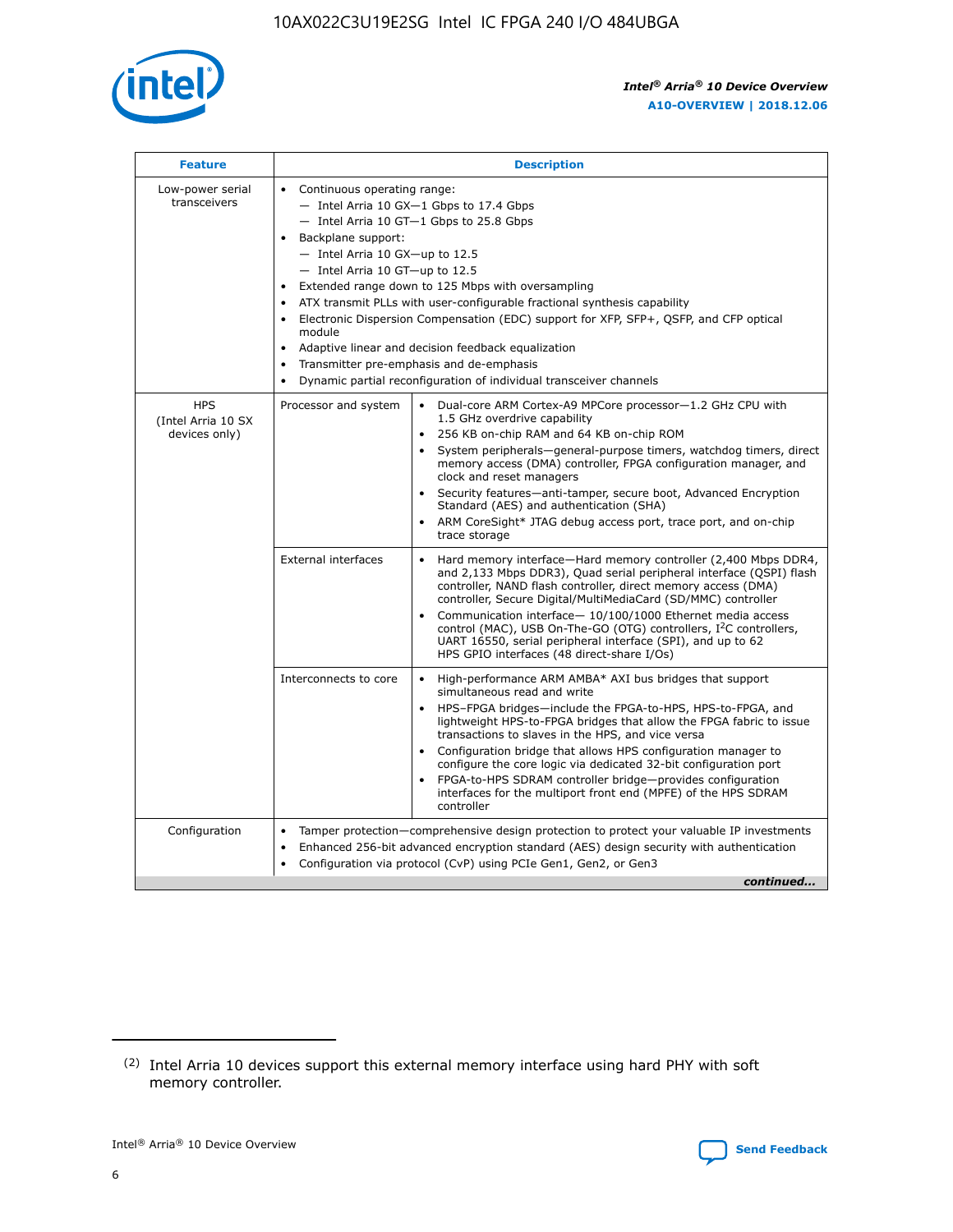| Feature | Description | |
|---|---|---|
| Low-power serial transceivers | • Continuous operating range:<br>— Intel Arria 10 GX—1 Gbps to 17.4 Gbps<br>— Intel Arria 10 GT—1 Gbps to 25.8 Gbps<br>• Backplane support:<br>— Intel Arria 10 GX—up to 12.5<br>— Intel Arria 10 GT—up to 12.5<br>• Extended range down to 125 Mbps with oversampling<br>• ATX transmit PLLs with user-configurable fractional synthesis capability<br>• Electronic Dispersion Compensation (EDC) support for XFP, SFP+, QSFP, and CFP optical module<br>• Adaptive linear and decision feedback equalization<br>• Transmitter pre-emphasis and de-emphasis<br>• Dynamic partial reconfiguration of individual transceiver channels | |
| HPS (Intel Arria 10 SX devices only) | Processor and system | • Dual-core ARM Cortex-A9 MPCore processor—1.2 GHz CPU with 1.5 GHz overdrive capability<br>• 256 KB on-chip RAM and 64 KB on-chip ROM<br>• System peripherals—general-purpose timers, watchdog timers, direct memory access (DMA) controller, FPGA configuration manager, and clock and reset managers<br>• Security features—anti-tamper, secure boot, Advanced Encryption Standard (AES) and authentication (SHA)<br>• ARM CoreSight* JTAG debug access port, trace port, and on-chip trace storage |
| | External interfaces | • Hard memory interface—Hard memory controller (2,400 Mbps DDR4, and 2,133 Mbps DDR3), Quad serial peripheral interface (QSPI) flash controller, NAND flash controller, direct memory access (DMA) controller, Secure Digital/MultiMediaCard (SD/MMC) controller<br>• Communication interface— 10/100/1000 Ethernet media access control (MAC), USB On-The-GO (OTG) controllers, I$^2$C controllers, UART 16550, serial peripheral interface (SPI), and up to 62 HPS GPIO interfaces (48 direct-share I/Os) |
| | Interconnects to core | • High-performance ARM AMBA* AXI bus bridges that support simultaneous read and write<br>• HPS–FPGA bridges—include the FPGA-to-HPS, HPS-to-FPGA, and lightweight HPS-to-FPGA bridges that allow the FPGA fabric to issue transactions to slaves in the HPS, and vice versa<br>• Configuration bridge that allows HPS configuration manager to configure the core logic via dedicated 32-bit configuration port<br>• FPGA-to-HPS SDRAM controller bridge—provides configuration interfaces for the multiport front end (MPFE) of the HPS SDRAM controller |
| Configuration | • Tamper protection—comprehensive design protection to protect your valuable IP investments<br>• Enhanced 256-bit advanced encryption standard (AES) design security with authentication<br>• Configuration via protocol (CvP) using PCIe Gen1, Gen2, or Gen3 | |

*continued...*

(2) Intel Arria 10 devices support this external memory interface using hard PHY with soft memory controller.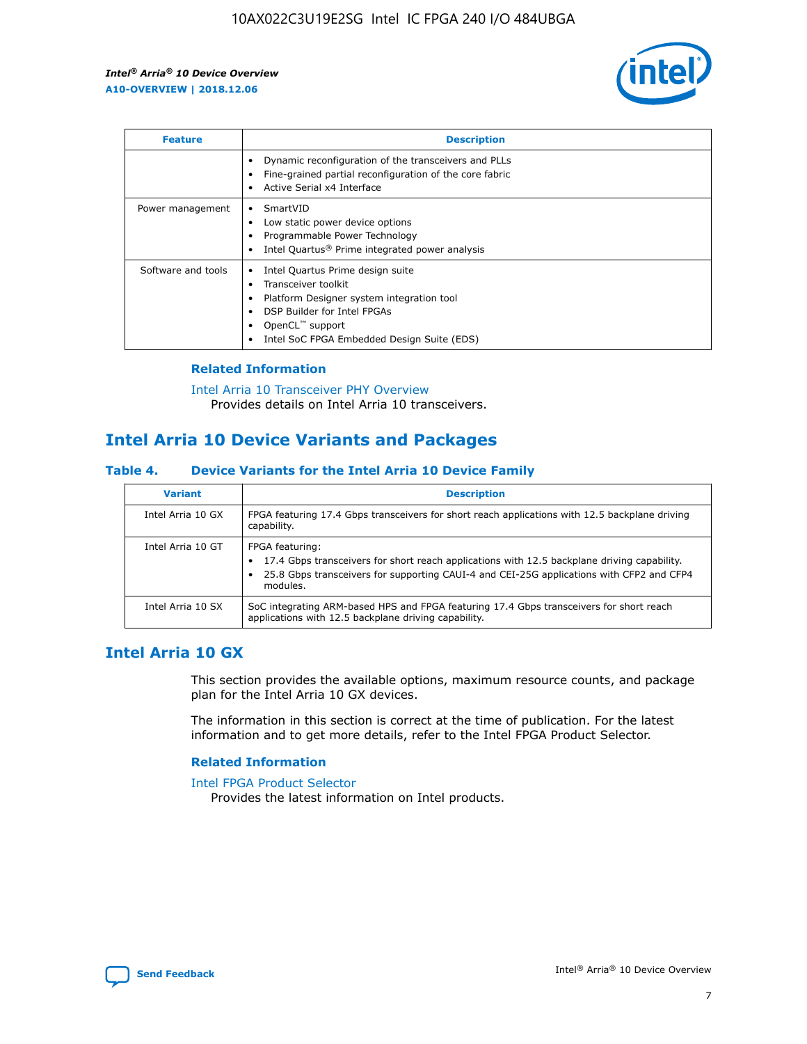| Feature | Description |
| --- | --- |
|  | • Dynamic reconfiguration of the transceivers and PLLs<br>• Fine-grained partial reconfiguration of the core fabric<br>• Active Serial x4 Interface |
| Power management | • SmartVID<br>• Low static power device options<br>• Programmable Power Technology<br>• Intel Quartus® Prime integrated power analysis |
| Software and tools | • Intel Quartus Prime design suite<br>• Transceiver toolkit<br>• Platform Designer system integration tool<br>• DSP Builder for Intel FPGAs<br>• OpenCL™ support<br>• Intel SoC FPGA Embedded Design Suite (EDS) |

### Related Information

Intel Arria 10 Transceiver PHY Overview
Provides details on Intel Arria 10 transceivers.

## Intel Arria 10 Device Variants and Packages

**Table 4. Device Variants for the Intel Arria 10 Device Family**

| Variant | Description |
| --- | --- |
| Intel Arria 10 GX | FPGA featuring 17.4 Gbps transceivers for short reach applications with 12.5 backplane driving capability. |
| Intel Arria 10 GT | FPGA featuring:<br>• 17.4 Gbps transceivers for short reach applications with 12.5 backplane driving capability.<br>• 25.8 Gbps transceivers for supporting CAUI-4 and CEI-25G applications with CFP2 and CFP4 modules. |
| Intel Arria 10 SX | SoC integrating ARM-based HPS and FPGA featuring 17.4 Gbps transceivers for short reach applications with 12.5 backplane driving capability. |

## Intel Arria 10 GX

This section provides the available options, maximum resource counts, and package plan for the Intel Arria 10 GX devices.

The information in this section is correct at the time of publication. For the latest information and to get more details, refer to the Intel FPGA Product Selector.

### Related Information

Intel FPGA Product Selector
Provides the latest information on Intel products.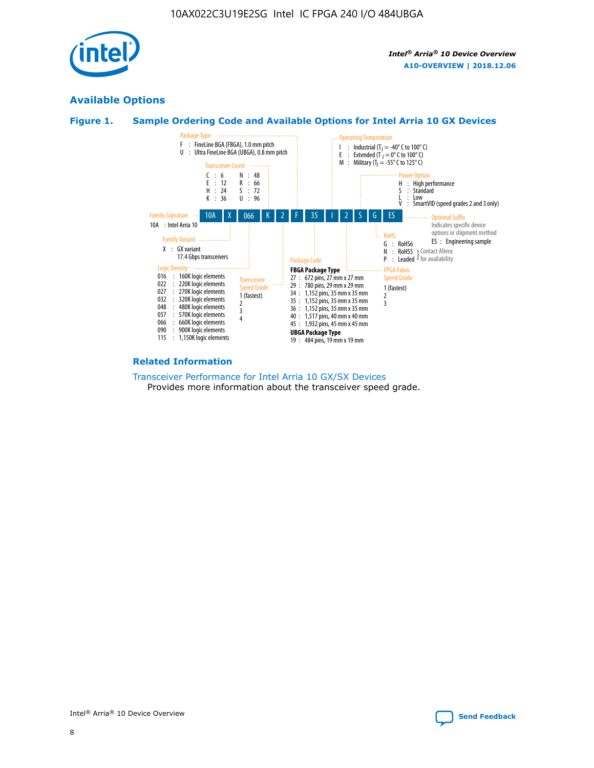## Available Options

### Figure 1. Sample Ordering Code and Available Options for Intel Arria 10 GX Devices

Sample ordering code: 10A X 066 K 2 F 35 I 2 S G ES

**Family Signature**
10A : Intel Arria 10

**Family Variant**
X : GX variant
17.4 Gbps transceivers

**Logic Density**
016 : 160K logic elements
022 : 220K logic elements
027 : 270K logic elements
032 : 320K logic elements
048 : 480K logic elements
057 : 570K logic elements
066 : 660K logic elements
090 : 900K logic elements
115 : 1,150K logic elements

**Transceiver Count**
C : 6
E : 12
H : 24
K : 36
N : 48
R : 66
S : 72
U : 96

**Transceiver Speed Grade**
1 (fastest)
2
3
4

**Package Type**
F : FineLine BGA (FBGA), 1.0 mm pitch
U : Ultra FineLine BGA (UBGA), 0.8 mm pitch

**Package Code**

**FBGA Package Type**
27 : 672 pins, 27 mm x 27 mm
29 : 780 pins, 29 mm x 29 mm
34 : 1,152 pins, 35 mm x 35 mm
35 : 1,152 pins, 35 mm x 35 mm
36 : 1,152 pins, 35 mm x 35 mm
40 : 1,517 pins, 40 mm x 40 mm
45 : 1,932 pins, 45 mm x 45 mm

**UBGA Package Type**
19 : 484 pins, 19 mm x 19 mm

**Operating Temperature**
I : Industrial ($T_J$ = -40° C to 100° C)
E : Extended ($T_J$ = 0° C to 100° C)
M : Military ($T_J$ = -55° C to 125° C)

**FPGA Fabric Speed Grade**
1 (fastest)
2
3

**Power Option**
H : High performance
S : Standard
L : Low
V : SmartVID (speed grades 2 and 3 only)

**RoHS**
G : RoHS6
N : RoHS5 } Contact Altera for availability
P : Leaded } Contact Altera for availability

**Optional Suffix**
Indicates specific device options or shipment method
ES : Engineering sample

### Related Information

Transceiver Performance for Intel Arria 10 GX/SX Devices
Provides more information about the transceiver speed grade.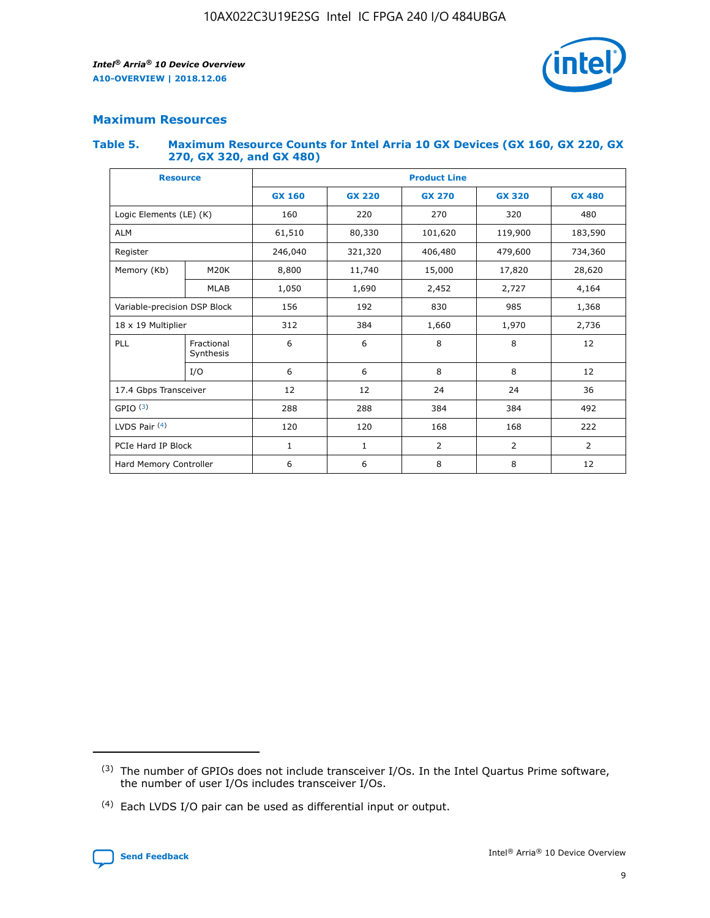## Maximum Resources

### Table 5. Maximum Resource Counts for Intel Arria 10 GX Devices (GX 160, GX 220, GX 270, GX 320, and GX 480)

| Resource | | Product Line | | | | |
|---|---|---|---|---|---|---|
| | | GX 160 | GX 220 | GX 270 | GX 320 | GX 480 |
| Logic Elements (LE) (K) | | 160 | 220 | 270 | 320 | 480 |
| ALM | | 61,510 | 80,330 | 101,620 | 119,900 | 183,590 |
| Register | | 246,040 | 321,320 | 406,480 | 479,600 | 734,360 |
| Memory (Kb) | M20K | 8,800 | 11,740 | 15,000 | 17,820 | 28,620 |
| | MLAB | 1,050 | 1,690 | 2,452 | 2,727 | 4,164 |
| Variable-precision DSP Block | | 156 | 192 | 830 | 985 | 1,368 |
| 18 x 19 Multiplier | | 312 | 384 | 1,660 | 1,970 | 2,736 |
| PLL | Fractional Synthesis | 6 | 6 | 8 | 8 | 12 |
| | I/O | 6 | 6 | 8 | 8 | 12 |
| 17.4 Gbps Transceiver | | 12 | 12 | 24 | 24 | 36 |
| GPIO [3] | | 288 | 288 | 384 | 384 | 492 |
| LVDS Pair [4] | | 120 | 120 | 168 | 168 | 222 |
| PCIe Hard IP Block | | 1 | 1 | 2 | 2 | 2 |
| Hard Memory Controller | | 6 | 6 | 8 | 8 | 12 |

---

(3) The number of GPIOs does not include transceiver I/Os. In the Intel Quartus Prime software, the number of user I/Os includes transceiver I/Os.

(4) Each LVDS I/O pair can be used as differential input or output.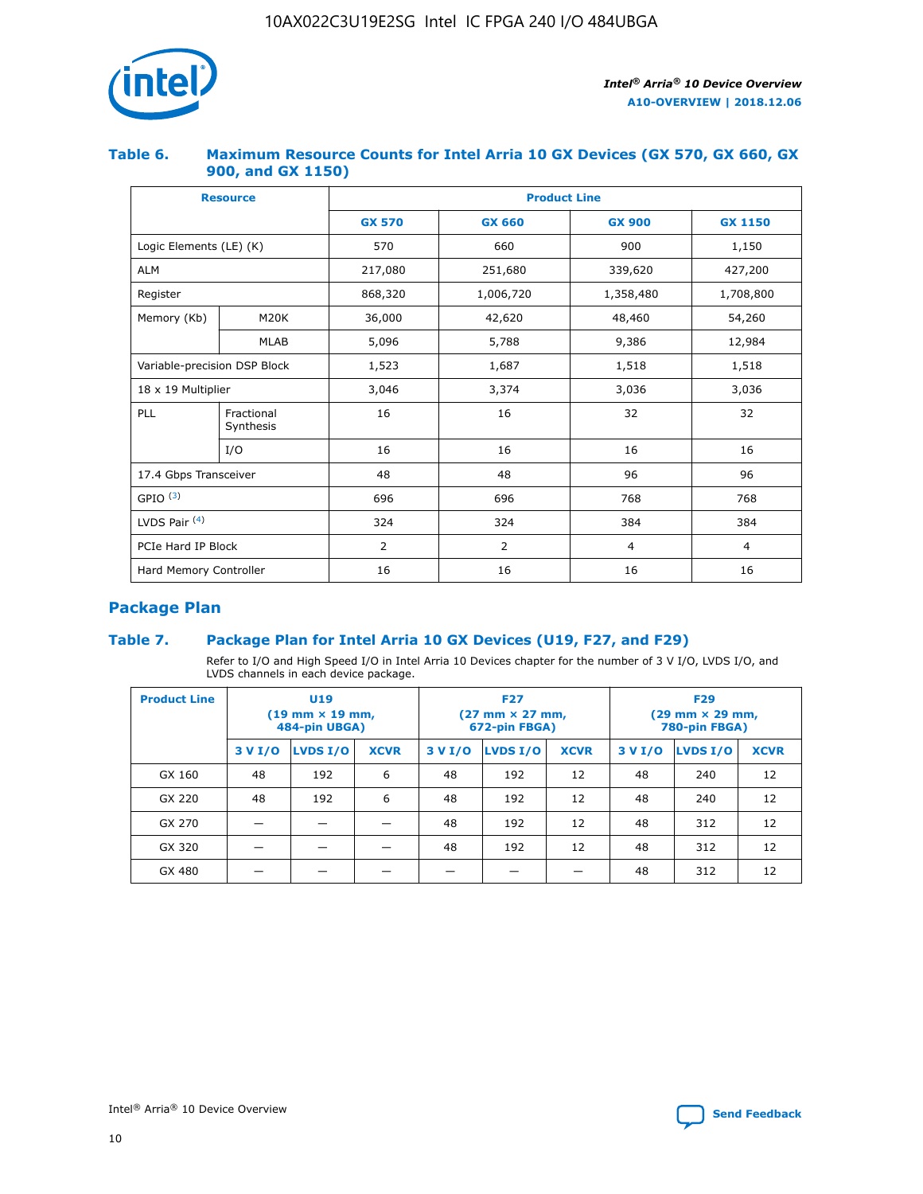### Table 6. Maximum Resource Counts for Intel Arria 10 GX Devices (GX 570, GX 660, GX 900, and GX 1150)

| Resource | | Product Line | | | |
|---|---|---|---|---|---|
| | | GX 570 | GX 660 | GX 900 | GX 1150 |
| Logic Elements (LE) (K) | | 570 | 660 | 900 | 1,150 |
| ALM | | 217,080 | 251,680 | 339,620 | 427,200 |
| Register | | 868,320 | 1,006,720 | 1,358,480 | 1,708,800 |
| Memory (Kb) | M20K | 36,000 | 42,620 | 48,460 | 54,260 |
| | MLAB | 5,096 | 5,788 | 9,386 | 12,984 |
| Variable-precision DSP Block | | 1,523 | 1,687 | 1,518 | 1,518 |
| 18 x 19 Multiplier | | 3,046 | 3,374 | 3,036 | 3,036 |
| PLL | Fractional Synthesis | 16 | 16 | 32 | 32 |
| | I/O | 16 | 16 | 16 | 16 |
| 17.4 Gbps Transceiver | | 48 | 48 | 96 | 96 |
| GPIO [(3)] | | 696 | 696 | 768 | 768 |
| LVDS Pair [(4)] | | 324 | 324 | 384 | 384 |
| PCIe Hard IP Block | | 2 | 2 | 4 | 4 |
| Hard Memory Controller | | 16 | 16 | 16 | 16 |

## Package Plan

### Table 7. Package Plan for Intel Arria 10 GX Devices (U19, F27, and F29)

Refer to I/O and High Speed I/O in Intel Arria 10 Devices chapter for the number of 3 V I/O, LVDS I/O, and LVDS channels in each device package.

| Product Line | U19 (19 mm × 19 mm, 484-pin UBGA) | | | F27 (27 mm × 27 mm, 672-pin FBGA) | | | F29 (29 mm × 29 mm, 780-pin FBGA) | | |
|---|---|---|---|---|---|---|---|---|---|
| | 3 V I/O | LVDS I/O | XCVR | 3 V I/O | LVDS I/O | XCVR | 3 V I/O | LVDS I/O | XCVR |
| GX 160 | 48 | 192 | 6 | 48 | 192 | 12 | 48 | 240 | 12 |
| GX 220 | 48 | 192 | 6 | 48 | 192 | 12 | 48 | 240 | 12 |
| GX 270 | — | — | — | 48 | 192 | 12 | 48 | 312 | 12 |
| GX 320 | — | — | — | 48 | 192 | 12 | 48 | 312 | 12 |
| GX 480 | — | — | — | — | — | — | 48 | 312 | 12 |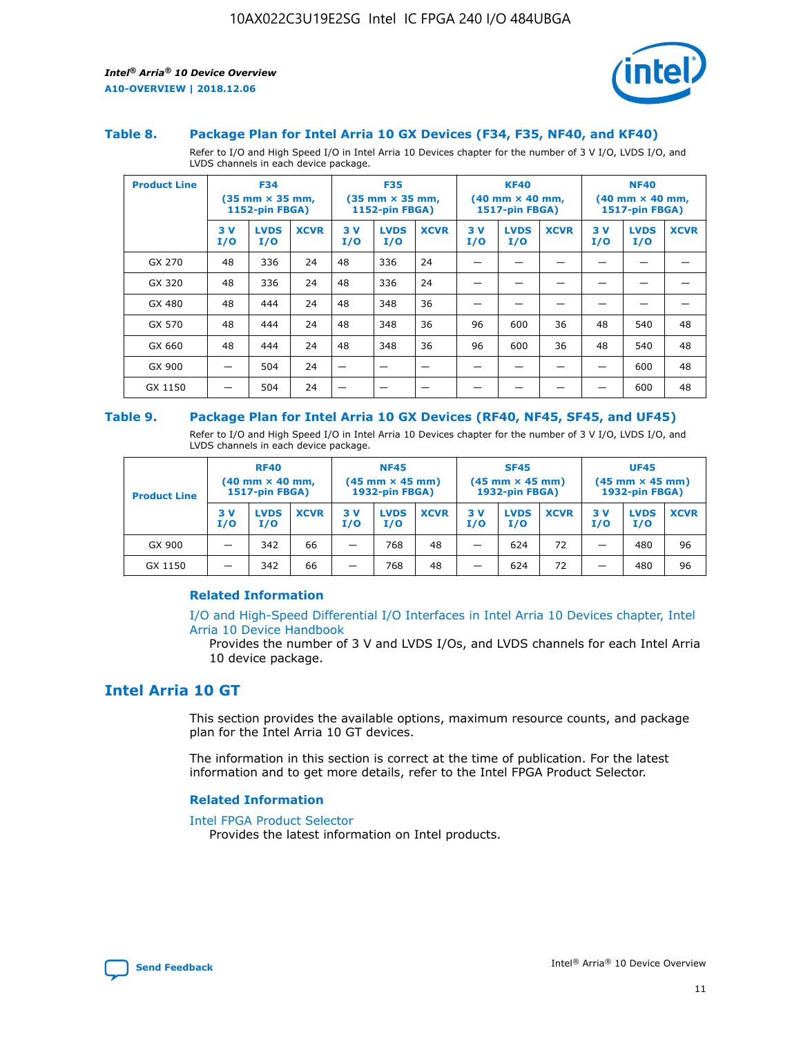### Table 8. Package Plan for Intel Arria 10 GX Devices (F34, F35, NF40, and KF40)

Refer to I/O and High Speed I/O in Intel Arria 10 Devices chapter for the number of 3 V I/O, LVDS I/O, and LVDS channels in each device package.

| Product Line | F34 (35 mm × 35 mm, 1152-pin FBGA) | | | F35 (35 mm × 35 mm, 1152-pin FBGA) | | | KF40 (40 mm × 40 mm, 1517-pin FBGA) | | | NF40 (40 mm × 40 mm, 1517-pin FBGA) | | |
|---|---|---|---|---|---|---|---|---|---|---|---|---|
| | 3 V I/O | LVDS I/O | XCVR | 3 V I/O | LVDS I/O | XCVR | 3 V I/O | LVDS I/O | XCVR | 3 V I/O | LVDS I/O | XCVR |
| GX 270 | 48 | 336 | 24 | 48 | 336 | 24 | — | — | — | — | — | — |
| GX 320 | 48 | 336 | 24 | 48 | 336 | 24 | — | — | — | — | — | — |
| GX 480 | 48 | 444 | 24 | 48 | 348 | 36 | — | — | — | — | — | — |
| GX 570 | 48 | 444 | 24 | 48 | 348 | 36 | 96 | 600 | 36 | 48 | 540 | 48 |
| GX 660 | 48 | 444 | 24 | 48 | 348 | 36 | 96 | 600 | 36 | 48 | 540 | 48 |
| GX 900 | — | 504 | 24 | — | — | — | — | — | — | — | 600 | 48 |
| GX 1150 | — | 504 | 24 | — | — | — | — | — | — | — | 600 | 48 |

### Table 9. Package Plan for Intel Arria 10 GX Devices (RF40, NF45, SF45, and UF45)

Refer to I/O and High Speed I/O in Intel Arria 10 Devices chapter for the number of 3 V I/O, LVDS I/O, and LVDS channels in each device package.

| Product Line | RF40 (40 mm × 40 mm, 1517-pin FBGA) | | | NF45 (45 mm × 45 mm) 1932-pin FBGA) | | | SF45 (45 mm × 45 mm) 1932-pin FBGA) | | | UF45 (45 mm × 45 mm) 1932-pin FBGA) | | |
|---|---|---|---|---|---|---|---|---|---|---|---|---|
| | 3 V I/O | LVDS I/O | XCVR | 3 V I/O | LVDS I/O | XCVR | 3 V I/O | LVDS I/O | XCVR | 3 V I/O | LVDS I/O | XCVR |
| GX 900 | — | 342 | 66 | — | 768 | 48 | — | 624 | 72 | — | 480 | 96 |
| GX 1150 | — | 342 | 66 | — | 768 | 48 | — | 624 | 72 | — | 480 | 96 |

#### Related Information

I/O and High-Speed Differential I/O Interfaces in Intel Arria 10 Devices chapter, Intel Arria 10 Device Handbook

Provides the number of 3 V and LVDS I/Os, and LVDS channels for each Intel Arria 10 device package.

## Intel Arria 10 GT

This section provides the available options, maximum resource counts, and package plan for the Intel Arria 10 GT devices.

The information in this section is correct at the time of publication. For the latest information and to get more details, refer to the Intel FPGA Product Selector.

#### Related Information

Intel FPGA Product Selector

Provides the latest information on Intel products.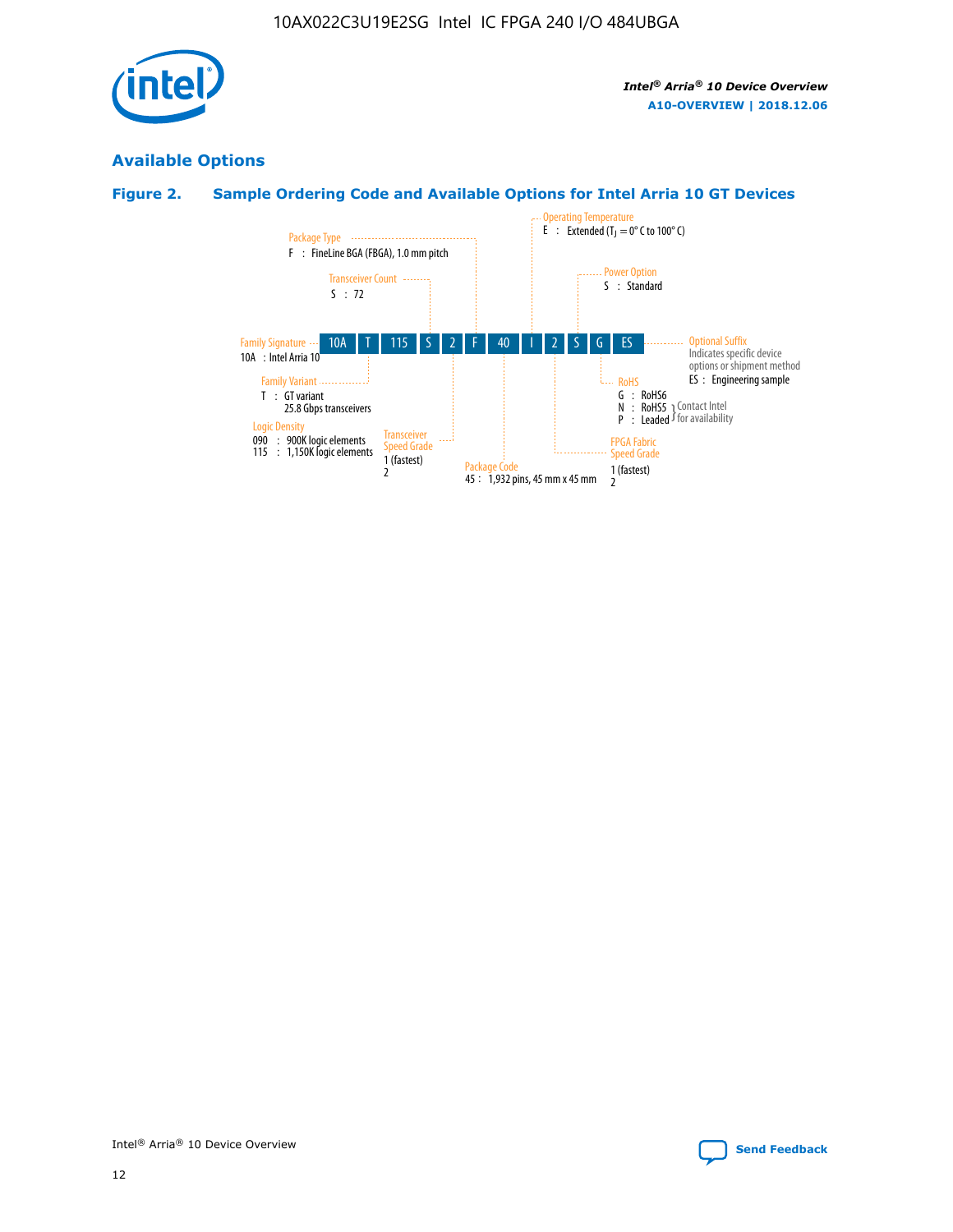## Available Options

### Figure 2. Sample Ordering Code and Available Options for Intel Arria 10 GT Devices

| 10A | T | 115 | S | 2 | F | 40 | I | 2 | S | G | ES |
|---|---|---|---|---|---|---|---|---|---|---|---|

**Family Signature**
10A : Intel Arria 10

**Family Variant**
T : GT variant
25.8 Gbps transceivers

**Logic Density**
090 : 900K logic elements
115 : 1,150K logic elements

**Transceiver Count**
S : 72

**Transceiver Speed Grade**
1 (fastest)
2

**Package Type**
F : FineLine BGA (FBGA), 1.0 mm pitch

**Package Code**
45 : 1,932 pins, 45 mm x 45 mm

**Operating Temperature**
E : Extended ($T_J$ = 0° C to 100° C)

**FPGA Fabric Speed Grade**
1 (fastest)
2

**Power Option**
S : Standard

**RoHS**
G : RoHS6
N : RoHS5 } Contact Intel for availability
P : Leaded } Contact Intel for availability

**Optional Suffix**
Indicates specific device options or shipment method
ES : Engineering sample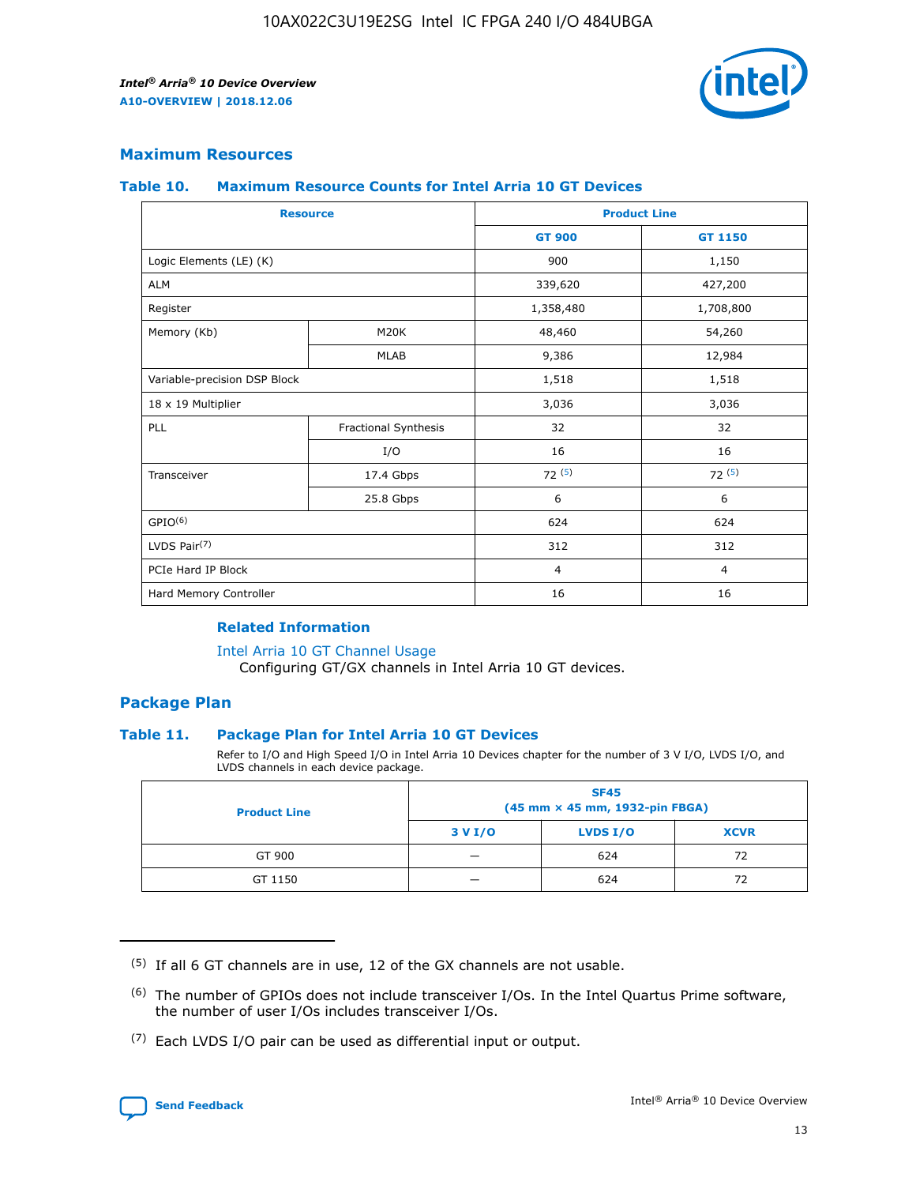## Maximum Resources

### Table 10. Maximum Resource Counts for Intel Arria 10 GT Devices

| Resource | | Product Line | |
|---|---|---|---|
| | | GT 900 | GT 1150 |
| Logic Elements (LE) (K) | | 900 | 1,150 |
| ALM | | 339,620 | 427,200 |
| Register | | 1,358,480 | 1,708,800 |
| Memory (Kb) | M20K | 48,460 | 54,260 |
| | MLAB | 9,386 | 12,984 |
| Variable-precision DSP Block | | 1,518 | 1,518 |
| 18 x 19 Multiplier | | 3,036 | 3,036 |
| PLL | Fractional Synthesis | 32 | 32 |
| | I/O | 16 | 16 |
| Transceiver | 17.4 Gbps | 72 [(5)] | 72 [(5)] |
| | 25.8 Gbps | 6 | 6 |
| GPIO[(6)] | | 624 | 624 |
| LVDS Pair[(7)] | | 312 | 312 |
| PCIe Hard IP Block | | 4 | 4 |
| Hard Memory Controller | | 16 | 16 |

### Related Information

Intel Arria 10 GT Channel Usage
Configuring GT/GX channels in Intel Arria 10 GT devices.

## Package Plan

### Table 11. Package Plan for Intel Arria 10 GT Devices

Refer to I/O and High Speed I/O in Intel Arria 10 Devices chapter for the number of 3 V I/O, LVDS I/O, and LVDS channels in each device package.

| Product Line | SF45 (45 mm × 45 mm, 1932-pin FBGA) | | |
|---|---|---|---|
| | 3 V I/O | LVDS I/O | XCVR |
| GT 900 | — | 624 | 72 |
| GT 1150 | — | 624 | 72 |

(5) If all 6 GT channels are in use, 12 of the GX channels are not usable.

(6) The number of GPIOs does not include transceiver I/Os. In the Intel Quartus Prime software, the number of user I/Os includes transceiver I/Os.

(7) Each LVDS I/O pair can be used as differential input or output.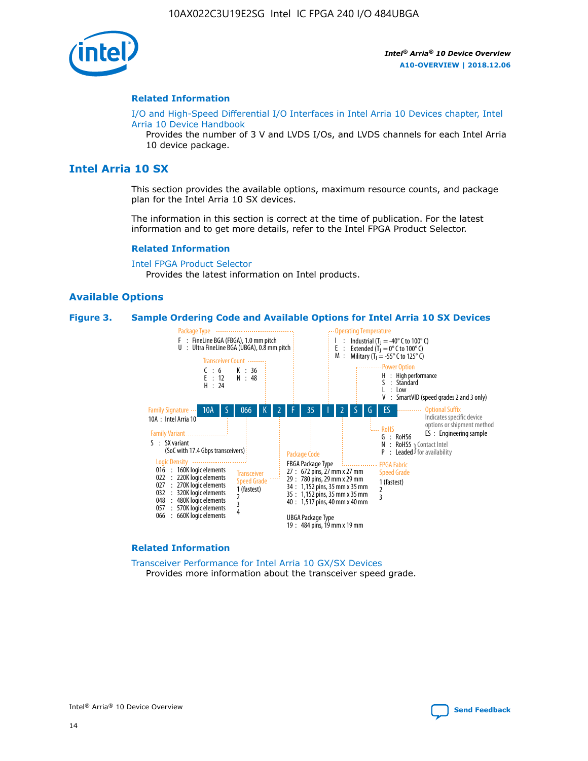## Related Information

I/O and High-Speed Differential I/O Interfaces in Intel Arria 10 Devices chapter, Intel Arria 10 Device Handbook

Provides the number of 3 V and LVDS I/Os, and LVDS channels for each Intel Arria 10 device package.

# Intel Arria 10 SX

This section provides the available options, maximum resource counts, and package plan for the Intel Arria 10 SX devices.

The information in this section is correct at the time of publication. For the latest information and to get more details, refer to the Intel FPGA Product Selector.

## Related Information

Intel FPGA Product Selector

Provides the latest information on Intel products.

## Available Options

**Figure 3. Sample Ordering Code and Available Options for Intel Arria 10 SX Devices**

Sample ordering code: 10A S 066 K 2 F 35 I 2 S G ES

- **Family Signature**
  - 10A : Intel Arria 10
- **Family Variant**
  - S : SX variant (SoC with 17.4 Gbps transceivers)
- **Logic Density**
  - 016 : 160K logic elements
  - 022 : 220K logic elements
  - 027 : 270K logic elements
  - 032 : 320K logic elements
  - 048 : 480K logic elements
  - 057 : 570K logic elements
  - 066 : 660K logic elements
- **Transceiver Count**
  - C : 6
  - E : 12
  - H : 24
  - K : 36
  - N : 48
- **Transceiver Speed Grade**
  - 1 (fastest)
  - 2
  - 3
  - 4
- **Package Type**
  - F : FineLine BGA (FBGA), 1.0 mm pitch
  - U : Ultra FineLine BGA (UBGA), 0.8 mm pitch
- **Package Code**
  - FBGA Package Type
    - 27 : 672 pins, 27 mm x 27 mm
    - 29 : 780 pins, 29 mm x 29 mm
    - 34 : 1,152 pins, 35 mm x 35 mm
    - 35 : 1,152 pins, 35 mm x 35 mm
    - 40 : 1,517 pins, 40 mm x 40 mm
  - UBGA Package Type
    - 19 : 484 pins, 19 mm x 19 mm
- **Operating Temperature**
  - I : Industrial ($T_J$ = -40° C to 100° C)
  - E : Extended ($T_J$ = 0° C to 100° C)
  - M : Military ($T_J$ = -55° C to 125° C)
- **FPGA Fabric Speed Grade**
  - 1 (fastest)
  - 2
  - 3
- **Power Option**
  - H : High performance
  - S : Standard
  - L : Low
  - V : SmartVID (speed grades 2 and 3 only)
- **RoHS**
  - G : RoHS6
  - N : RoHS5 } Contact Intel for availability
  - P : Leaded } Contact Intel for availability
- **Optional Suffix**
  - Indicates specific device options or shipment method
  - ES : Engineering sample

## Related Information

Transceiver Performance for Intel Arria 10 GX/SX Devices

Provides more information about the transceiver speed grade.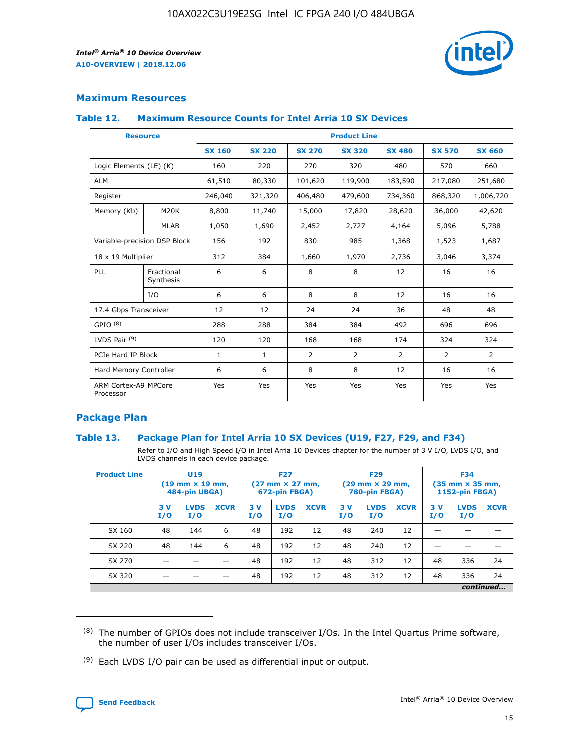## Maximum Resources

### Table 12. Maximum Resource Counts for Intel Arria 10 SX Devices

| Resource | | Product Line | | | | | | |
|---|---|---|---|---|---|---|---|---|
| | | SX 160 | SX 220 | SX 270 | SX 320 | SX 480 | SX 570 | SX 660 |
| Logic Elements (LE) (K) | | 160 | 220 | 270 | 320 | 480 | 570 | 660 |
| ALM | | 61,510 | 80,330 | 101,620 | 119,900 | 183,590 | 217,080 | 251,680 |
| Register | | 246,040 | 321,320 | 406,480 | 479,600 | 734,360 | 868,320 | 1,006,720 |
| Memory (Kb) | M20K | 8,800 | 11,740 | 15,000 | 17,820 | 28,620 | 36,000 | 42,620 |
| | MLAB | 1,050 | 1,690 | 2,452 | 2,727 | 4,164 | 5,096 | 5,788 |
| Variable-precision DSP Block | | 156 | 192 | 830 | 985 | 1,368 | 1,523 | 1,687 |
| 18 x 19 Multiplier | | 312 | 384 | 1,660 | 1,970 | 2,736 | 3,046 | 3,374 |
| PLL | Fractional Synthesis | 6 | 6 | 8 | 8 | 12 | 16 | 16 |
| | I/O | 6 | 6 | 8 | 8 | 12 | 16 | 16 |
| 17.4 Gbps Transceiver | | 12 | 12 | 24 | 24 | 36 | 48 | 48 |
| GPIO [(8)] | | 288 | 288 | 384 | 384 | 492 | 696 | 696 |
| LVDS Pair [(9)] | | 120 | 120 | 168 | 168 | 174 | 324 | 324 |
| PCIe Hard IP Block | | 1 | 1 | 2 | 2 | 2 | 2 | 2 |
| Hard Memory Controller | | 6 | 6 | 8 | 8 | 12 | 16 | 16 |
| ARM Cortex-A9 MPCore Processor | | Yes | Yes | Yes | Yes | Yes | Yes | Yes |

## Package Plan

### Table 13. Package Plan for Intel Arria 10 SX Devices (U19, F27, F29, and F34)

Refer to I/O and High Speed I/O in Intel Arria 10 Devices chapter for the number of 3 V I/O, LVDS I/O, and LVDS channels in each device package.

| Product Line | U19 (19 mm × 19 mm, 484-pin UBGA) | | | F27 (27 mm × 27 mm, 672-pin FBGA) | | | F29 (29 mm × 29 mm, 780-pin FBGA) | | | F34 (35 mm × 35 mm, 1152-pin FBGA) | | |
|---|---|---|---|---|---|---|---|---|---|---|---|---|
| | 3 V I/O | LVDS I/O | XCVR | 3 V I/O | LVDS I/O | XCVR | 3 V I/O | LVDS I/O | XCVR | 3 V I/O | LVDS I/O | XCVR |
| SX 160 | 48 | 144 | 6 | 48 | 192 | 12 | 48 | 240 | 12 | — | — | — |
| SX 220 | 48 | 144 | 6 | 48 | 192 | 12 | 48 | 240 | 12 | — | — | — |
| SX 270 | — | — | — | 48 | 192 | 12 | 48 | 312 | 12 | 48 | 336 | 24 |
| SX 320 | — | — | — | 48 | 192 | 12 | 48 | 312 | 12 | 48 | 336 | 24 |

*continued...*

(8) The number of GPIOs does not include transceiver I/Os. In the Intel Quartus Prime software, the number of user I/Os includes transceiver I/Os.

(9) Each LVDS I/O pair can be used as differential input or output.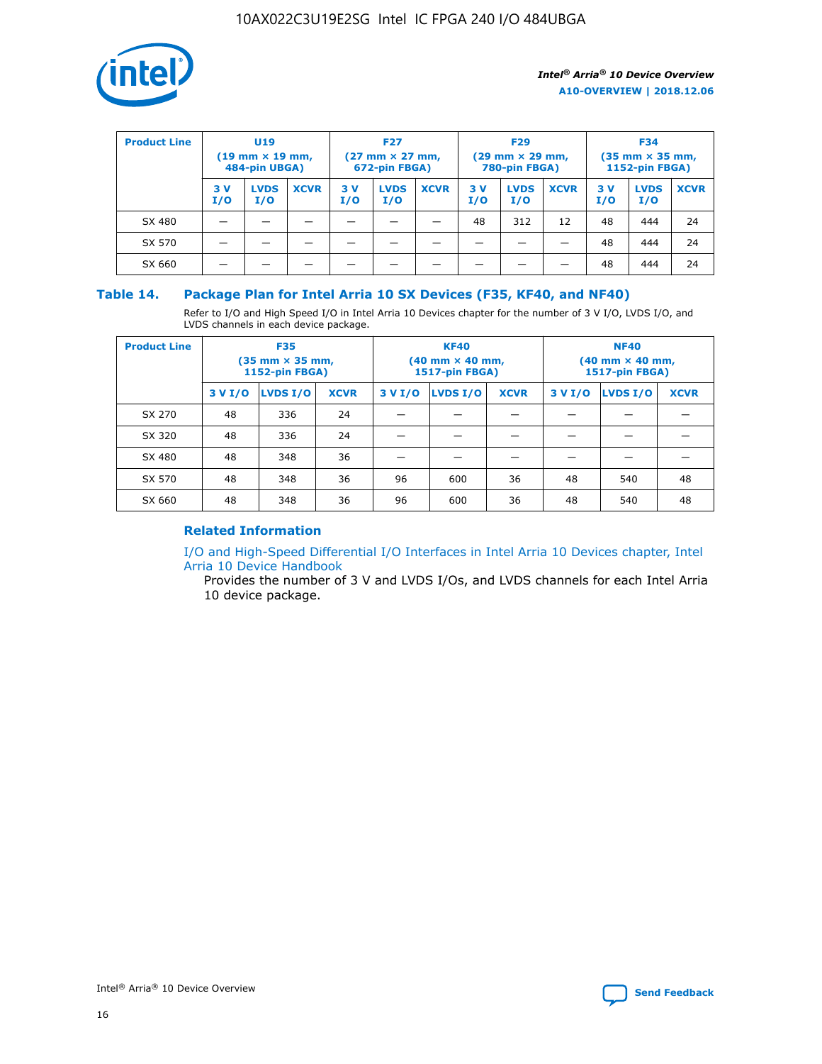| Product Line | U19 (19 mm × 19 mm, 484-pin UBGA) | | | F27 (27 mm × 27 mm, 672-pin FBGA) | | | F29 (29 mm × 29 mm, 780-pin FBGA) | | | F34 (35 mm × 35 mm, 1152-pin FBGA) | | |
|---|---|---|---|---|---|---|---|---|---|---|---|---|
| | 3 V I/O | LVDS I/O | XCVR | 3 V I/O | LVDS I/O | XCVR | 3 V I/O | LVDS I/O | XCVR | 3 V I/O | LVDS I/O | XCVR |
| SX 480 | — | — | — | — | — | — | 48 | 312 | 12 | 48 | 444 | 24 |
| SX 570 | — | — | — | — | — | — | — | — | — | 48 | 444 | 24 |
| SX 660 | — | — | — | — | — | — | — | — | — | 48 | 444 | 24 |

## Table 14. Package Plan for Intel Arria 10 SX Devices (F35, KF40, and NF40)

Refer to I/O and High Speed I/O in Intel Arria 10 Devices chapter for the number of 3 V I/O, LVDS I/O, and LVDS channels in each device package.

| Product Line | F35 (35 mm × 35 mm, 1152-pin FBGA) | | | KF40 (40 mm × 40 mm, 1517-pin FBGA) | | | NF40 (40 mm × 40 mm, 1517-pin FBGA) | | |
|---|---|---|---|---|---|---|---|---|---|
| | 3 V I/O | LVDS I/O | XCVR | 3 V I/O | LVDS I/O | XCVR | 3 V I/O | LVDS I/O | XCVR |
| SX 270 | 48 | 336 | 24 | — | — | — | — | — | — |
| SX 320 | 48 | 336 | 24 | — | — | — | — | — | — |
| SX 480 | 48 | 348 | 36 | — | — | — | — | — | — |
| SX 570 | 48 | 348 | 36 | 96 | 600 | 36 | 48 | 540 | 48 |
| SX 660 | 48 | 348 | 36 | 96 | 600 | 36 | 48 | 540 | 48 |

### Related Information

I/O and High-Speed Differential I/O Interfaces in Intel Arria 10 Devices chapter, Intel Arria 10 Device Handbook

Provides the number of 3 V and LVDS I/Os, and LVDS channels for each Intel Arria 10 device package.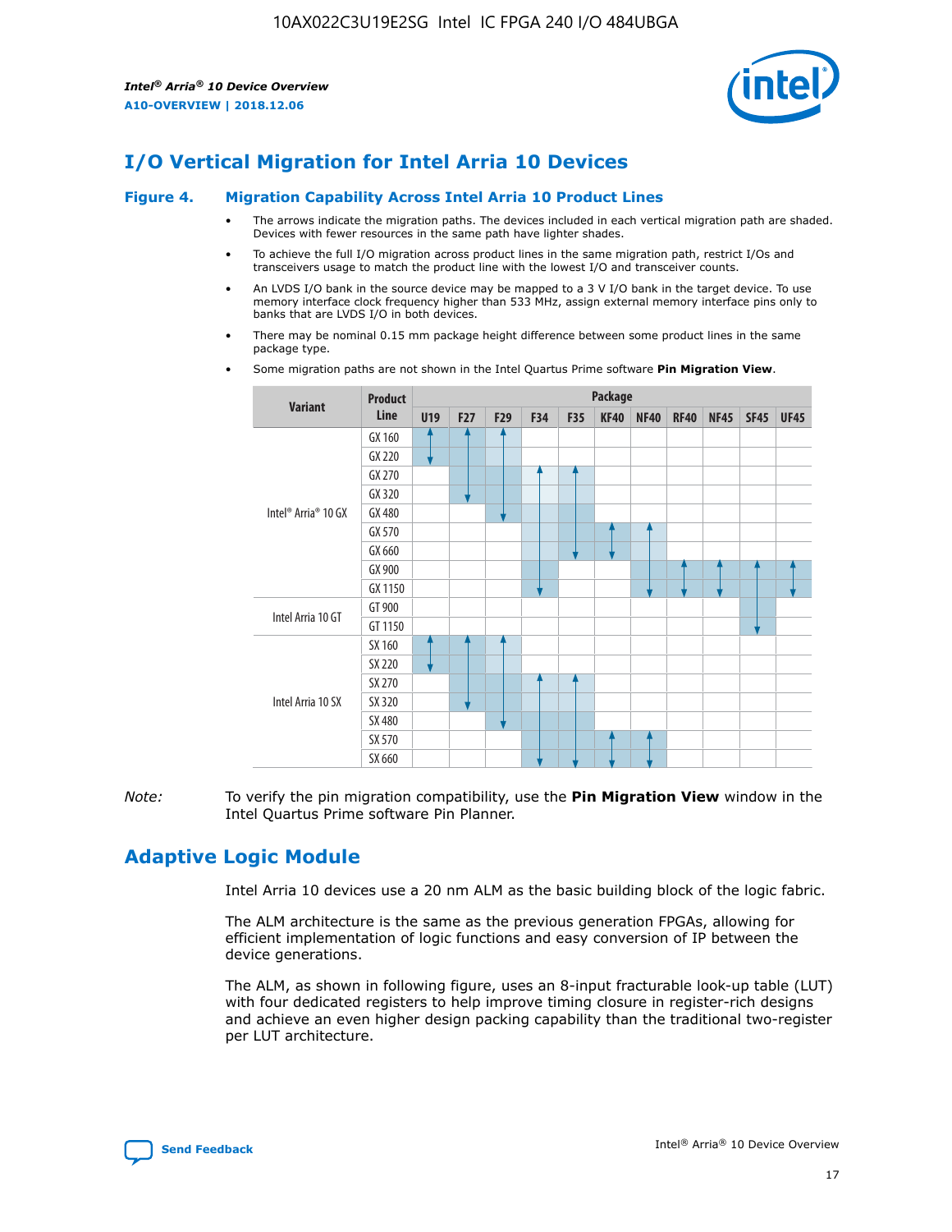# I/O Vertical Migration for Intel Arria 10 Devices

**Figure 4. Migration Capability Across Intel Arria 10 Product Lines**

- The arrows indicate the migration paths. The devices included in each vertical migration path are shaded. Devices with fewer resources in the same path have lighter shades.
- To achieve the full I/O migration across product lines in the same migration path, restrict I/Os and transceivers usage to match the product line with the lowest I/O and transceiver counts.
- An LVDS I/O bank in the source device may be mapped to a 3 V I/O bank in the target device. To use memory interface clock frequency higher than 533 MHz, assign external memory interface pins only to banks that are LVDS I/O in both devices.
- There may be nominal 0.15 mm package height difference between some product lines in the same package type.
- Some migration paths are not shown in the Intel Quartus Prime software **Pin Migration View**.

| Variant | Product Line | Package | | | | | | | | | | |
|---|---|---|---|---|---|---|---|---|---|---|---|---|
| | | U19 | F27 | F29 | F34 | F35 | KF40 | NF40 | RF40 | NF45 | SF45 | UF45 |
| Intel® Arria® 10 GX | GX 160 | | | | | | | | | | | |
| | GX 220 | | | | | | | | | | | |
| | GX 270 | | | | | | | | | | | |
| | GX 320 | | | | | | | | | | | |
| | GX 480 | | | | | | | | | | | |
| | GX 570 | | | | | | | | | | | |
| | GX 660 | | | | | | | | | | | |
| | GX 900 | | | | | | | | | | | |
| | GX 1150 | | | | | | | | | | | |
| Intel Arria 10 GT | GT 900 | | | | | | | | | | | |
| | GT 1150 | | | | | | | | | | | |
| Intel Arria 10 SX | SX 160 | | | | | | | | | | | |
| | SX 220 | | | | | | | | | | | |
| | SX 270 | | | | | | | | | | | |
| | SX 320 | | | | | | | | | | | |
| | SX 480 | | | | | | | | | | | |
| | SX 570 | | | | | | | | | | | |
| | SX 660 | | | | | | | | | | | |

*Note:* To verify the pin migration compatibility, use the **Pin Migration View** window in the Intel Quartus Prime software Pin Planner.

# Adaptive Logic Module

Intel Arria 10 devices use a 20 nm ALM as the basic building block of the logic fabric.

The ALM architecture is the same as the previous generation FPGAs, allowing for efficient implementation of logic functions and easy conversion of IP between the device generations.

The ALM, as shown in following figure, uses an 8-input fracturable look-up table (LUT) with four dedicated registers to help improve timing closure in register-rich designs and achieve an even higher design packing capability than the traditional two-register per LUT architecture.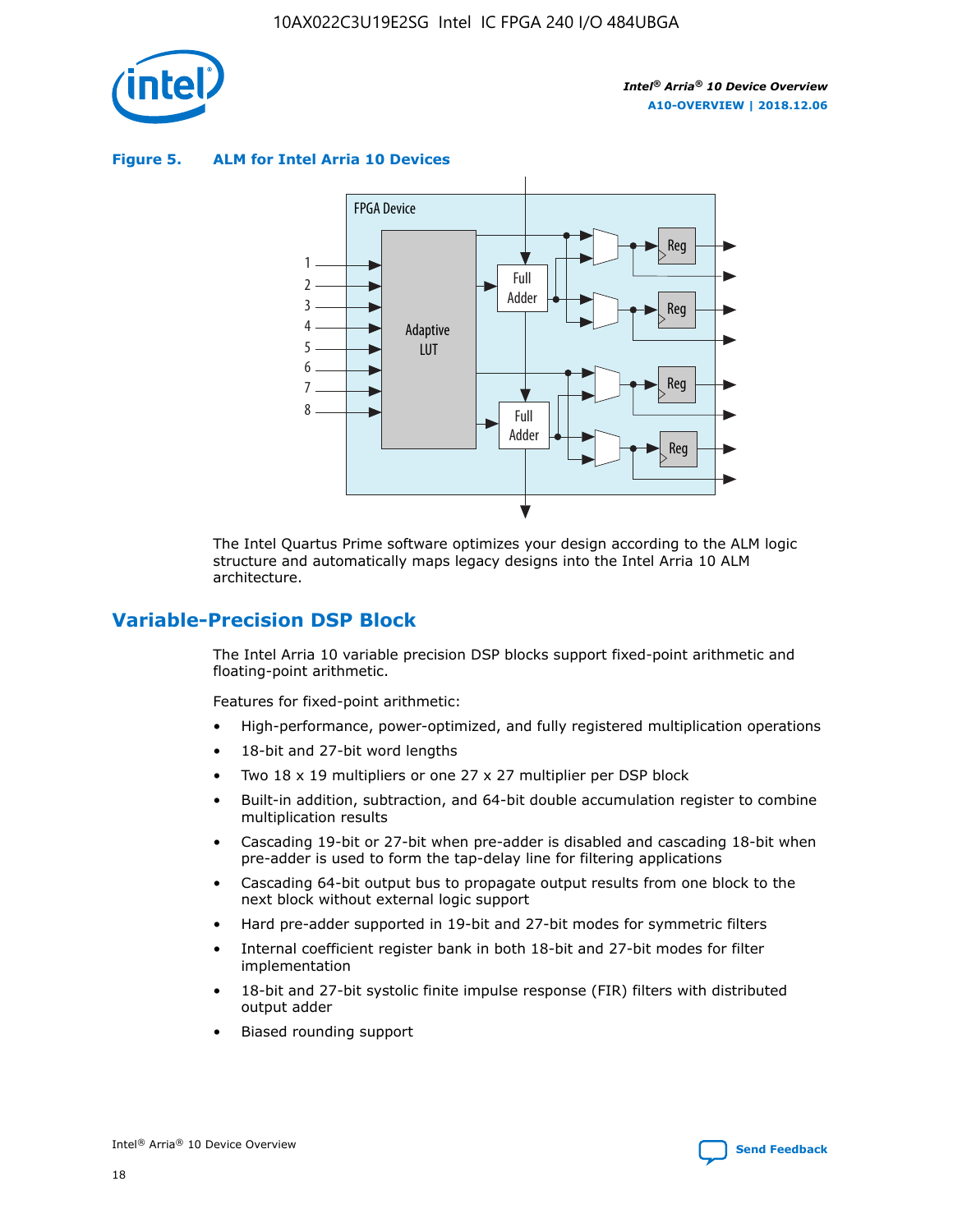**Figure 5. ALM for Intel Arria 10 Devices**

The Intel Quartus Prime software optimizes your design according to the ALM logic structure and automatically maps legacy designs into the Intel Arria 10 ALM architecture.

## Variable-Precision DSP Block

The Intel Arria 10 variable precision DSP blocks support fixed-point arithmetic and floating-point arithmetic.

Features for fixed-point arithmetic:

- High-performance, power-optimized, and fully registered multiplication operations
- 18-bit and 27-bit word lengths
- Two 18 x 19 multipliers or one 27 x 27 multiplier per DSP block
- Built-in addition, subtraction, and 64-bit double accumulation register to combine multiplication results
- Cascading 19-bit or 27-bit when pre-adder is disabled and cascading 18-bit when pre-adder is used to form the tap-delay line for filtering applications
- Cascading 64-bit output bus to propagate output results from one block to the next block without external logic support
- Hard pre-adder supported in 19-bit and 27-bit modes for symmetric filters
- Internal coefficient register bank in both 18-bit and 27-bit modes for filter implementation
- 18-bit and 27-bit systolic finite impulse response (FIR) filters with distributed output adder
- Biased rounding support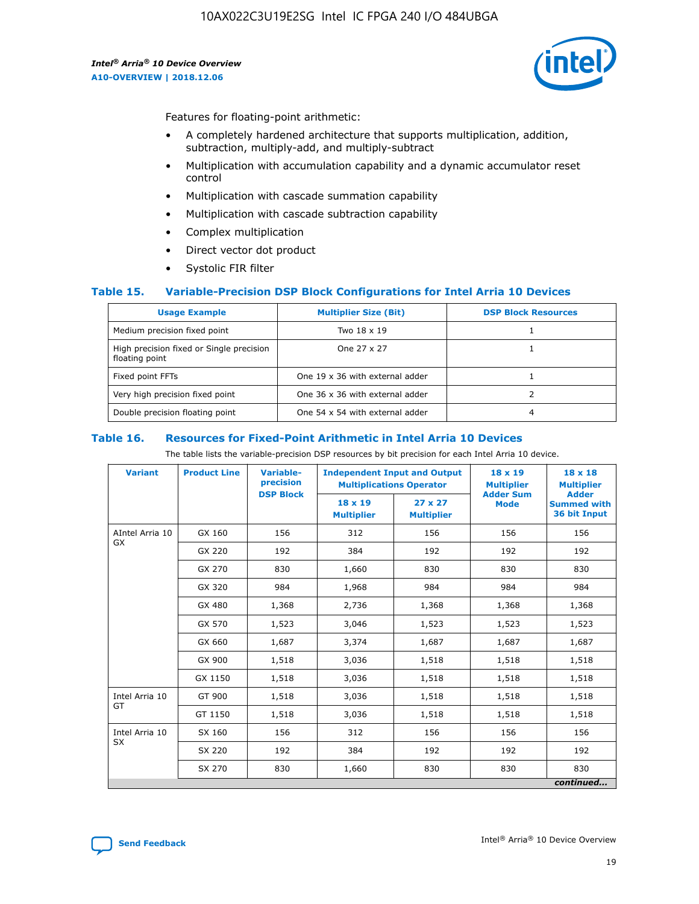Features for floating-point arithmetic:

- A completely hardened architecture that supports multiplication, addition, subtraction, multiply-add, and multiply-subtract
- Multiplication with accumulation capability and a dynamic accumulator reset control
- Multiplication with cascade summation capability
- Multiplication with cascade subtraction capability
- Complex multiplication
- Direct vector dot product
- Systolic FIR filter

### Table 15. Variable-Precision DSP Block Configurations for Intel Arria 10 Devices

| Usage Example | Multiplier Size (Bit) | DSP Block Resources |
|---|---|---|
| Medium precision fixed point | Two 18 x 19 | 1 |
| High precision fixed or Single precision floating point | One 27 x 27 | 1 |
| Fixed point FFTs | One 19 x 36 with external adder | 1 |
| Very high precision fixed point | One 36 x 36 with external adder | 2 |
| Double precision floating point | One 54 x 54 with external adder | 4 |

### Table 16. Resources for Fixed-Point Arithmetic in Intel Arria 10 Devices

The table lists the variable-precision DSP resources by bit precision for each Intel Arria 10 device.

| Variant | Product Line | Variable-precision DSP Block | Independent Input and Output Multiplications Operator | | 18 x 19 Multiplier Adder Sum Mode | 18 x 18 Multiplier Adder Summed with 36 bit Input |
|---|---|---|---|---|---|---|
| | | | 18 x 19 Multiplier | 27 x 27 Multiplier | | |
| AIntel Arria 10 GX | GX 160 | 156 | 312 | 156 | 156 | 156 |
| | GX 220 | 192 | 384 | 192 | 192 | 192 |
| | GX 270 | 830 | 1,660 | 830 | 830 | 830 |
| | GX 320 | 984 | 1,968 | 984 | 984 | 984 |
| | GX 480 | 1,368 | 2,736 | 1,368 | 1,368 | 1,368 |
| | GX 570 | 1,523 | 3,046 | 1,523 | 1,523 | 1,523 |
| | GX 660 | 1,687 | 3,374 | 1,687 | 1,687 | 1,687 |
| | GX 900 | 1,518 | 3,036 | 1,518 | 1,518 | 1,518 |
| | GX 1150 | 1,518 | 3,036 | 1,518 | 1,518 | 1,518 |
| Intel Arria 10 GT | GT 900 | 1,518 | 3,036 | 1,518 | 1,518 | 1,518 |
| | GT 1150 | 1,518 | 3,036 | 1,518 | 1,518 | 1,518 |
| Intel Arria 10 SX | SX 160 | 156 | 312 | 156 | 156 | 156 |
| | SX 220 | 192 | 384 | 192 | 192 | 192 |
| | SX 270 | 830 | 1,660 | 830 | 830 | 830 |

*continued...*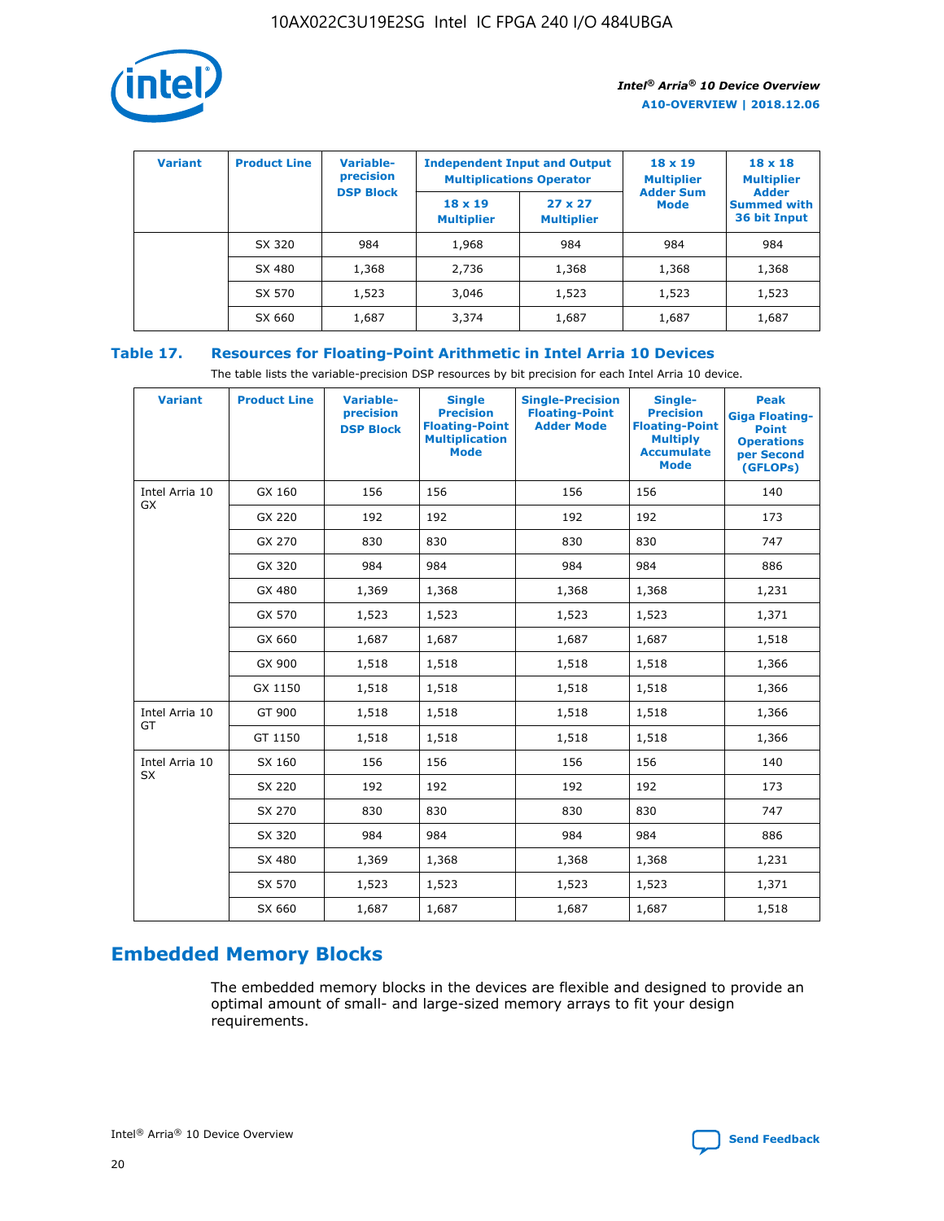| Variant | Product Line | Variable-precision DSP Block | Independent Input and Output Multiplications Operator | | 18 x 19 Multiplier Adder Sum Mode | 18 x 18 Multiplier Adder Summed with 36 bit Input |
|---|---|---|---|---|---|---|
| | | | 18 x 19 Multiplier | 27 x 27 Multiplier | | |
| | SX 320 | 984 | 1,968 | 984 | 984 | 984 |
| | SX 480 | 1,368 | 2,736 | 1,368 | 1,368 | 1,368 |
| | SX 570 | 1,523 | 3,046 | 1,523 | 1,523 | 1,523 |
| | SX 660 | 1,687 | 3,374 | 1,687 | 1,687 | 1,687 |

### Table 17. Resources for Floating-Point Arithmetic in Intel Arria 10 Devices

The table lists the variable-precision DSP resources by bit precision for each Intel Arria 10 device.

| Variant | Product Line | Variable-precision DSP Block | Single Precision Floating-Point Multiplication Mode | Single-Precision Floating-Point Adder Mode | Single-Precision Floating-Point Multiply Accumulate Mode | Peak Giga Floating-Point Operations per Second (GFLOPs) |
|---|---|---|---|---|---|---|
| Intel Arria 10 GX | GX 160 | 156 | 156 | 156 | 156 | 140 |
| | GX 220 | 192 | 192 | 192 | 192 | 173 |
| | GX 270 | 830 | 830 | 830 | 830 | 747 |
| | GX 320 | 984 | 984 | 984 | 984 | 886 |
| | GX 480 | 1,369 | 1,368 | 1,368 | 1,368 | 1,231 |
| | GX 570 | 1,523 | 1,523 | 1,523 | 1,523 | 1,371 |
| | GX 660 | 1,687 | 1,687 | 1,687 | 1,687 | 1,518 |
| | GX 900 | 1,518 | 1,518 | 1,518 | 1,518 | 1,366 |
| | GX 1150 | 1,518 | 1,518 | 1,518 | 1,518 | 1,366 |
| Intel Arria 10 GT | GT 900 | 1,518 | 1,518 | 1,518 | 1,518 | 1,366 |
| | GT 1150 | 1,518 | 1,518 | 1,518 | 1,518 | 1,366 |
| Intel Arria 10 SX | SX 160 | 156 | 156 | 156 | 156 | 140 |
| | SX 220 | 192 | 192 | 192 | 192 | 173 |
| | SX 270 | 830 | 830 | 830 | 830 | 747 |
| | SX 320 | 984 | 984 | 984 | 984 | 886 |
| | SX 480 | 1,369 | 1,368 | 1,368 | 1,368 | 1,231 |
| | SX 570 | 1,523 | 1,523 | 1,523 | 1,523 | 1,371 |
| | SX 660 | 1,687 | 1,687 | 1,687 | 1,687 | 1,518 |

## Embedded Memory Blocks

The embedded memory blocks in the devices are flexible and designed to provide an optimal amount of small- and large-sized memory arrays to fit your design requirements.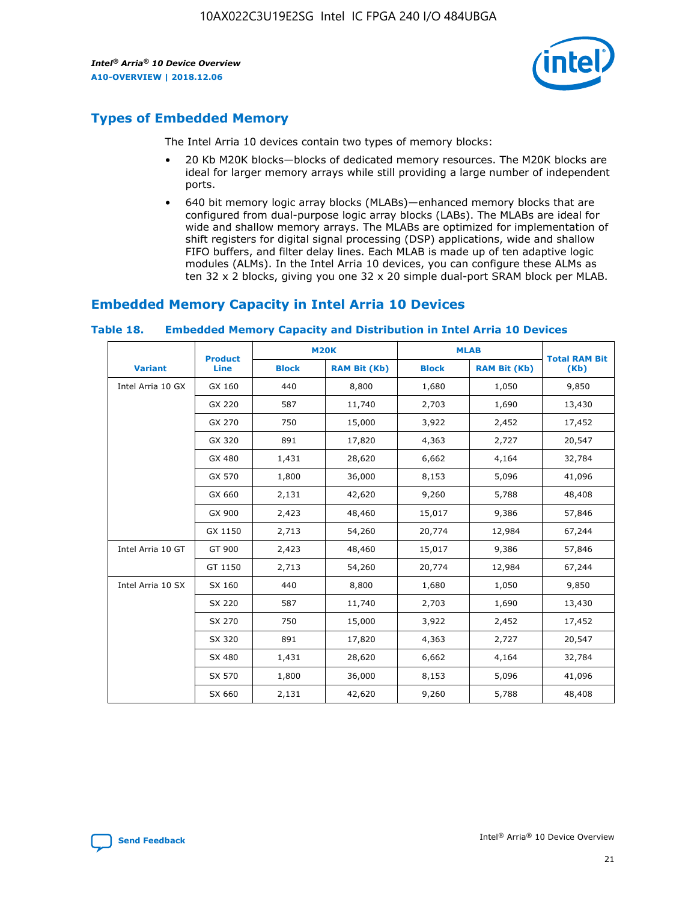## Types of Embedded Memory

The Intel Arria 10 devices contain two types of memory blocks:

- 20 Kb M20K blocks—blocks of dedicated memory resources. The M20K blocks are ideal for larger memory arrays while still providing a large number of independent ports.
- 640 bit memory logic array blocks (MLABs)—enhanced memory blocks that are configured from dual-purpose logic array blocks (LABs). The MLABs are ideal for wide and shallow memory arrays. The MLABs are optimized for implementation of shift registers for digital signal processing (DSP) applications, wide and shallow FIFO buffers, and filter delay lines. Each MLAB is made up of ten adaptive logic modules (ALMs). In the Intel Arria 10 devices, you can configure these ALMs as ten 32 x 2 blocks, giving you one 32 x 20 simple dual-port SRAM block per MLAB.

## Embedded Memory Capacity in Intel Arria 10 Devices

### Table 18. Embedded Memory Capacity and Distribution in Intel Arria 10 Devices

| Variant | Product Line | M20K | | MLAB | | Total RAM Bit (Kb) |
|---|---|---|---|---|---|---|
| | | Block | RAM Bit (Kb) | Block | RAM Bit (Kb) | |
| Intel Arria 10 GX | GX 160 | 440 | 8,800 | 1,680 | 1,050 | 9,850 |
| | GX 220 | 587 | 11,740 | 2,703 | 1,690 | 13,430 |
| | GX 270 | 750 | 15,000 | 3,922 | 2,452 | 17,452 |
| | GX 320 | 891 | 17,820 | 4,363 | 2,727 | 20,547 |
| | GX 480 | 1,431 | 28,620 | 6,662 | 4,164 | 32,784 |
| | GX 570 | 1,800 | 36,000 | 8,153 | 5,096 | 41,096 |
| | GX 660 | 2,131 | 42,620 | 9,260 | 5,788 | 48,408 |
| | GX 900 | 2,423 | 48,460 | 15,017 | 9,386 | 57,846 |
| | GX 1150 | 2,713 | 54,260 | 20,774 | 12,984 | 67,244 |
| Intel Arria 10 GT | GT 900 | 2,423 | 48,460 | 15,017 | 9,386 | 57,846 |
| | GT 1150 | 2,713 | 54,260 | 20,774 | 12,984 | 67,244 |
| Intel Arria 10 SX | SX 160 | 440 | 8,800 | 1,680 | 1,050 | 9,850 |
| | SX 220 | 587 | 11,740 | 2,703 | 1,690 | 13,430 |
| | SX 270 | 750 | 15,000 | 3,922 | 2,452 | 17,452 |
| | SX 320 | 891 | 17,820 | 4,363 | 2,727 | 20,547 |
| | SX 480 | 1,431 | 28,620 | 6,662 | 4,164 | 32,784 |
| | SX 570 | 1,800 | 36,000 | 8,153 | 5,096 | 41,096 |
| | SX 660 | 2,131 | 42,620 | 9,260 | 5,788 | 48,408 |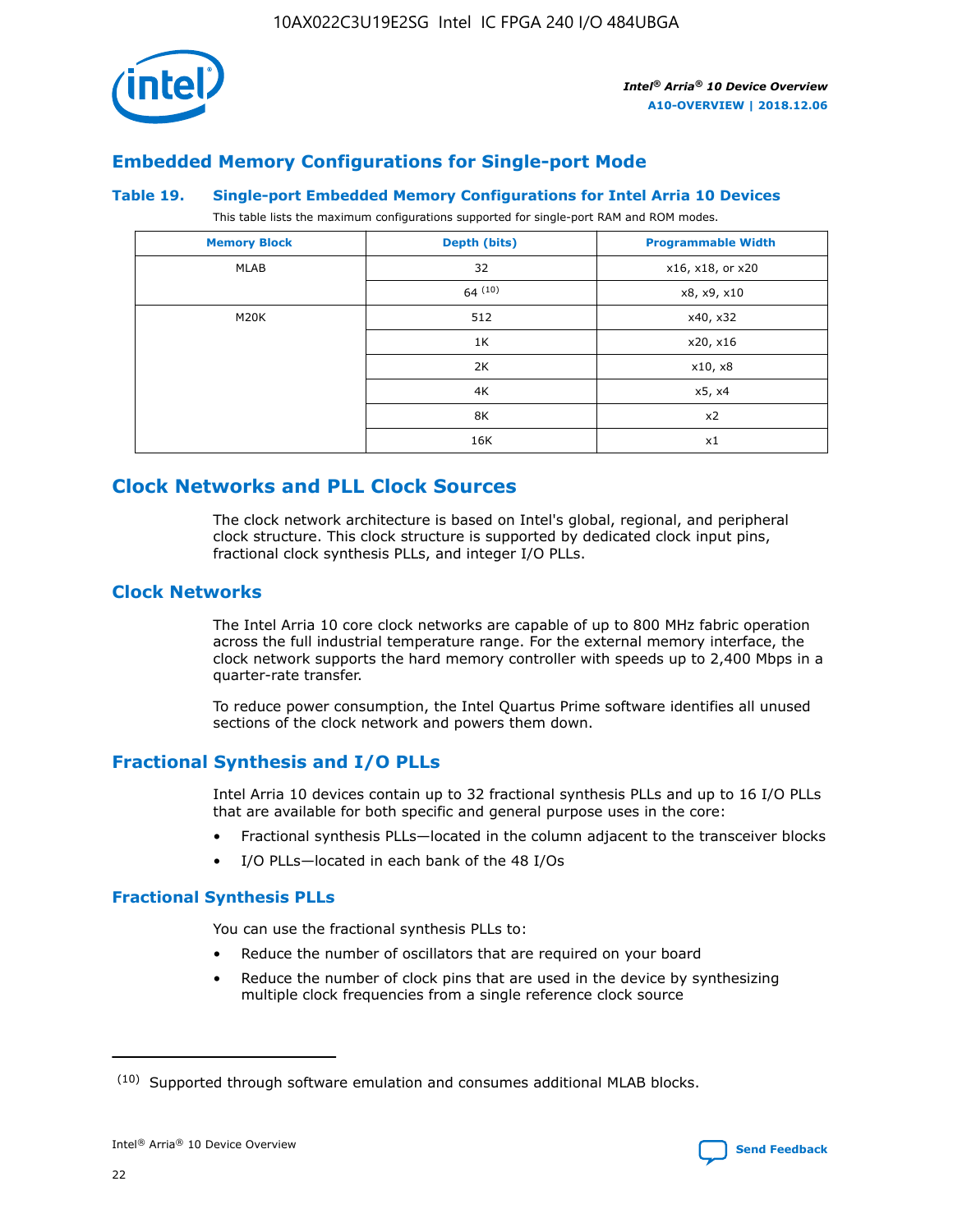## Embedded Memory Configurations for Single-port Mode

### Table 19. Single-port Embedded Memory Configurations for Intel Arria 10 Devices

This table lists the maximum configurations supported for single-port RAM and ROM modes.

| Memory Block | Depth (bits) | Programmable Width |
|---|---|---|
| MLAB | 32 | x16, x18, or x20 |
| | 64 [10] | x8, x9, x10 |
| M20K | 512 | x40, x32 |
| | 1K | x20, x16 |
| | 2K | x10, x8 |
| | 4K | x5, x4 |
| | 8K | x2 |
| | 16K | x1 |

# Clock Networks and PLL Clock Sources

The clock network architecture is based on Intel's global, regional, and peripheral clock structure. This clock structure is supported by dedicated clock input pins, fractional clock synthesis PLLs, and integer I/O PLLs.

## Clock Networks

The Intel Arria 10 core clock networks are capable of up to 800 MHz fabric operation across the full industrial temperature range. For the external memory interface, the clock network supports the hard memory controller with speeds up to 2,400 Mbps in a quarter-rate transfer.

To reduce power consumption, the Intel Quartus Prime software identifies all unused sections of the clock network and powers them down.

## Fractional Synthesis and I/O PLLs

Intel Arria 10 devices contain up to 32 fractional synthesis PLLs and up to 16 I/O PLLs that are available for both specific and general purpose uses in the core:

- Fractional synthesis PLLs—located in the column adjacent to the transceiver blocks
- I/O PLLs—located in each bank of the 48 I/Os

### Fractional Synthesis PLLs

You can use the fractional synthesis PLLs to:

- Reduce the number of oscillators that are required on your board
- Reduce the number of clock pins that are used in the device by synthesizing multiple clock frequencies from a single reference clock source

(10) Supported through software emulation and consumes additional MLAB blocks.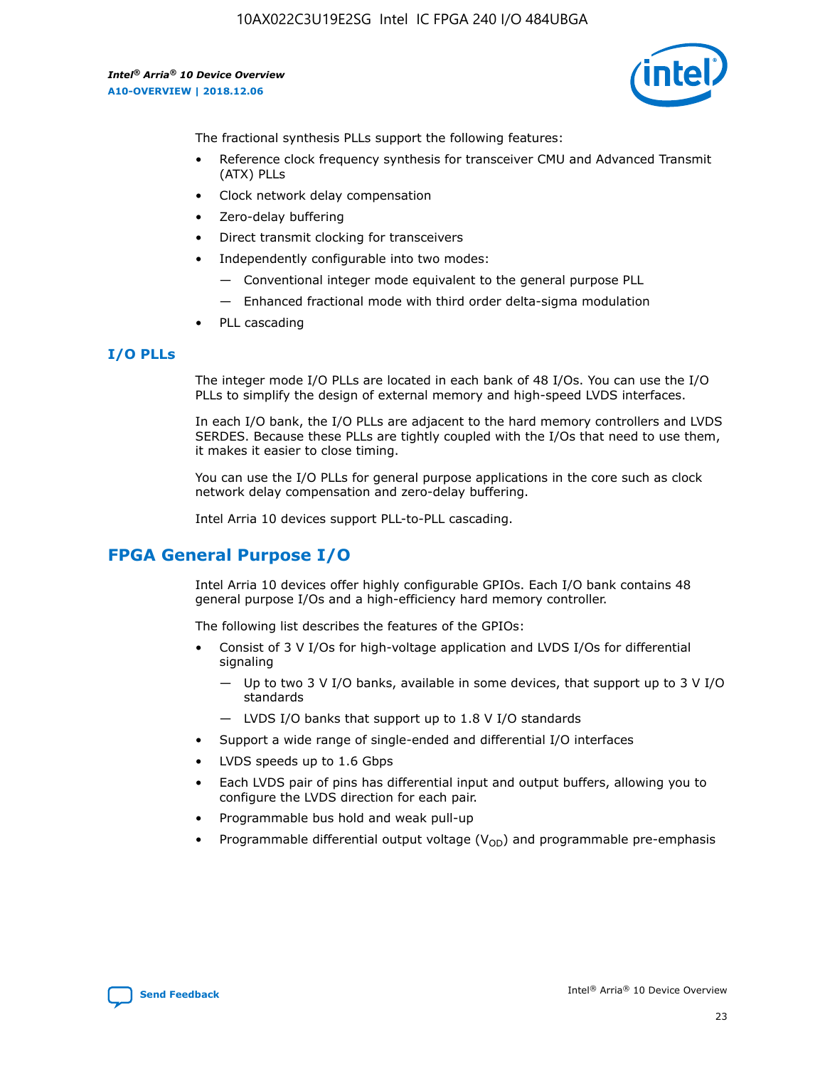The fractional synthesis PLLs support the following features:

- Reference clock frequency synthesis for transceiver CMU and Advanced Transmit (ATX) PLLs
- Clock network delay compensation
- Zero-delay buffering
- Direct transmit clocking for transceivers
- Independently configurable into two modes:
  - — Conventional integer mode equivalent to the general purpose PLL
  - — Enhanced fractional mode with third order delta-sigma modulation
- PLL cascading

### I/O PLLs

The integer mode I/O PLLs are located in each bank of 48 I/Os. You can use the I/O PLLs to simplify the design of external memory and high-speed LVDS interfaces.

In each I/O bank, the I/O PLLs are adjacent to the hard memory controllers and LVDS SERDES. Because these PLLs are tightly coupled with the I/Os that need to use them, it makes it easier to close timing.

You can use the I/O PLLs for general purpose applications in the core such as clock network delay compensation and zero-delay buffering.

Intel Arria 10 devices support PLL-to-PLL cascading.

## FPGA General Purpose I/O

Intel Arria 10 devices offer highly configurable GPIOs. Each I/O bank contains 48 general purpose I/Os and a high-efficiency hard memory controller.

The following list describes the features of the GPIOs:

- Consist of 3 V I/Os for high-voltage application and LVDS I/Os for differential signaling
  - — Up to two 3 V I/O banks, available in some devices, that support up to 3 V I/O standards
  - — LVDS I/O banks that support up to 1.8 V I/O standards
- Support a wide range of single-ended and differential I/O interfaces
- LVDS speeds up to 1.6 Gbps
- Each LVDS pair of pins has differential input and output buffers, allowing you to configure the LVDS direction for each pair.
- Programmable bus hold and weak pull-up
- Programmable differential output voltage ($V_{OD}$) and programmable pre-emphasis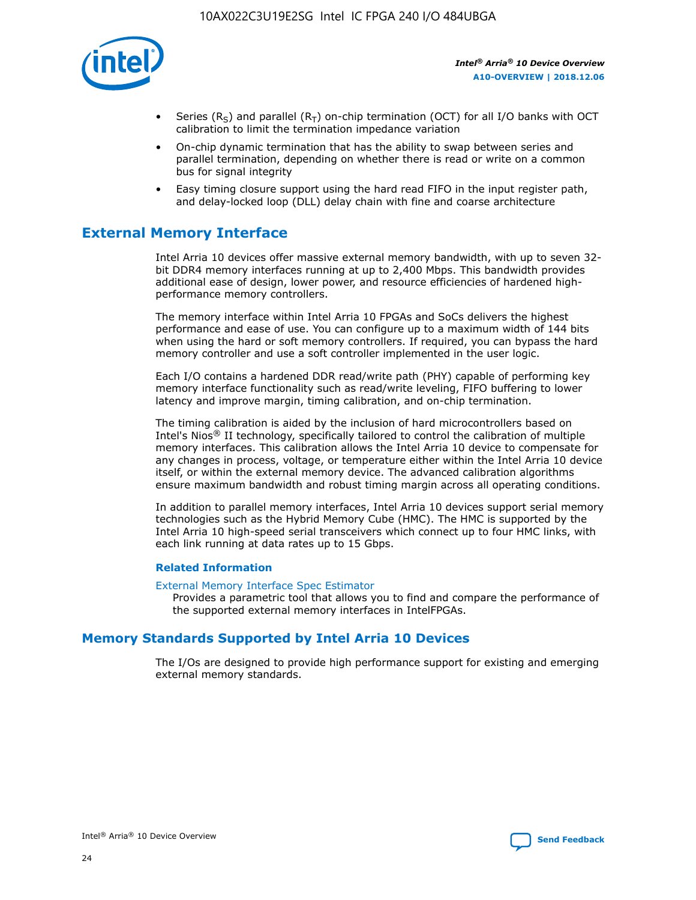- Series ($R_S$) and parallel ($R_T$) on-chip termination (OCT) for all I/O banks with OCT calibration to limit the termination impedance variation
- On-chip dynamic termination that has the ability to swap between series and parallel termination, depending on whether there is read or write on a common bus for signal integrity
- Easy timing closure support using the hard read FIFO in the input register path, and delay-locked loop (DLL) delay chain with fine and coarse architecture

## External Memory Interface

Intel Arria 10 devices offer massive external memory bandwidth, with up to seven 32-bit DDR4 memory interfaces running at up to 2,400 Mbps. This bandwidth provides additional ease of design, lower power, and resource efficiencies of hardened high-performance memory controllers.

The memory interface within Intel Arria 10 FPGAs and SoCs delivers the highest performance and ease of use. You can configure up to a maximum width of 144 bits when using the hard or soft memory controllers. If required, you can bypass the hard memory controller and use a soft controller implemented in the user logic.

Each I/O contains a hardened DDR read/write path (PHY) capable of performing key memory interface functionality such as read/write leveling, FIFO buffering to lower latency and improve margin, timing calibration, and on-chip termination.

The timing calibration is aided by the inclusion of hard microcontrollers based on Intel's Nios® II technology, specifically tailored to control the calibration of multiple memory interfaces. This calibration allows the Intel Arria 10 device to compensate for any changes in process, voltage, or temperature either within the Intel Arria 10 device itself, or within the external memory device. The advanced calibration algorithms ensure maximum bandwidth and robust timing margin across all operating conditions.

In addition to parallel memory interfaces, Intel Arria 10 devices support serial memory technologies such as the Hybrid Memory Cube (HMC). The HMC is supported by the Intel Arria 10 high-speed serial transceivers which connect up to four HMC links, with each link running at data rates up to 15 Gbps.

### Related Information

External Memory Interface Spec Estimator

Provides a parametric tool that allows you to find and compare the performance of the supported external memory interfaces in IntelFPGAs.

## Memory Standards Supported by Intel Arria 10 Devices

The I/Os are designed to provide high performance support for existing and emerging external memory standards.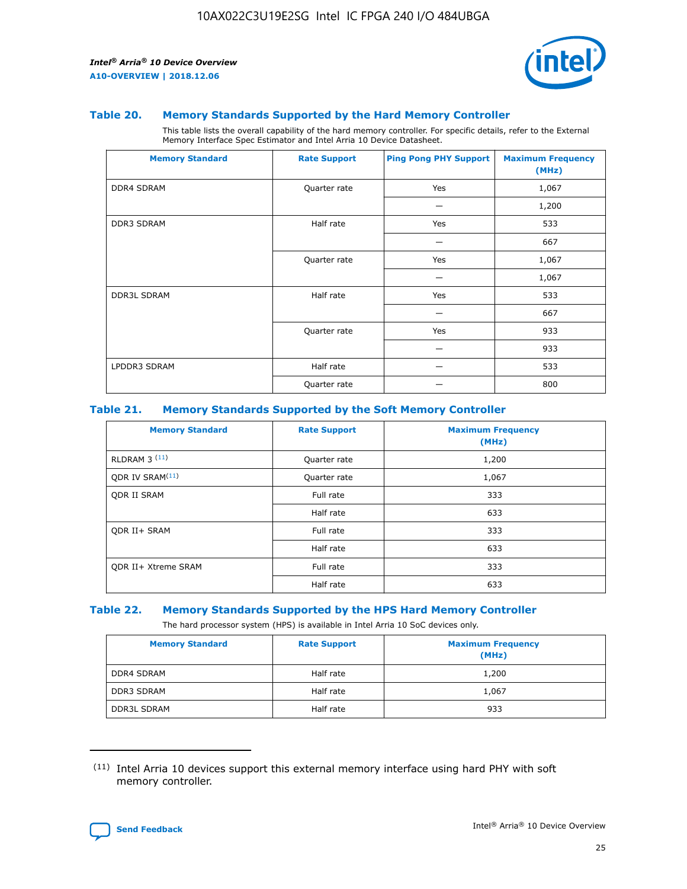### Table 20. Memory Standards Supported by the Hard Memory Controller

This table lists the overall capability of the hard memory controller. For specific details, refer to the External Memory Interface Spec Estimator and Intel Arria 10 Device Datasheet.

| Memory Standard | Rate Support | Ping Pong PHY Support | Maximum Frequency (MHz) |
|---|---|---|---|
| DDR4 SDRAM | Quarter rate | Yes | 1,067 |
| | | — | 1,200 |
| DDR3 SDRAM | Half rate | Yes | 533 |
| | | — | 667 |
| | Quarter rate | Yes | 1,067 |
| | | — | 1,067 |
| DDR3L SDRAM | Half rate | Yes | 533 |
| | | — | 667 |
| | Quarter rate | Yes | 933 |
| | | — | 933 |
| LPDDR3 SDRAM | Half rate | — | 533 |
| | Quarter rate | — | 800 |

### Table 21. Memory Standards Supported by the Soft Memory Controller

| Memory Standard | Rate Support | Maximum Frequency (MHz) |
|---|---|---|
| RLDRAM 3 [(11)] | Quarter rate | 1,200 |
| QDR IV SRAM[(11)] | Quarter rate | 1,067 |
| QDR II SRAM | Full rate | 333 |
| | Half rate | 633 |
| QDR II+ SRAM | Full rate | 333 |
| | Half rate | 633 |
| QDR II+ Xtreme SRAM | Full rate | 333 |
| | Half rate | 633 |

### Table 22. Memory Standards Supported by the HPS Hard Memory Controller

The hard processor system (HPS) is available in Intel Arria 10 SoC devices only.

| Memory Standard | Rate Support | Maximum Frequency (MHz) |
|---|---|---|
| DDR4 SDRAM | Half rate | 1,200 |
| DDR3 SDRAM | Half rate | 1,067 |
| DDR3L SDRAM | Half rate | 933 |

(11) Intel Arria 10 devices support this external memory interface using hard PHY with soft memory controller.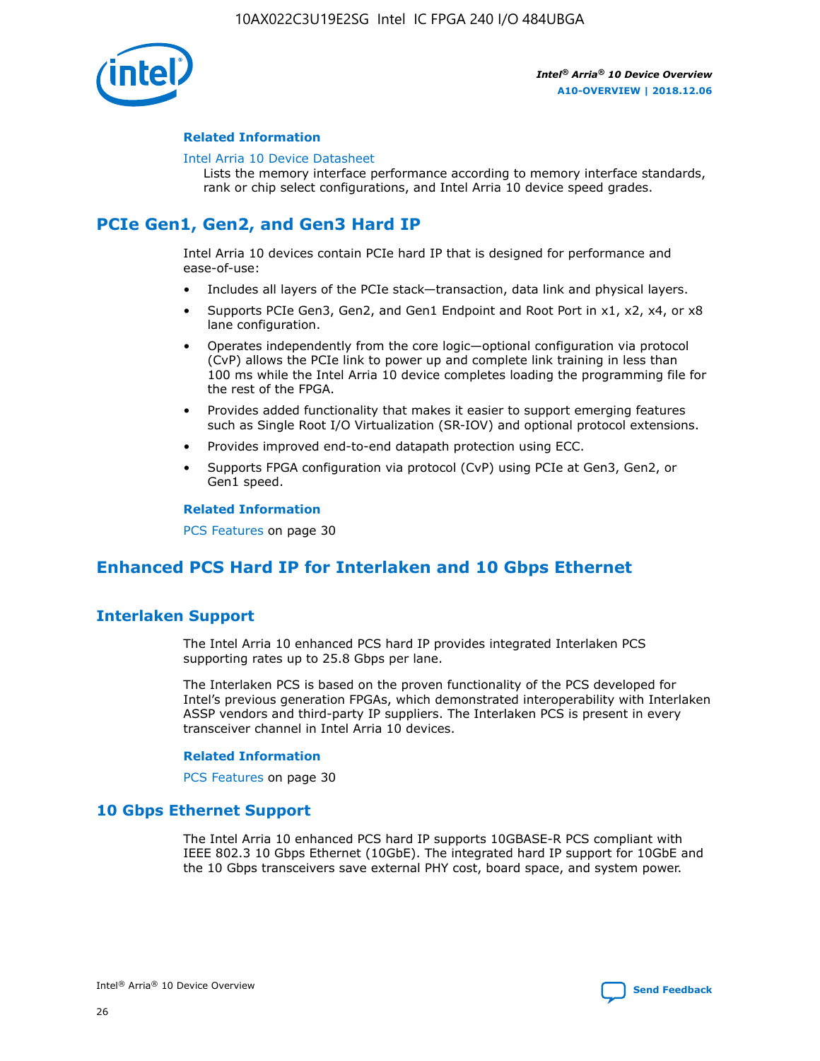### Related Information

Intel Arria 10 Device Datasheet
Lists the memory interface performance according to memory interface standards, rank or chip select configurations, and Intel Arria 10 device speed grades.

## PCIe Gen1, Gen2, and Gen3 Hard IP

Intel Arria 10 devices contain PCIe hard IP that is designed for performance and ease-of-use:

- Includes all layers of the PCIe stack—transaction, data link and physical layers.
- Supports PCIe Gen3, Gen2, and Gen1 Endpoint and Root Port in x1, x2, x4, or x8 lane configuration.
- Operates independently from the core logic—optional configuration via protocol (CvP) allows the PCIe link to power up and complete link training in less than 100 ms while the Intel Arria 10 device completes loading the programming file for the rest of the FPGA.
- Provides added functionality that makes it easier to support emerging features such as Single Root I/O Virtualization (SR-IOV) and optional protocol extensions.
- Provides improved end-to-end datapath protection using ECC.
- Supports FPGA configuration via protocol (CvP) using PCIe at Gen3, Gen2, or Gen1 speed.

### Related Information

PCS Features on page 30

## Enhanced PCS Hard IP for Interlaken and 10 Gbps Ethernet

## Interlaken Support

The Intel Arria 10 enhanced PCS hard IP provides integrated Interlaken PCS supporting rates up to 25.8 Gbps per lane.

The Interlaken PCS is based on the proven functionality of the PCS developed for Intel's previous generation FPGAs, which demonstrated interoperability with Interlaken ASSP vendors and third-party IP suppliers. The Interlaken PCS is present in every transceiver channel in Intel Arria 10 devices.

### Related Information

PCS Features on page 30

## 10 Gbps Ethernet Support

The Intel Arria 10 enhanced PCS hard IP supports 10GBASE-R PCS compliant with IEEE 802.3 10 Gbps Ethernet (10GbE). The integrated hard IP support for 10GbE and the 10 Gbps transceivers save external PHY cost, board space, and system power.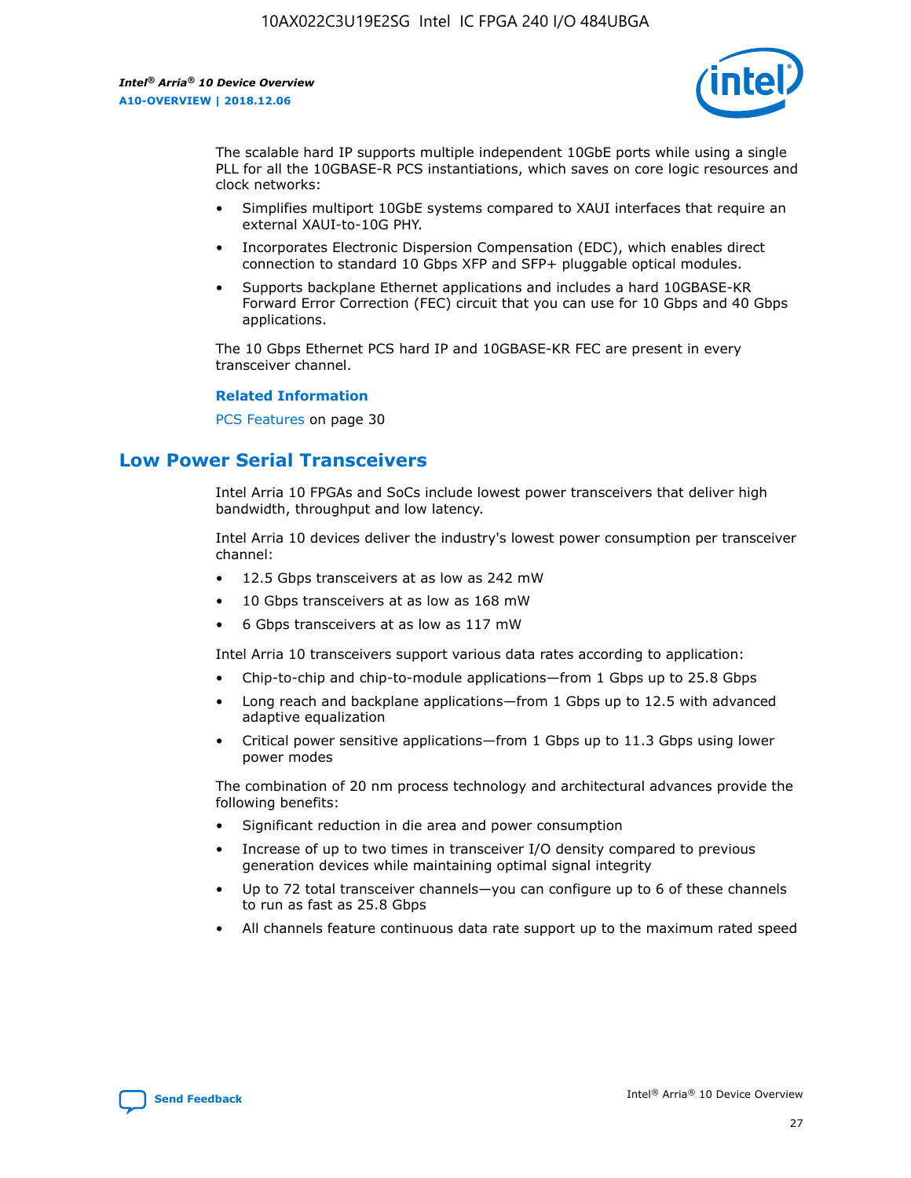The scalable hard IP supports multiple independent 10GbE ports while using a single PLL for all the 10GBASE-R PCS instantiations, which saves on core logic resources and clock networks:

- Simplifies multiport 10GbE systems compared to XAUI interfaces that require an external XAUI-to-10G PHY.
- Incorporates Electronic Dispersion Compensation (EDC), which enables direct connection to standard 10 Gbps XFP and SFP+ pluggable optical modules.
- Supports backplane Ethernet applications and includes a hard 10GBASE-KR Forward Error Correction (FEC) circuit that you can use for 10 Gbps and 40 Gbps applications.

The 10 Gbps Ethernet PCS hard IP and 10GBASE-KR FEC are present in every transceiver channel.

**Related Information**

PCS Features on page 30

## Low Power Serial Transceivers

Intel Arria 10 FPGAs and SoCs include lowest power transceivers that deliver high bandwidth, throughput and low latency.

Intel Arria 10 devices deliver the industry's lowest power consumption per transceiver channel:

- 12.5 Gbps transceivers at as low as 242 mW
- 10 Gbps transceivers at as low as 168 mW
- 6 Gbps transceivers at as low as 117 mW

Intel Arria 10 transceivers support various data rates according to application:

- Chip-to-chip and chip-to-module applications—from 1 Gbps up to 25.8 Gbps
- Long reach and backplane applications—from 1 Gbps up to 12.5 with advanced adaptive equalization
- Critical power sensitive applications—from 1 Gbps up to 11.3 Gbps using lower power modes

The combination of 20 nm process technology and architectural advances provide the following benefits:

- Significant reduction in die area and power consumption
- Increase of up to two times in transceiver I/O density compared to previous generation devices while maintaining optimal signal integrity
- Up to 72 total transceiver channels—you can configure up to 6 of these channels to run as fast as 25.8 Gbps
- All channels feature continuous data rate support up to the maximum rated speed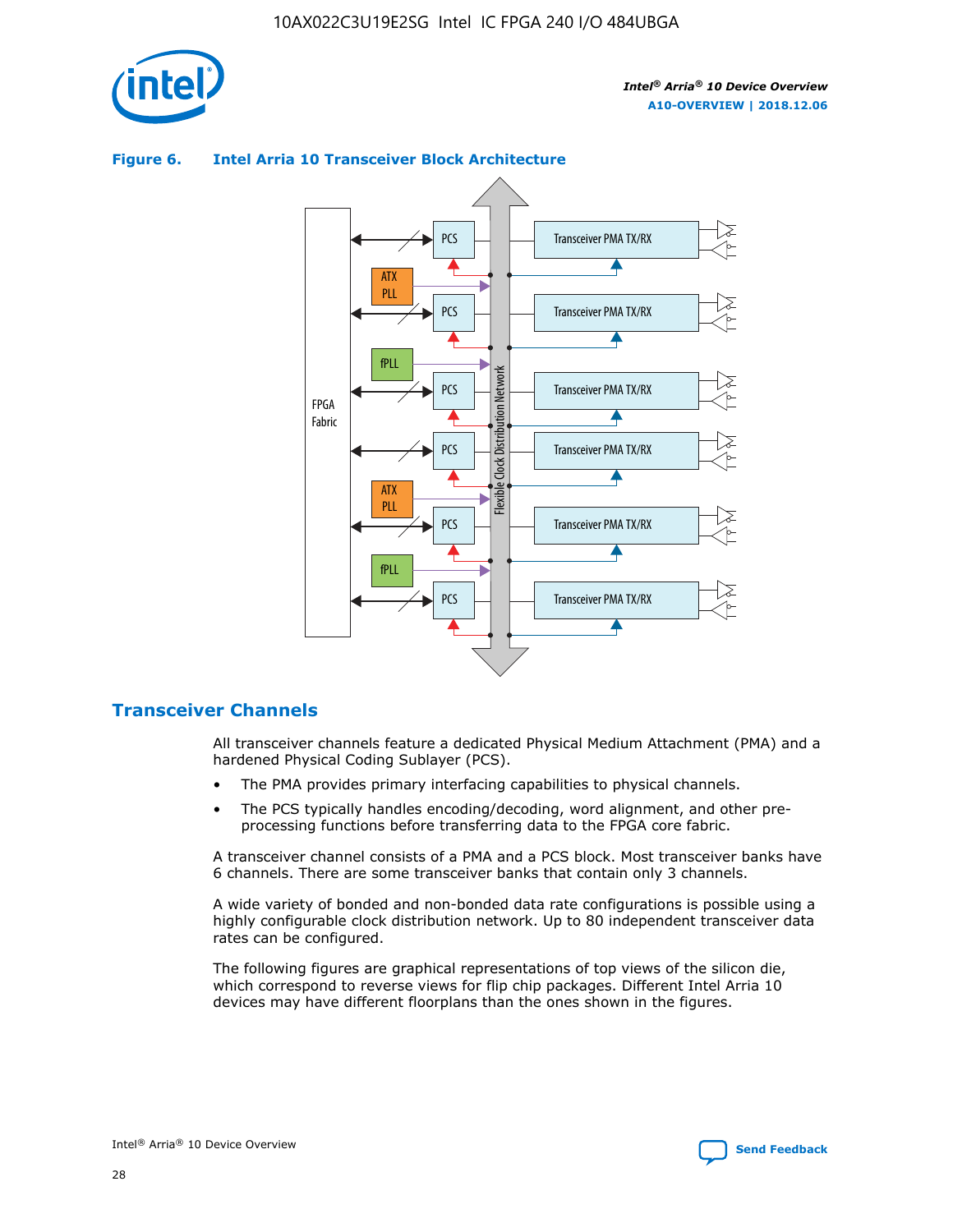**Figure 6. Intel Arria 10 Transceiver Block Architecture**

## Transceiver Channels

All transceiver channels feature a dedicated Physical Medium Attachment (PMA) and a hardened Physical Coding Sublayer (PCS).

- The PMA provides primary interfacing capabilities to physical channels.
- The PCS typically handles encoding/decoding, word alignment, and other pre-processing functions before transferring data to the FPGA core fabric.

A transceiver channel consists of a PMA and a PCS block. Most transceiver banks have 6 channels. There are some transceiver banks that contain only 3 channels.

A wide variety of bonded and non-bonded data rate configurations is possible using a highly configurable clock distribution network. Up to 80 independent transceiver data rates can be configured.

The following figures are graphical representations of top views of the silicon die, which correspond to reverse views for flip chip packages. Different Intel Arria 10 devices may have different floorplans than the ones shown in the figures.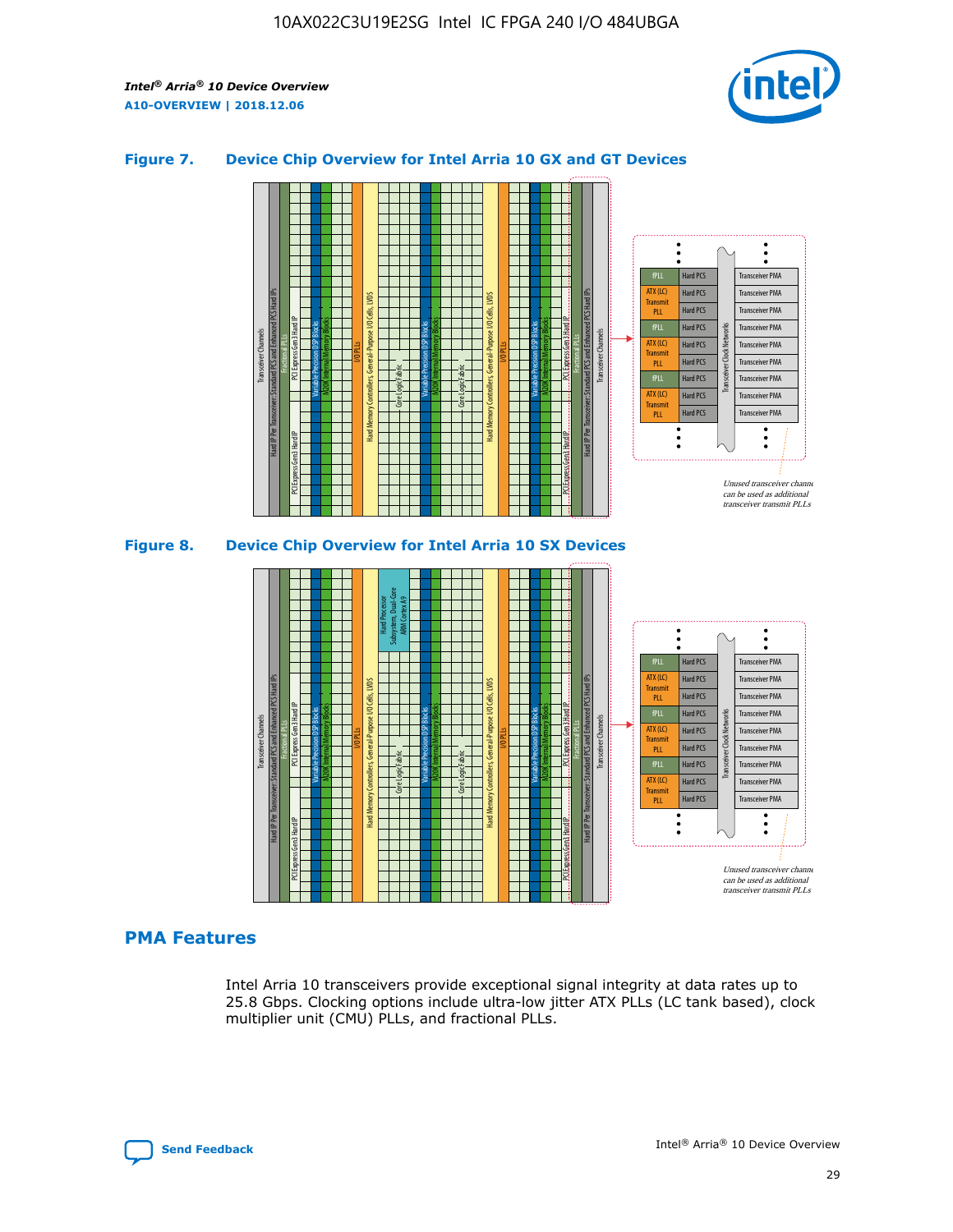## Figure 7. Device Chip Overview for Intel Arria 10 GX and GT Devices

## Figure 8. Device Chip Overview for Intel Arria 10 SX Devices

## PMA Features

Intel Arria 10 transceivers provide exceptional signal integrity at data rates up to 25.8 Gbps. Clocking options include ultra-low jitter ATX PLLs (LC tank based), clock multiplier unit (CMU) PLLs, and fractional PLLs.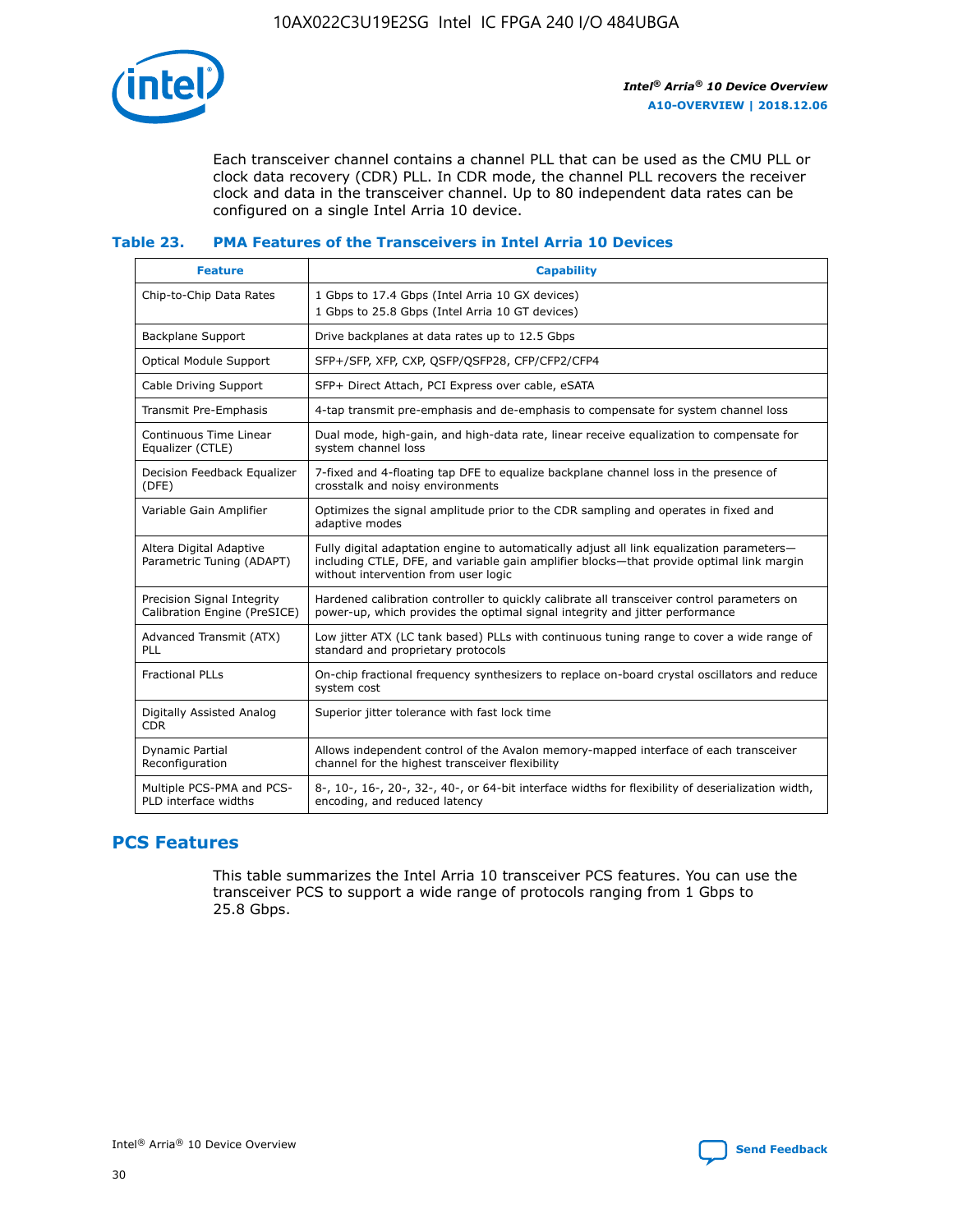Each transceiver channel contains a channel PLL that can be used as the CMU PLL or clock data recovery (CDR) PLL. In CDR mode, the channel PLL recovers the receiver clock and data in the transceiver channel. Up to 80 independent data rates can be configured on a single Intel Arria 10 device.

### Table 23. PMA Features of the Transceivers in Intel Arria 10 Devices

| Feature | Capability |
| --- | --- |
| Chip-to-Chip Data Rates | 1 Gbps to 17.4 Gbps (Intel Arria 10 GX devices)<br>1 Gbps to 25.8 Gbps (Intel Arria 10 GT devices) |
| Backplane Support | Drive backplanes at data rates up to 12.5 Gbps |
| Optical Module Support | SFP+/SFP, XFP, CXP, QSFP/QSFP28, CFP/CFP2/CFP4 |
| Cable Driving Support | SFP+ Direct Attach, PCI Express over cable, eSATA |
| Transmit Pre-Emphasis | 4-tap transmit pre-emphasis and de-emphasis to compensate for system channel loss |
| Continuous Time Linear Equalizer (CTLE) | Dual mode, high-gain, and high-data rate, linear receive equalization to compensate for system channel loss |
| Decision Feedback Equalizer (DFE) | 7-fixed and 4-floating tap DFE to equalize backplane channel loss in the presence of crosstalk and noisy environments |
| Variable Gain Amplifier | Optimizes the signal amplitude prior to the CDR sampling and operates in fixed and adaptive modes |
| Altera Digital Adaptive Parametric Tuning (ADAPT) | Fully digital adaptation engine to automatically adjust all link equalization parameters—including CTLE, DFE, and variable gain amplifier blocks—that provide optimal link margin without intervention from user logic |
| Precision Signal Integrity Calibration Engine (PreSICE) | Hardened calibration controller to quickly calibrate all transceiver control parameters on power-up, which provides the optimal signal integrity and jitter performance |
| Advanced Transmit (ATX) PLL | Low jitter ATX (LC tank based) PLLs with continuous tuning range to cover a wide range of standard and proprietary protocols |
| Fractional PLLs | On-chip fractional frequency synthesizers to replace on-board crystal oscillators and reduce system cost |
| Digitally Assisted Analog CDR | Superior jitter tolerance with fast lock time |
| Dynamic Partial Reconfiguration | Allows independent control of the Avalon memory-mapped interface of each transceiver channel for the highest transceiver flexibility |
| Multiple PCS-PMA and PCS-PLD interface widths | 8-, 10-, 16-, 20-, 32-, 40-, or 64-bit interface widths for flexibility of deserialization width, encoding, and reduced latency |

## PCS Features

This table summarizes the Intel Arria 10 transceiver PCS features. You can use the transceiver PCS to support a wide range of protocols ranging from 1 Gbps to 25.8 Gbps.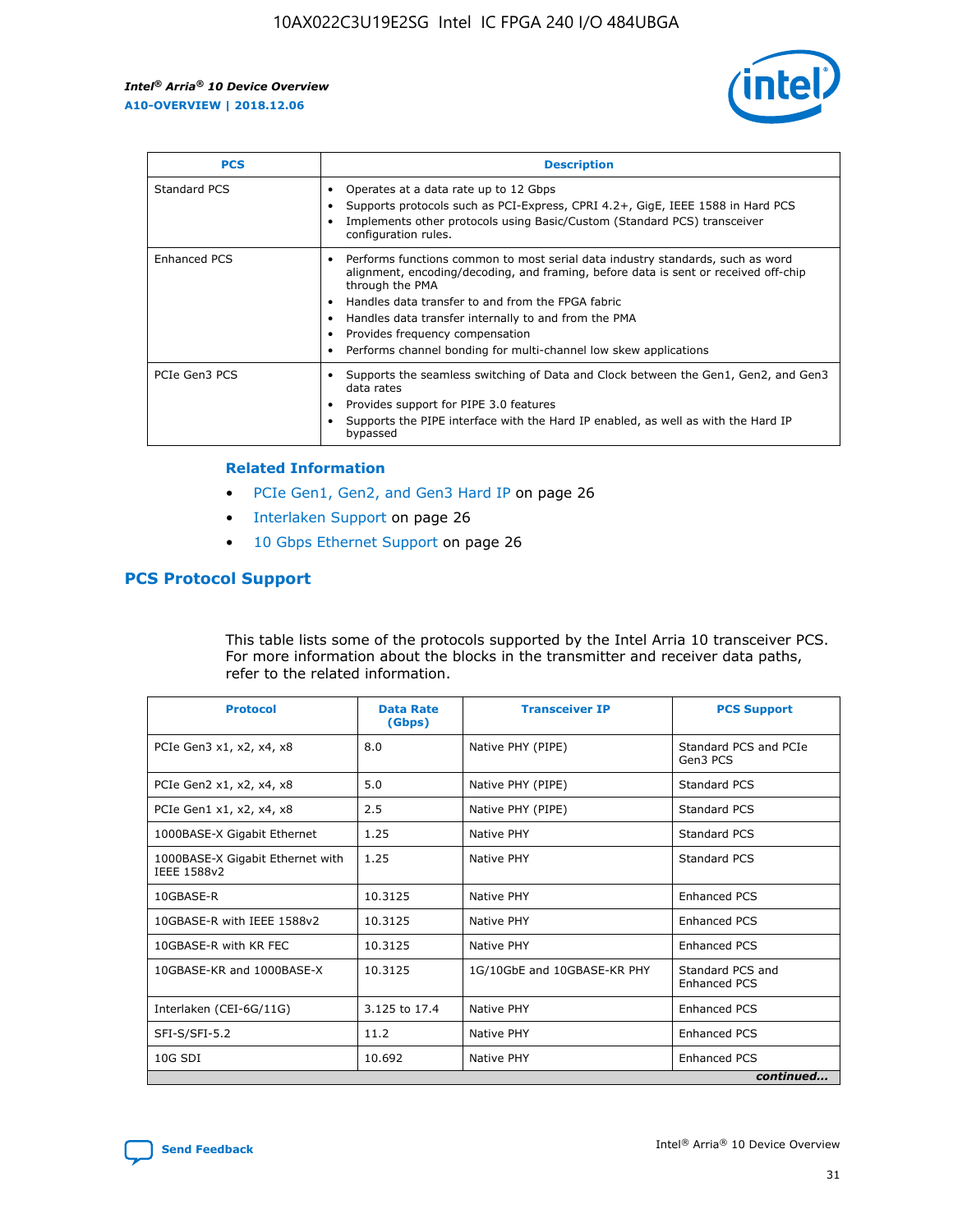| PCS | Description |
| --- | --- |
| Standard PCS | • Operates at a data rate up to 12 Gbps<br>• Supports protocols such as PCI-Express, CPRI 4.2+, GigE, IEEE 1588 in Hard PCS<br>• Implements other protocols using Basic/Custom (Standard PCS) transceiver configuration rules. |
| Enhanced PCS | • Performs functions common to most serial data industry standards, such as word alignment, encoding/decoding, and framing, before data is sent or received off-chip through the PMA<br>• Handles data transfer to and from the FPGA fabric<br>• Handles data transfer internally to and from the PMA<br>• Provides frequency compensation<br>• Performs channel bonding for multi-channel low skew applications |
| PCIe Gen3 PCS | • Supports the seamless switching of Data and Clock between the Gen1, Gen2, and Gen3 data rates<br>• Provides support for PIPE 3.0 features<br>• Supports the PIPE interface with the Hard IP enabled, as well as with the Hard IP bypassed |

### Related Information

- PCIe Gen1, Gen2, and Gen3 Hard IP on page 26
- Interlaken Support on page 26
- 10 Gbps Ethernet Support on page 26

## PCS Protocol Support

This table lists some of the protocols supported by the Intel Arria 10 transceiver PCS. For more information about the blocks in the transmitter and receiver data paths, refer to the related information.

| Protocol | Data Rate (Gbps) | Transceiver IP | PCS Support |
| --- | --- | --- | --- |
| PCIe Gen3 x1, x2, x4, x8 | 8.0 | Native PHY (PIPE) | Standard PCS and PCIe Gen3 PCS |
| PCIe Gen2 x1, x2, x4, x8 | 5.0 | Native PHY (PIPE) | Standard PCS |
| PCIe Gen1 x1, x2, x4, x8 | 2.5 | Native PHY (PIPE) | Standard PCS |
| 1000BASE-X Gigabit Ethernet | 1.25 | Native PHY | Standard PCS |
| 1000BASE-X Gigabit Ethernet with IEEE 1588v2 | 1.25 | Native PHY | Standard PCS |
| 10GBASE-R | 10.3125 | Native PHY | Enhanced PCS |
| 10GBASE-R with IEEE 1588v2 | 10.3125 | Native PHY | Enhanced PCS |
| 10GBASE-R with KR FEC | 10.3125 | Native PHY | Enhanced PCS |
| 10GBASE-KR and 1000BASE-X | 10.3125 | 1G/10GbE and 10GBASE-KR PHY | Standard PCS and Enhanced PCS |
| Interlaken (CEI-6G/11G) | 3.125 to 17.4 | Native PHY | Enhanced PCS |
| SFI-S/SFI-5.2 | 11.2 | Native PHY | Enhanced PCS |
| 10G SDI | 10.692 | Native PHY | Enhanced PCS |

*continued...*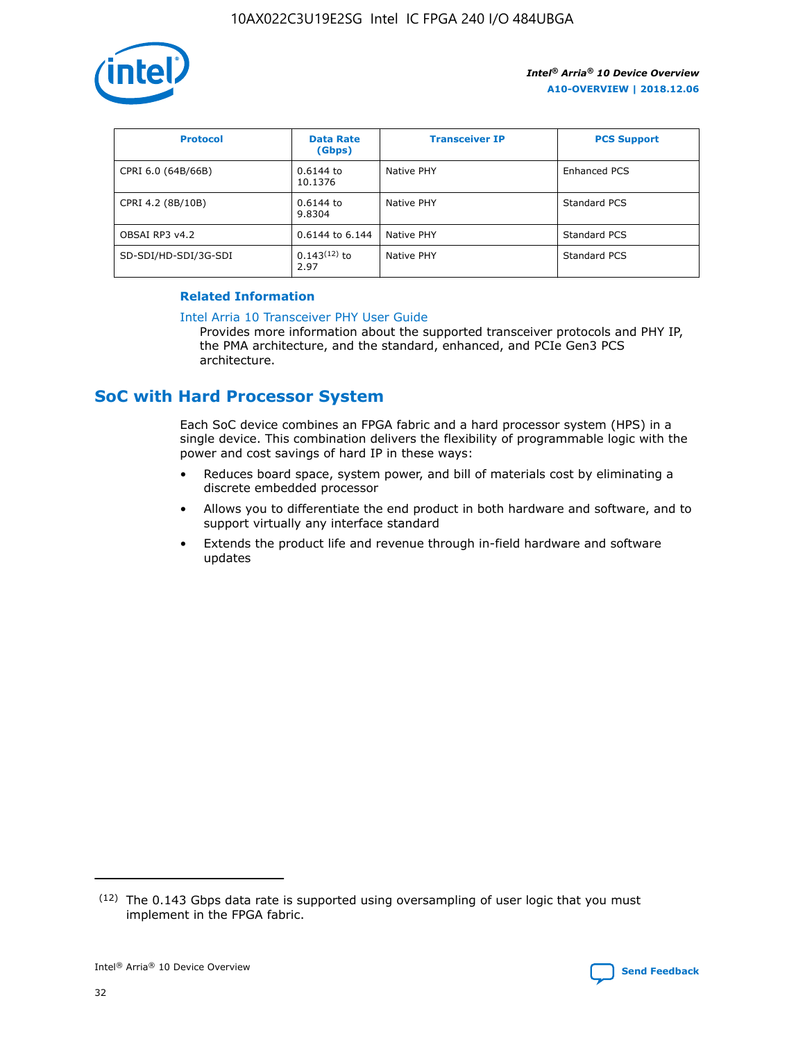| Protocol | Data Rate (Gbps) | Transceiver IP | PCS Support |
| --- | --- | --- | --- |
| CPRI 6.0 (64B/66B) | 0.6144 to 10.1376 | Native PHY | Enhanced PCS |
| CPRI 4.2 (8B/10B) | 0.6144 to 9.8304 | Native PHY | Standard PCS |
| OBSAI RP3 v4.2 | 0.6144 to 6.144 | Native PHY | Standard PCS |
| SD-SDI/HD-SDI/3G-SDI | 0.143[12] to 2.97 | Native PHY | Standard PCS |

**Related Information**

Intel Arria 10 Transceiver PHY User Guide

Provides more information about the supported transceiver protocols and PHY IP, the PMA architecture, and the standard, enhanced, and PCIe Gen3 PCS architecture.

## SoC with Hard Processor System

Each SoC device combines an FPGA fabric and a hard processor system (HPS) in a single device. This combination delivers the flexibility of programmable logic with the power and cost savings of hard IP in these ways:

- Reduces board space, system power, and bill of materials cost by eliminating a discrete embedded processor
- Allows you to differentiate the end product in both hardware and software, and to support virtually any interface standard
- Extends the product life and revenue through in-field hardware and software updates

[12] The 0.143 Gbps data rate is supported using oversampling of user logic that you must implement in the FPGA fabric.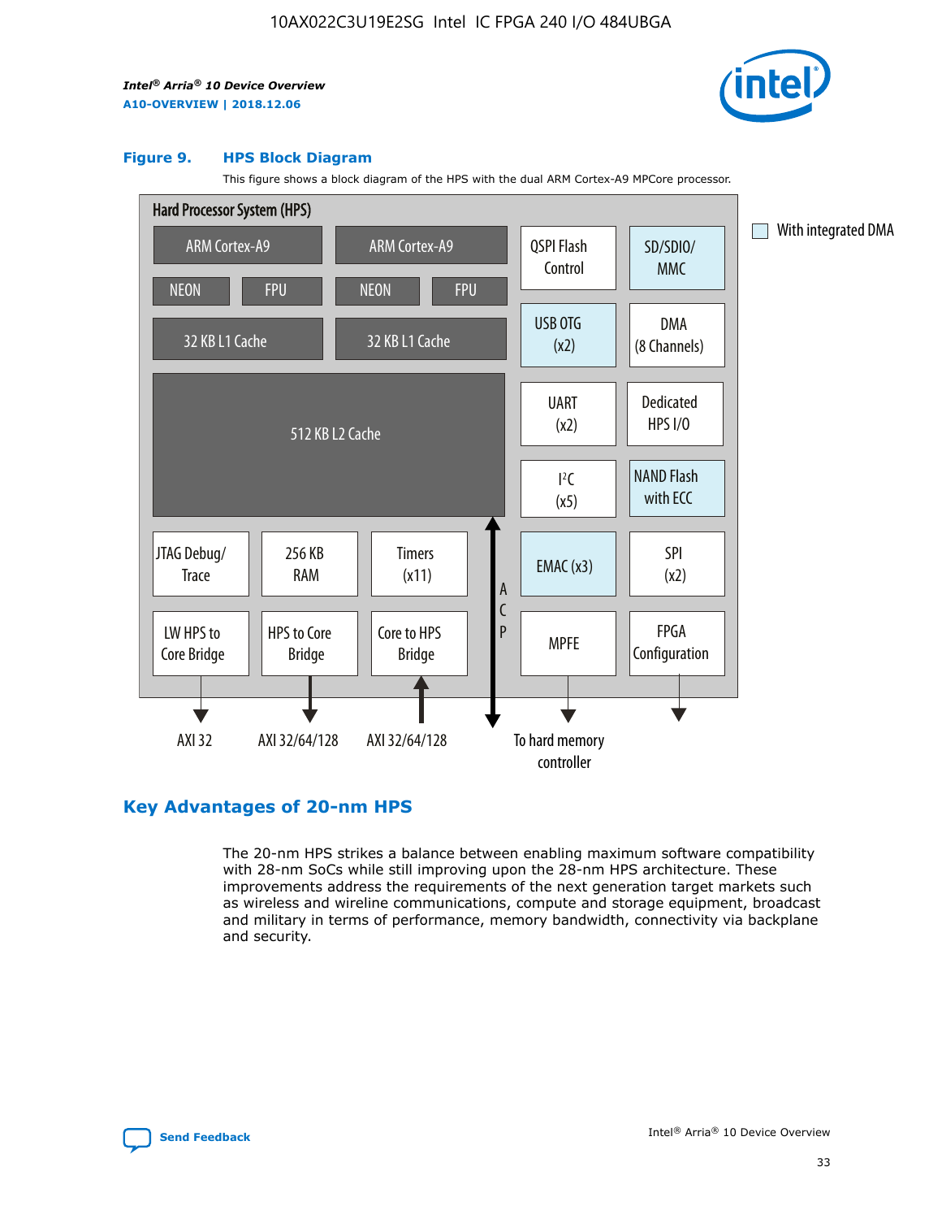**Figure 9. HPS Block Diagram**

This figure shows a block diagram of the HPS with the dual ARM Cortex-A9 MPCore processor.

Hard Processor System (HPS)

- ARM Cortex-A9 (NEON, FPU, 32 KB L1 Cache)
- ARM Cortex-A9 (NEON, FPU, 32 KB L1 Cache)
- 512 KB L2 Cache
- QSPI Flash Control
- SD/SDIO/MMC
- USB OTG (x2)
- DMA (8 Channels)
- UART (x2)
- Dedicated HPS I/O
- $I^2C$ (x5)
- NAND Flash with ECC
- JTAG Debug/Trace
- 256 KB RAM
- Timers (x11)
- EMAC (x3)
- SPI (x2)
- LW HPS to Core Bridge — AXI 32
- HPS to Core Bridge — AXI 32/64/128
- Core to HPS Bridge — AXI 32/64/128
- ACP
- MPFE — To hard memory controller
- FPGA Configuration

With integrated DMA: SD/SDIO/MMC, USB OTG (x2), NAND Flash with ECC, EMAC (x3)

## Key Advantages of 20-nm HPS

The 20-nm HPS strikes a balance between enabling maximum software compatibility with 28-nm SoCs while still improving upon the 28-nm HPS architecture. These improvements address the requirements of the next generation target markets such as wireless and wireline communications, compute and storage equipment, broadcast and military in terms of performance, memory bandwidth, connectivity via backplane and security.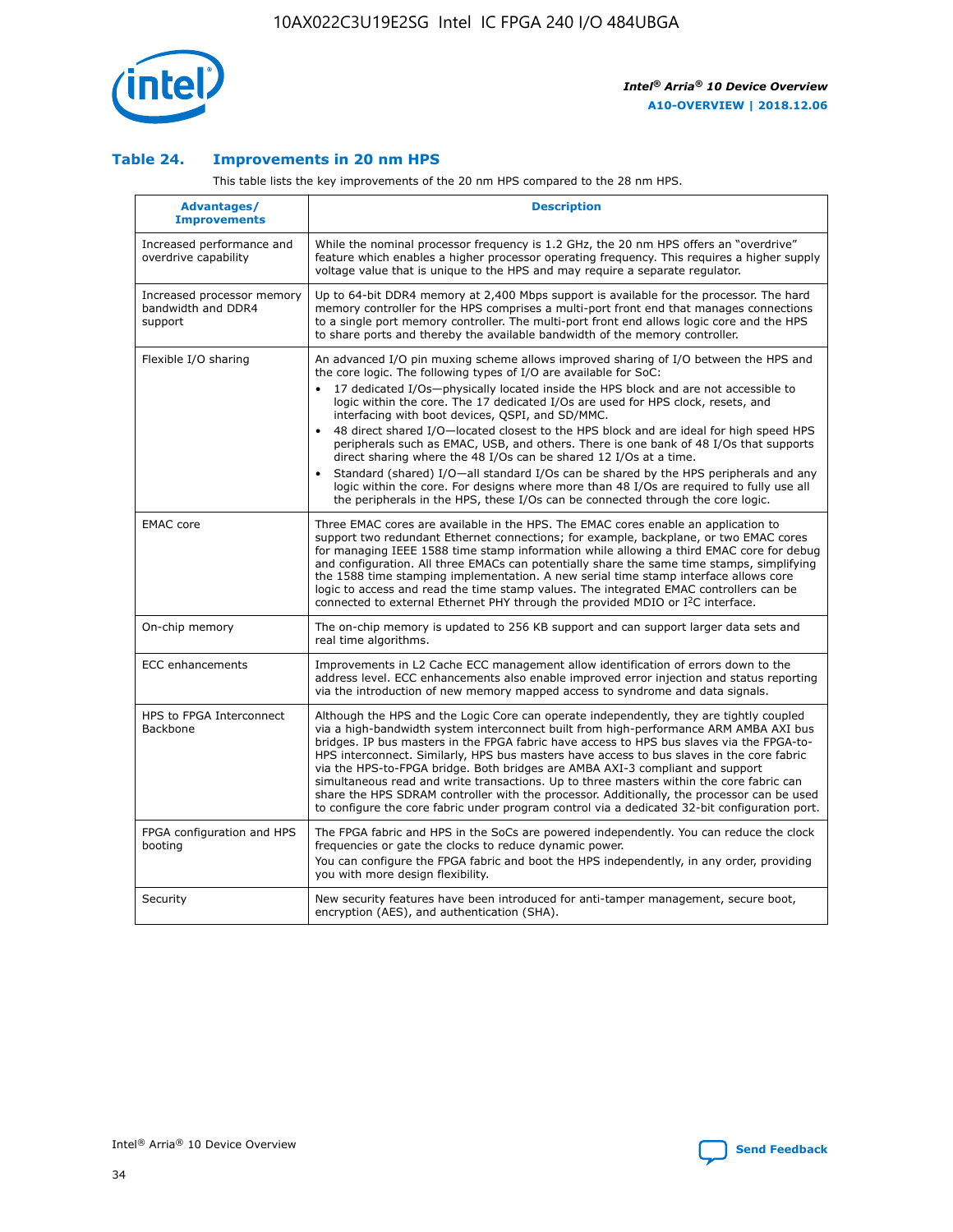### Table 24. Improvements in 20 nm HPS

This table lists the key improvements of the 20 nm HPS compared to the 28 nm HPS.

| Advantages/ Improvements | Description |
| --- | --- |
| Increased performance and overdrive capability | While the nominal processor frequency is 1.2 GHz, the 20 nm HPS offers an "overdrive" feature which enables a higher processor operating frequency. This requires a higher supply voltage value that is unique to the HPS and may require a separate regulator. |
| Increased processor memory bandwidth and DDR4 support | Up to 64-bit DDR4 memory at 2,400 Mbps support is available for the processor. The hard memory controller for the HPS comprises a multi-port front end that manages connections to a single port memory controller. The multi-port front end allows logic core and the HPS to share ports and thereby the available bandwidth of the memory controller. |
| Flexible I/O sharing | An advanced I/O pin muxing scheme allows improved sharing of I/O between the HPS and the core logic. The following types of I/O are available for SoC: • 17 dedicated I/Os—physically located inside the HPS block and are not accessible to logic within the core. The 17 dedicated I/Os are used for HPS clock, resets, and interfacing with boot devices, QSPI, and SD/MMC. • 48 direct shared I/O—located closest to the HPS block and are ideal for high speed HPS peripherals such as EMAC, USB, and others. There is one bank of 48 I/Os that supports direct sharing where the 48 I/Os can be shared 12 I/Os at a time. • Standard (shared) I/O—all standard I/Os can be shared by the HPS peripherals and any logic within the core. For designs where more than 48 I/Os are required to fully use all the peripherals in the HPS, these I/Os can be connected through the core logic. |
| EMAC core | Three EMAC cores are available in the HPS. The EMAC cores enable an application to support two redundant Ethernet connections; for example, backplane, or two EMAC cores for managing IEEE 1588 time stamp information while allowing a third EMAC core for debug and configuration. All three EMACs can potentially share the same time stamps, simplifying the 1588 time stamping implementation. A new serial time stamp interface allows core logic to access and read the time stamp values. The integrated EMAC controllers can be connected to external Ethernet PHY through the provided MDIO or I²C interface. |
| On-chip memory | The on-chip memory is updated to 256 KB support and can support larger data sets and real time algorithms. |
| ECC enhancements | Improvements in L2 Cache ECC management allow identification of errors down to the address level. ECC enhancements also enable improved error injection and status reporting via the introduction of new memory mapped access to syndrome and data signals. |
| HPS to FPGA Interconnect Backbone | Although the HPS and the Logic Core can operate independently, they are tightly coupled via a high-bandwidth system interconnect built from high-performance ARM AMBA AXI bus bridges. IP bus masters in the FPGA fabric have access to HPS bus slaves via the FPGA-to-HPS interconnect. Similarly, HPS bus masters have access to bus slaves in the core fabric via the HPS-to-FPGA bridge. Both bridges are AMBA AXI-3 compliant and support simultaneous read and write transactions. Up to three masters within the core fabric can share the HPS SDRAM controller with the processor. Additionally, the processor can be used to configure the core fabric under program control via a dedicated 32-bit configuration port. |
| FPGA configuration and HPS booting | The FPGA fabric and HPS in the SoCs are powered independently. You can reduce the clock frequencies or gate the clocks to reduce dynamic power. You can configure the FPGA fabric and boot the HPS independently, in any order, providing you with more design flexibility. |
| Security | New security features have been introduced for anti-tamper management, secure boot, encryption (AES), and authentication (SHA). |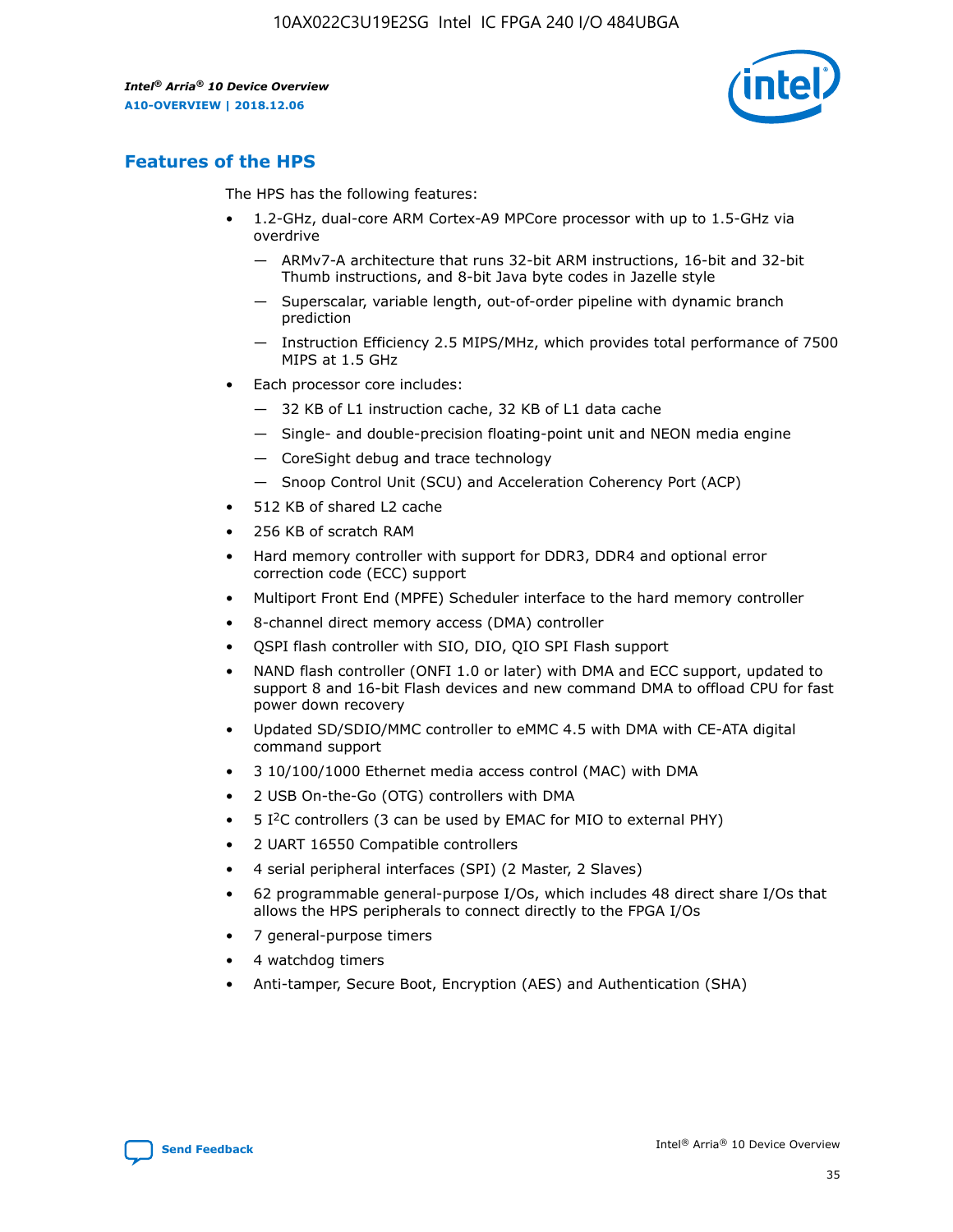## Features of the HPS

The HPS has the following features:

- 1.2-GHz, dual-core ARM Cortex-A9 MPCore processor with up to 1.5-GHz via overdrive
  - — ARMv7-A architecture that runs 32-bit ARM instructions, 16-bit and 32-bit Thumb instructions, and 8-bit Java byte codes in Jazelle style
  - — Superscalar, variable length, out-of-order pipeline with dynamic branch prediction
  - — Instruction Efficiency 2.5 MIPS/MHz, which provides total performance of 7500 MIPS at 1.5 GHz
- Each processor core includes:
  - — 32 KB of L1 instruction cache, 32 KB of L1 data cache
  - — Single- and double-precision floating-point unit and NEON media engine
  - — CoreSight debug and trace technology
  - — Snoop Control Unit (SCU) and Acceleration Coherency Port (ACP)
- 512 KB of shared L2 cache
- 256 KB of scratch RAM
- Hard memory controller with support for DDR3, DDR4 and optional error correction code (ECC) support
- Multiport Front End (MPFE) Scheduler interface to the hard memory controller
- 8-channel direct memory access (DMA) controller
- QSPI flash controller with SIO, DIO, QIO SPI Flash support
- NAND flash controller (ONFI 1.0 or later) with DMA and ECC support, updated to support 8 and 16-bit Flash devices and new command DMA to offload CPU for fast power down recovery
- Updated SD/SDIO/MMC controller to eMMC 4.5 with DMA with CE-ATA digital command support
- 3 10/100/1000 Ethernet media access control (MAC) with DMA
- 2 USB On-the-Go (OTG) controllers with DMA
- 5 I$^2$C controllers (3 can be used by EMAC for MIO to external PHY)
- 2 UART 16550 Compatible controllers
- 4 serial peripheral interfaces (SPI) (2 Master, 2 Slaves)
- 62 programmable general-purpose I/Os, which includes 48 direct share I/Os that allows the HPS peripherals to connect directly to the FPGA I/Os
- 7 general-purpose timers
- 4 watchdog timers
- Anti-tamper, Secure Boot, Encryption (AES) and Authentication (SHA)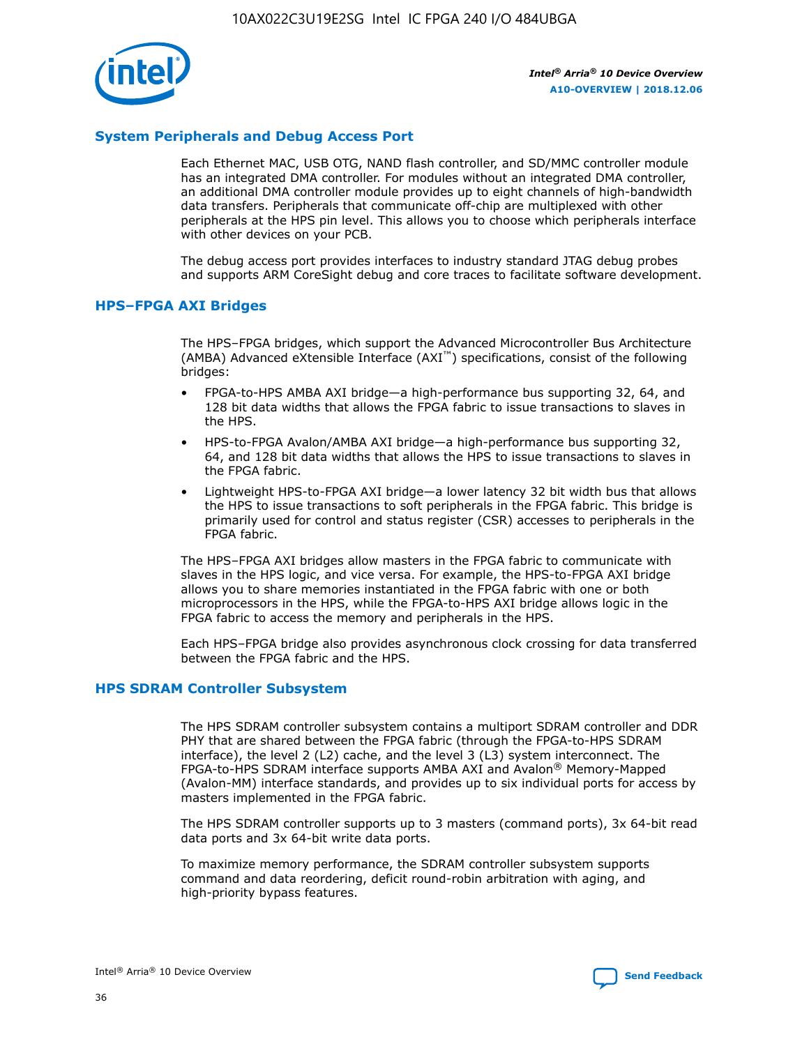## System Peripherals and Debug Access Port

Each Ethernet MAC, USB OTG, NAND flash controller, and SD/MMC controller module has an integrated DMA controller. For modules without an integrated DMA controller, an additional DMA controller module provides up to eight channels of high-bandwidth data transfers. Peripherals that communicate off-chip are multiplexed with other peripherals at the HPS pin level. This allows you to choose which peripherals interface with other devices on your PCB.

The debug access port provides interfaces to industry standard JTAG debug probes and supports ARM CoreSight debug and core traces to facilitate software development.

## HPS–FPGA AXI Bridges

The HPS–FPGA bridges, which support the Advanced Microcontroller Bus Architecture (AMBA) Advanced eXtensible Interface (AXI™) specifications, consist of the following bridges:

- FPGA-to-HPS AMBA AXI bridge—a high-performance bus supporting 32, 64, and 128 bit data widths that allows the FPGA fabric to issue transactions to slaves in the HPS.
- HPS-to-FPGA Avalon/AMBA AXI bridge—a high-performance bus supporting 32, 64, and 128 bit data widths that allows the HPS to issue transactions to slaves in the FPGA fabric.
- Lightweight HPS-to-FPGA AXI bridge—a lower latency 32 bit width bus that allows the HPS to issue transactions to soft peripherals in the FPGA fabric. This bridge is primarily used for control and status register (CSR) accesses to peripherals in the FPGA fabric.

The HPS–FPGA AXI bridges allow masters in the FPGA fabric to communicate with slaves in the HPS logic, and vice versa. For example, the HPS-to-FPGA AXI bridge allows you to share memories instantiated in the FPGA fabric with one or both microprocessors in the HPS, while the FPGA-to-HPS AXI bridge allows logic in the FPGA fabric to access the memory and peripherals in the HPS.

Each HPS–FPGA bridge also provides asynchronous clock crossing for data transferred between the FPGA fabric and the HPS.

## HPS SDRAM Controller Subsystem

The HPS SDRAM controller subsystem contains a multiport SDRAM controller and DDR PHY that are shared between the FPGA fabric (through the FPGA-to-HPS SDRAM interface), the level 2 (L2) cache, and the level 3 (L3) system interconnect. The FPGA-to-HPS SDRAM interface supports AMBA AXI and Avalon® Memory-Mapped (Avalon-MM) interface standards, and provides up to six individual ports for access by masters implemented in the FPGA fabric.

The HPS SDRAM controller supports up to 3 masters (command ports), 3x 64-bit read data ports and 3x 64-bit write data ports.

To maximize memory performance, the SDRAM controller subsystem supports command and data reordering, deficit round-robin arbitration with aging, and high-priority bypass features.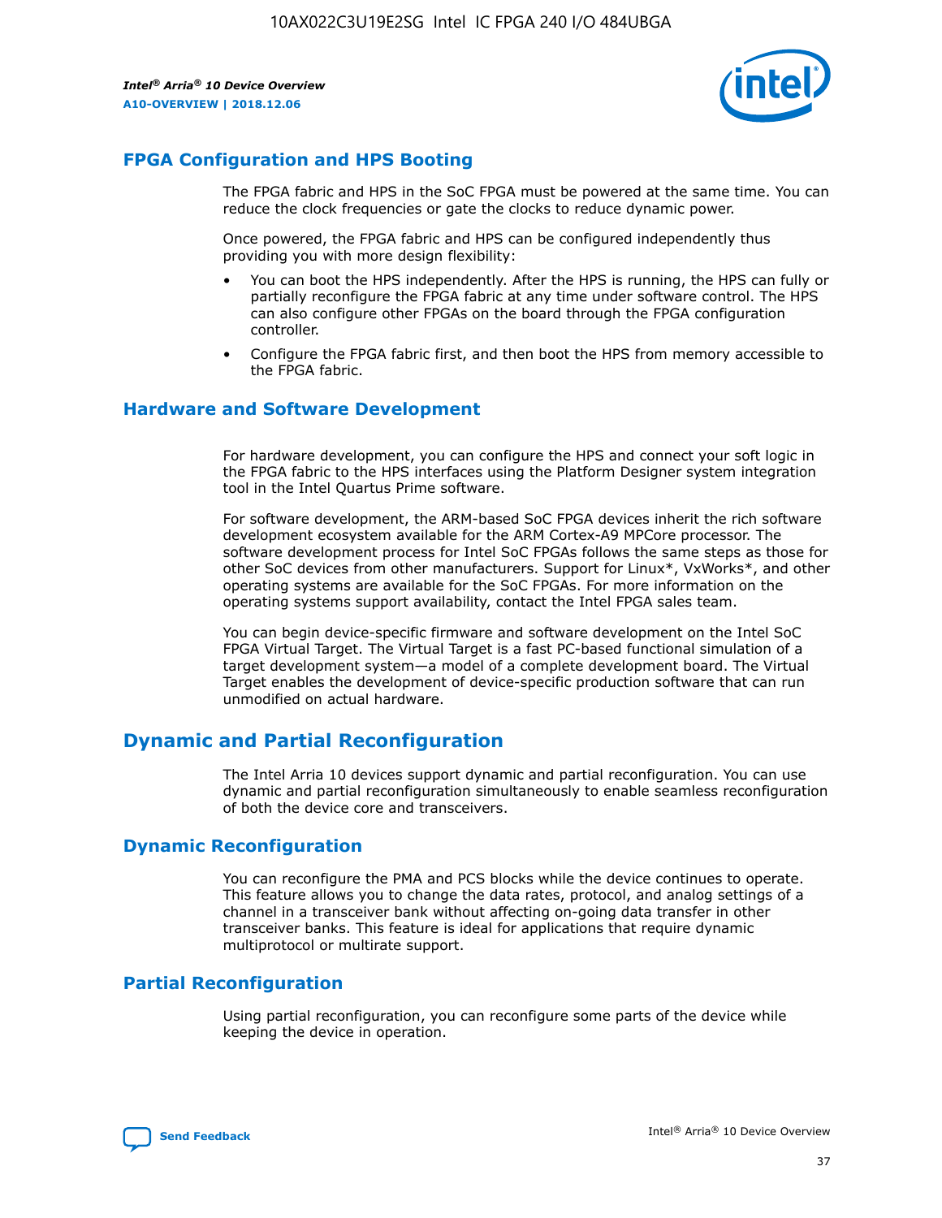## FPGA Configuration and HPS Booting

The FPGA fabric and HPS in the SoC FPGA must be powered at the same time. You can reduce the clock frequencies or gate the clocks to reduce dynamic power.

Once powered, the FPGA fabric and HPS can be configured independently thus providing you with more design flexibility:

- You can boot the HPS independently. After the HPS is running, the HPS can fully or partially reconfigure the FPGA fabric at any time under software control. The HPS can also configure other FPGAs on the board through the FPGA configuration controller.
- Configure the FPGA fabric first, and then boot the HPS from memory accessible to the FPGA fabric.

## Hardware and Software Development

For hardware development, you can configure the HPS and connect your soft logic in the FPGA fabric to the HPS interfaces using the Platform Designer system integration tool in the Intel Quartus Prime software.

For software development, the ARM-based SoC FPGA devices inherit the rich software development ecosystem available for the ARM Cortex-A9 MPCore processor. The software development process for Intel SoC FPGAs follows the same steps as those for other SoC devices from other manufacturers. Support for Linux*, VxWorks*, and other operating systems are available for the SoC FPGAs. For more information on the operating systems support availability, contact the Intel FPGA sales team.

You can begin device-specific firmware and software development on the Intel SoC FPGA Virtual Target. The Virtual Target is a fast PC-based functional simulation of a target development system—a model of a complete development board. The Virtual Target enables the development of device-specific production software that can run unmodified on actual hardware.

# Dynamic and Partial Reconfiguration

The Intel Arria 10 devices support dynamic and partial reconfiguration. You can use dynamic and partial reconfiguration simultaneously to enable seamless reconfiguration of both the device core and transceivers.

## Dynamic Reconfiguration

You can reconfigure the PMA and PCS blocks while the device continues to operate. This feature allows you to change the data rates, protocol, and analog settings of a channel in a transceiver bank without affecting on-going data transfer in other transceiver banks. This feature is ideal for applications that require dynamic multiprotocol or multirate support.

## Partial Reconfiguration

Using partial reconfiguration, you can reconfigure some parts of the device while keeping the device in operation.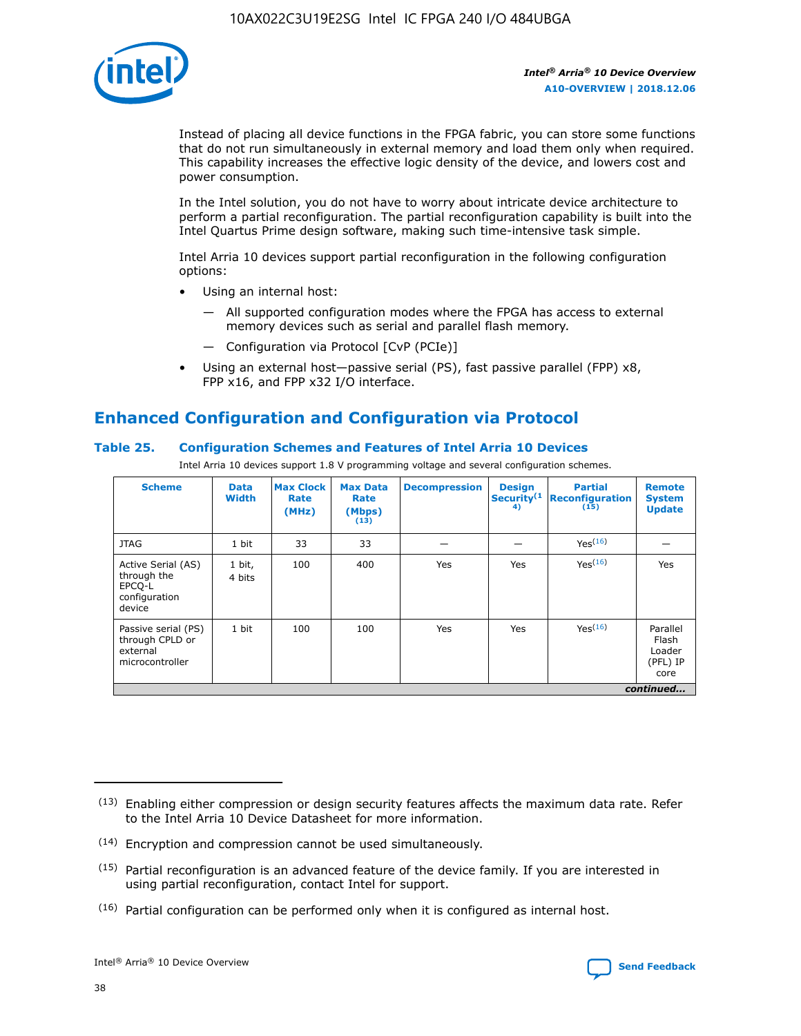Instead of placing all device functions in the FPGA fabric, you can store some functions that do not run simultaneously in external memory and load them only when required. This capability increases the effective logic density of the device, and lowers cost and power consumption.

In the Intel solution, you do not have to worry about intricate device architecture to perform a partial reconfiguration. The partial reconfiguration capability is built into the Intel Quartus Prime design software, making such time-intensive task simple.

Intel Arria 10 devices support partial reconfiguration in the following configuration options:

- Using an internal host:
  - All supported configuration modes where the FPGA has access to external memory devices such as serial and parallel flash memory.
  - Configuration via Protocol [CvP (PCIe)]
- Using an external host—passive serial (PS), fast passive parallel (FPP) x8, FPP x16, and FPP x32 I/O interface.

## Enhanced Configuration and Configuration via Protocol

### Table 25. Configuration Schemes and Features of Intel Arria 10 Devices

Intel Arria 10 devices support 1.8 V programming voltage and several configuration schemes.

| Scheme | Data Width | Max Clock Rate (MHz) | Max Data Rate (Mbps) (13) | Decompression | Design Security(14) | Partial Reconfiguration (15) | Remote System Update |
|---|---|---|---|---|---|---|---|
| JTAG | 1 bit | 33 | 33 | — | — | Yes(16) | — |
| Active Serial (AS) through the EPCQ-L configuration device | 1 bit, 4 bits | 100 | 400 | Yes | Yes | Yes(16) | Yes |
| Passive serial (PS) through CPLD or external microcontroller | 1 bit | 100 | 100 | Yes | Yes | Yes(16) | Parallel Flash Loader (PFL) IP core |

*continued...*

(13) Enabling either compression or design security features affects the maximum data rate. Refer to the Intel Arria 10 Device Datasheet for more information.

(14) Encryption and compression cannot be used simultaneously.

(15) Partial reconfiguration is an advanced feature of the device family. If you are interested in using partial reconfiguration, contact Intel for support.

(16) Partial configuration can be performed only when it is configured as internal host.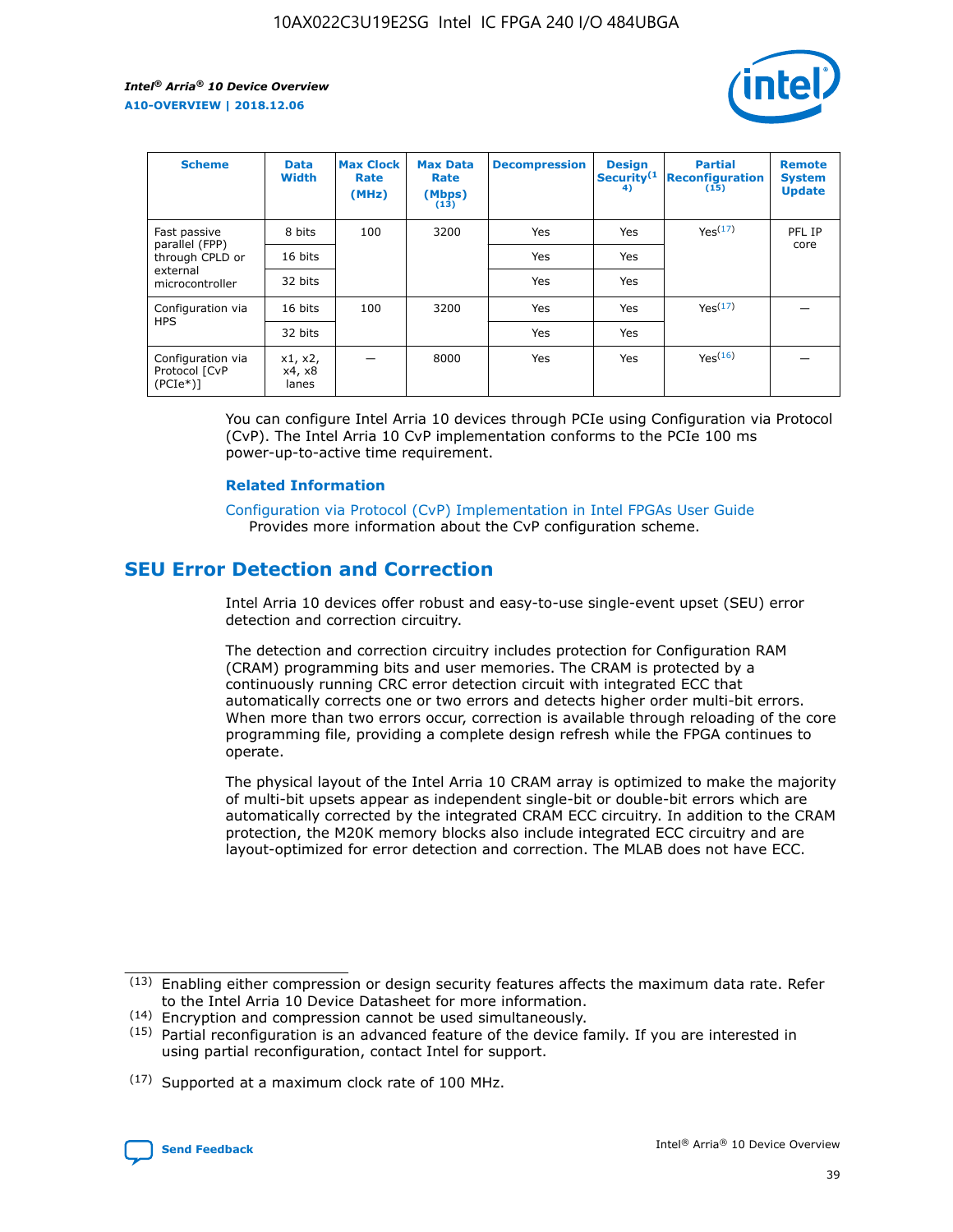| Scheme | Data Width | Max Clock Rate (MHz) | Max Data Rate (Mbps) (13) | Decompression | Design Security(14) | Partial Reconfiguration (15) | Remote System Update |
|---|---|---|---|---|---|---|---|
| Fast passive parallel (FPP) through CPLD or external microcontroller | 8 bits | 100 | 3200 | Yes | Yes | Yes(17) | PFL IP core |
| | 16 bits | | | Yes | Yes | | |
| | 32 bits | | | Yes | Yes | | |
| Configuration via HPS | 16 bits | 100 | 3200 | Yes | Yes | Yes(17) | — |
| | 32 bits | | | Yes | Yes | | |
| Configuration via Protocol [CvP (PCIe*)] | x1, x2, x4, x8 lanes | — | 8000 | Yes | Yes | Yes(16) | — |

You can configure Intel Arria 10 devices through PCIe using Configuration via Protocol (CvP). The Intel Arria 10 CvP implementation conforms to the PCIe 100 ms power-up-to-active time requirement.

### Related Information

Configuration via Protocol (CvP) Implementation in Intel FPGAs User Guide
Provides more information about the CvP configuration scheme.

## SEU Error Detection and Correction

Intel Arria 10 devices offer robust and easy-to-use single-event upset (SEU) error detection and correction circuitry.

The detection and correction circuitry includes protection for Configuration RAM (CRAM) programming bits and user memories. The CRAM is protected by a continuously running CRC error detection circuit with integrated ECC that automatically corrects one or two errors and detects higher order multi-bit errors. When more than two errors occur, correction is available through reloading of the core programming file, providing a complete design refresh while the FPGA continues to operate.

The physical layout of the Intel Arria 10 CRAM array is optimized to make the majority of multi-bit upsets appear as independent single-bit or double-bit errors which are automatically corrected by the integrated CRAM ECC circuitry. In addition to the CRAM protection, the M20K memory blocks also include integrated ECC circuitry and are layout-optimized for error detection and correction. The MLAB does not have ECC.

(13) Enabling either compression or design security features affects the maximum data rate. Refer to the Intel Arria 10 Device Datasheet for more information.

(14) Encryption and compression cannot be used simultaneously.

(15) Partial reconfiguration is an advanced feature of the device family. If you are interested in using partial reconfiguration, contact Intel for support.

(17) Supported at a maximum clock rate of 100 MHz.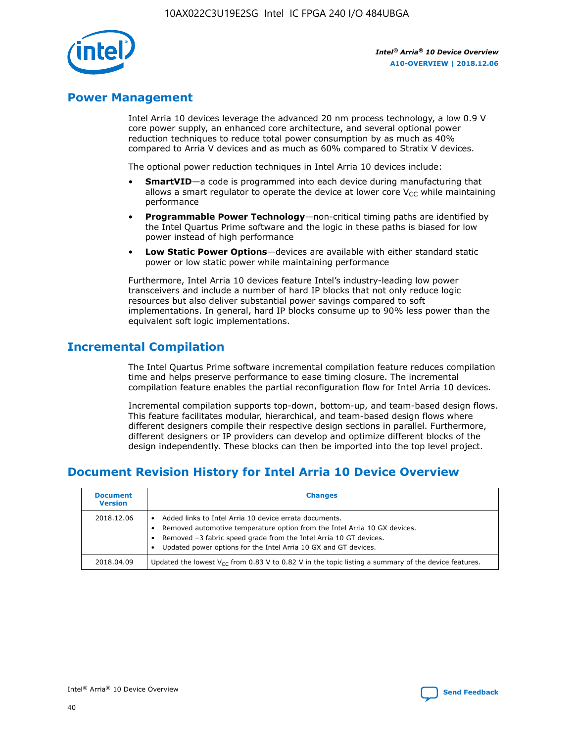## Power Management

Intel Arria 10 devices leverage the advanced 20 nm process technology, a low 0.9 V core power supply, an enhanced core architecture, and several optional power reduction techniques to reduce total power consumption by as much as 40% compared to Arria V devices and as much as 60% compared to Stratix V devices.

The optional power reduction techniques in Intel Arria 10 devices include:

- **SmartVID**—a code is programmed into each device during manufacturing that allows a smart regulator to operate the device at lower core $V_{CC}$ while maintaining performance
- **Programmable Power Technology**—non-critical timing paths are identified by the Intel Quartus Prime software and the logic in these paths is biased for low power instead of high performance
- **Low Static Power Options**—devices are available with either standard static power or low static power while maintaining performance

Furthermore, Intel Arria 10 devices feature Intel's industry-leading low power transceivers and include a number of hard IP blocks that not only reduce logic resources but also deliver substantial power savings compared to soft implementations. In general, hard IP blocks consume up to 90% less power than the equivalent soft logic implementations.

## Incremental Compilation

The Intel Quartus Prime software incremental compilation feature reduces compilation time and helps preserve performance to ease timing closure. The incremental compilation feature enables the partial reconfiguration flow for Intel Arria 10 devices.

Incremental compilation supports top-down, bottom-up, and team-based design flows. This feature facilitates modular, hierarchical, and team-based design flows where different designers compile their respective design sections in parallel. Furthermore, different designers or IP providers can develop and optimize different blocks of the design independently. These blocks can then be imported into the top level project.

## Document Revision History for Intel Arria 10 Device Overview

| Document Version | Changes |
|---|---|
| 2018.12.06 | • Added links to Intel Arria 10 device errata documents.<br>• Removed automotive temperature option from the Intel Arria 10 GX devices.<br>• Removed –3 fabric speed grade from the Intel Arria 10 GT devices.<br>• Updated power options for the Intel Arria 10 GX and GT devices. |
| 2018.04.09 | Updated the lowest $V_{CC}$ from 0.83 V to 0.82 V in the topic listing a summary of the device features. |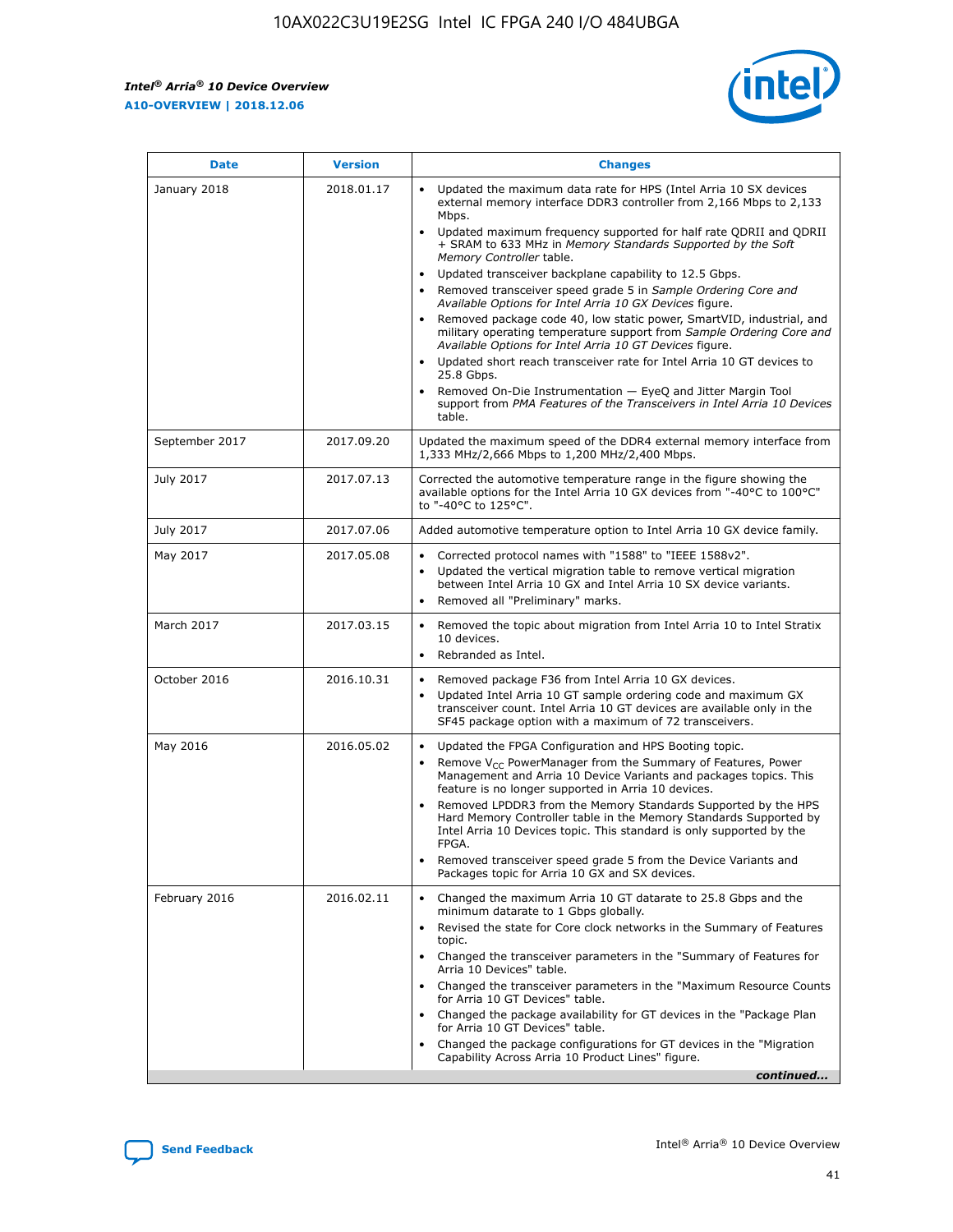| Date | Version | Changes |
| --- | --- | --- |
| January 2018 | 2018.01.17 | • Updated the maximum data rate for HPS (Intel Arria 10 SX devices external memory interface DDR3 controller from 2,166 Mbps to 2,133 Mbps.<br>• Updated maximum frequency supported for half rate QDRII and QDRII + SRAM to 633 MHz in *Memory Standards Supported by the Soft Memory Controller* table.<br>• Updated transceiver backplane capability to 12.5 Gbps.<br>• Removed transceiver speed grade 5 in *Sample Ordering Core and Available Options for Intel Arria 10 GX Devices* figure.<br>• Removed package code 40, low static power, SmartVID, industrial, and military operating temperature support from *Sample Ordering Core and Available Options for Intel Arria 10 GT Devices* figure.<br>• Updated short reach transceiver rate for Intel Arria 10 GT devices to 25.8 Gbps.<br>• Removed On-Die Instrumentation — EyeQ and Jitter Margin Tool support from *PMA Features of the Transceivers in Intel Arria 10 Devices* table. |
| September 2017 | 2017.09.20 | Updated the maximum speed of the DDR4 external memory interface from 1,333 MHz/2,666 Mbps to 1,200 MHz/2,400 Mbps. |
| July 2017 | 2017.07.13 | Corrected the automotive temperature range in the figure showing the available options for the Intel Arria 10 GX devices from "-40°C to 100°C" to "-40°C to 125°C". |
| July 2017 | 2017.07.06 | Added automotive temperature option to Intel Arria 10 GX device family. |
| May 2017 | 2017.05.08 | • Corrected protocol names with "1588" to "IEEE 1588v2".<br>• Updated the vertical migration table to remove vertical migration between Intel Arria 10 GX and Intel Arria 10 SX device variants.<br>• Removed all "Preliminary" marks. |
| March 2017 | 2017.03.15 | • Removed the topic about migration from Intel Arria 10 to Intel Stratix 10 devices.<br>• Rebranded as Intel. |
| October 2016 | 2016.10.31 | • Removed package F36 from Intel Arria 10 GX devices.<br>• Updated Intel Arria 10 GT sample ordering code and maximum GX transceiver count. Intel Arria 10 GT devices are available only in the SF45 package option with a maximum of 72 transceivers. |
| May 2016 | 2016.05.02 | • Updated the FPGA Configuration and HPS Booting topic.<br>• Remove $V_{CC}$ PowerManager from the Summary of Features, Power Management and Arria 10 Device Variants and packages topics. This feature is no longer supported in Arria 10 devices.<br>• Removed LPDDR3 from the Memory Standards Supported by the HPS Hard Memory Controller table in the Memory Standards Supported by Intel Arria 10 Devices topic. This standard is only supported by the FPGA.<br>• Removed transceiver speed grade 5 from the Device Variants and Packages topic for Arria 10 GX and SX devices. |
| February 2016 | 2016.02.11 | • Changed the maximum Arria 10 GT datarate to 25.8 Gbps and the minimum datarate to 1 Gbps globally.<br>• Revised the state for Core clock networks in the Summary of Features topic.<br>• Changed the transceiver parameters in the "Summary of Features for Arria 10 Devices" table.<br>• Changed the transceiver parameters in the "Maximum Resource Counts for Arria 10 GT Devices" table.<br>• Changed the package availability for GT devices in the "Package Plan for Arria 10 GT Devices" table.<br>• Changed the package configurations for GT devices in the "Migration Capability Across Arria 10 Product Lines" figure. |

*continued...*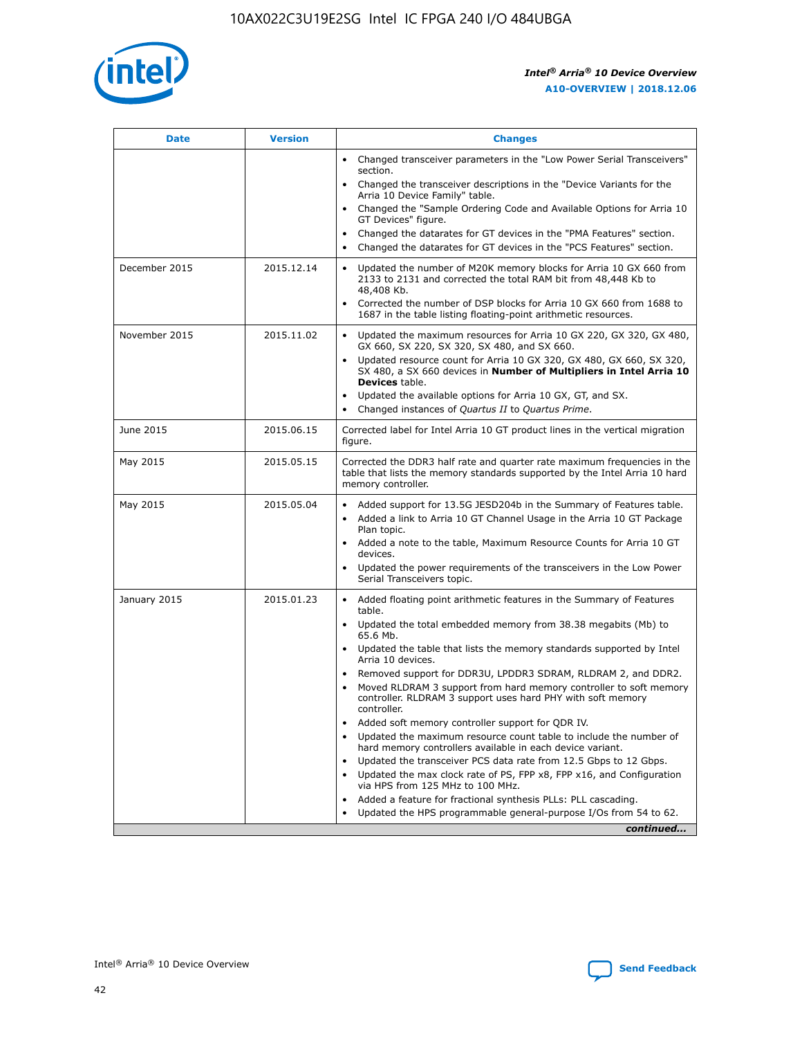| Date | Version | Changes |
| --- | --- | --- |
| | | • Changed transceiver parameters in the "Low Power Serial Transceivers" section.<br>• Changed the transceiver descriptions in the "Device Variants for the Arria 10 Device Family" table.<br>• Changed the "Sample Ordering Code and Available Options for Arria 10 GT Devices" figure.<br>• Changed the datarates for GT devices in the "PMA Features" section.<br>• Changed the datarates for GT devices in the "PCS Features" section. |
| December 2015 | 2015.12.14 | • Updated the number of M20K memory blocks for Arria 10 GX 660 from 2133 to 2131 and corrected the total RAM bit from 48,448 Kb to 48,408 Kb.<br>• Corrected the number of DSP blocks for Arria 10 GX 660 from 1688 to 1687 in the table listing floating-point arithmetic resources. |
| November 2015 | 2015.11.02 | • Updated the maximum resources for Arria 10 GX 220, GX 320, GX 480, GX 660, SX 220, SX 320, SX 480, and SX 660.<br>• Updated resource count for Arria 10 GX 320, GX 480, GX 660, SX 320, SX 480, a SX 660 devices in **Number of Multipliers in Intel Arria 10 Devices** table.<br>• Updated the available options for Arria 10 GX, GT, and SX.<br>• Changed instances of *Quartus II* to *Quartus Prime*. |
| June 2015 | 2015.06.15 | Corrected label for Intel Arria 10 GT product lines in the vertical migration figure. |
| May 2015 | 2015.05.15 | Corrected the DDR3 half rate and quarter rate maximum frequencies in the table that lists the memory standards supported by the Intel Arria 10 hard memory controller. |
| May 2015 | 2015.05.04 | • Added support for 13.5G JESD204b in the Summary of Features table.<br>• Added a link to Arria 10 GT Channel Usage in the Arria 10 GT Package Plan topic.<br>• Added a note to the table, Maximum Resource Counts for Arria 10 GT devices.<br>• Updated the power requirements of the transceivers in the Low Power Serial Transceivers topic. |
| January 2015 | 2015.01.23 | • Added floating point arithmetic features in the Summary of Features table.<br>• Updated the total embedded memory from 38.38 megabits (Mb) to 65.6 Mb.<br>• Updated the table that lists the memory standards supported by Intel Arria 10 devices.<br>• Removed support for DDR3U, LPDDR3 SDRAM, RLDRAM 2, and DDR2.<br>• Moved RLDRAM 3 support from hard memory controller to soft memory controller. RLDRAM 3 support uses hard PHY with soft memory controller.<br>• Added soft memory controller support for QDR IV.<br>• Updated the maximum resource count table to include the number of hard memory controllers available in each device variant.<br>• Updated the transceiver PCS data rate from 12.5 Gbps to 12 Gbps.<br>• Updated the max clock rate of PS, FPP x8, FPP x16, and Configuration via HPS from 125 MHz to 100 MHz.<br>• Added a feature for fractional synthesis PLLs: PLL cascading.<br>• Updated the HPS programmable general-purpose I/Os from 54 to 62. |

*continued...*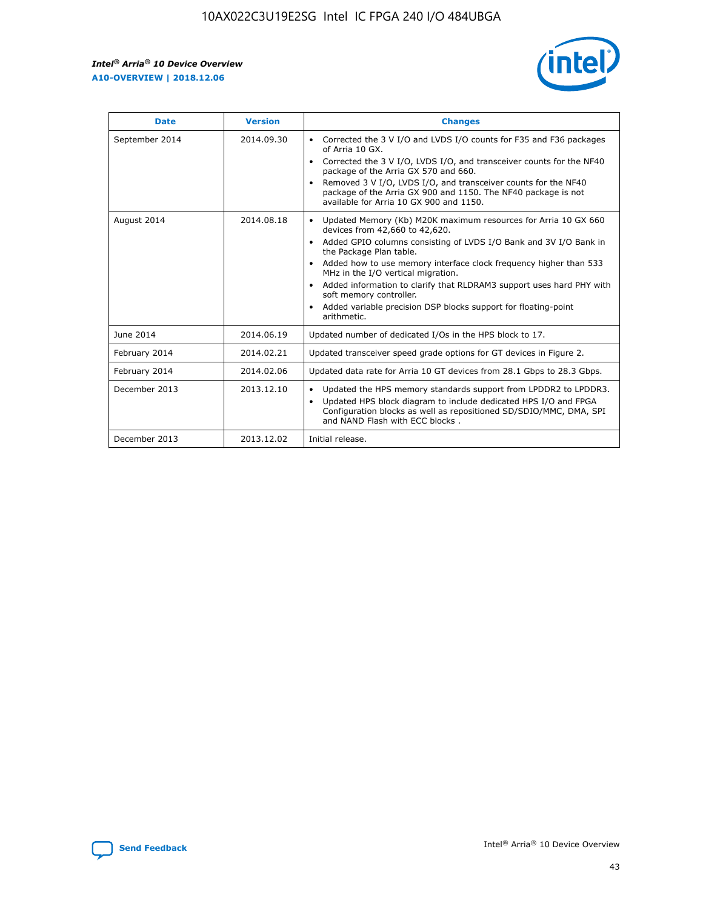| Date | Version | Changes |
| --- | --- | --- |
| September 2014 | 2014.09.30 | • Corrected the 3 V I/O and LVDS I/O counts for F35 and F36 packages of Arria 10 GX.<br>• Corrected the 3 V I/O, LVDS I/O, and transceiver counts for the NF40 package of the Arria GX 570 and 660.<br>• Removed 3 V I/O, LVDS I/O, and transceiver counts for the NF40 package of the Arria GX 900 and 1150. The NF40 package is not available for Arria 10 GX 900 and 1150. |
| August 2014 | 2014.08.18 | • Updated Memory (Kb) M20K maximum resources for Arria 10 GX 660 devices from 42,660 to 42,620.<br>• Added GPIO columns consisting of LVDS I/O Bank and 3V I/O Bank in the Package Plan table.<br>• Added how to use memory interface clock frequency higher than 533 MHz in the I/O vertical migration.<br>• Added information to clarify that RLDRAM3 support uses hard PHY with soft memory controller.<br>• Added variable precision DSP blocks support for floating-point arithmetic. |
| June 2014 | 2014.06.19 | Updated number of dedicated I/Os in the HPS block to 17. |
| February 2014 | 2014.02.21 | Updated transceiver speed grade options for GT devices in Figure 2. |
| February 2014 | 2014.02.06 | Updated data rate for Arria 10 GT devices from 28.1 Gbps to 28.3 Gbps. |
| December 2013 | 2013.12.10 | • Updated the HPS memory standards support from LPDDR2 to LPDDR3.<br>• Updated HPS block diagram to include dedicated HPS I/O and FPGA Configuration blocks as well as repositioned SD/SDIO/MMC, DMA, SPI and NAND Flash with ECC blocks . |
| December 2013 | 2013.12.02 | Initial release. |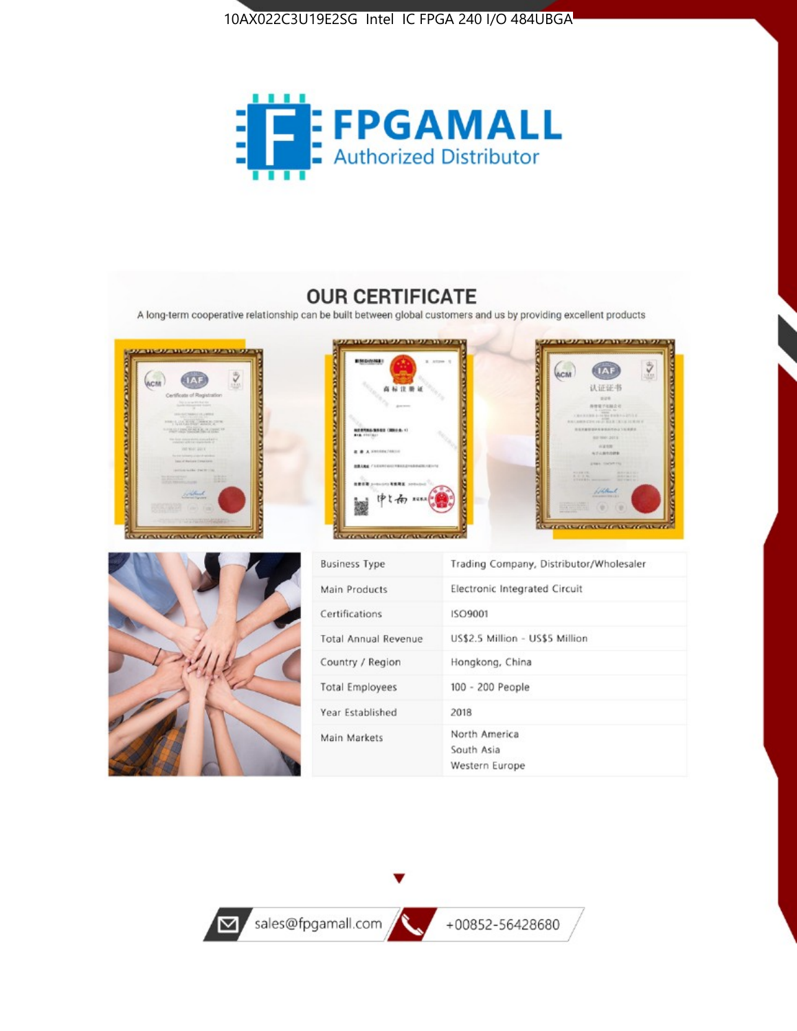FPGAMALL
Authorized Distributor

## OUR CERTIFICATE

A long-term cooperative relationship can be built between global customers and us by providing excellent products

| | |
|---|---|
| Business Type | Trading Company, Distributor/Wholesaler |
| Main Products | Electronic Integrated Circuit |
| Certifications | ISO9001 |
| Total Annual Revenue | US$2.5 Million - US$5 Million |
| Country / Region | Hongkong, China |
| Total Employees | 100 - 200 People |
| Year Established | 2018 |
| Main Markets | North America<br>South Asia<br>Western Europe |

sales@fpgamall.com

+00852-56428680